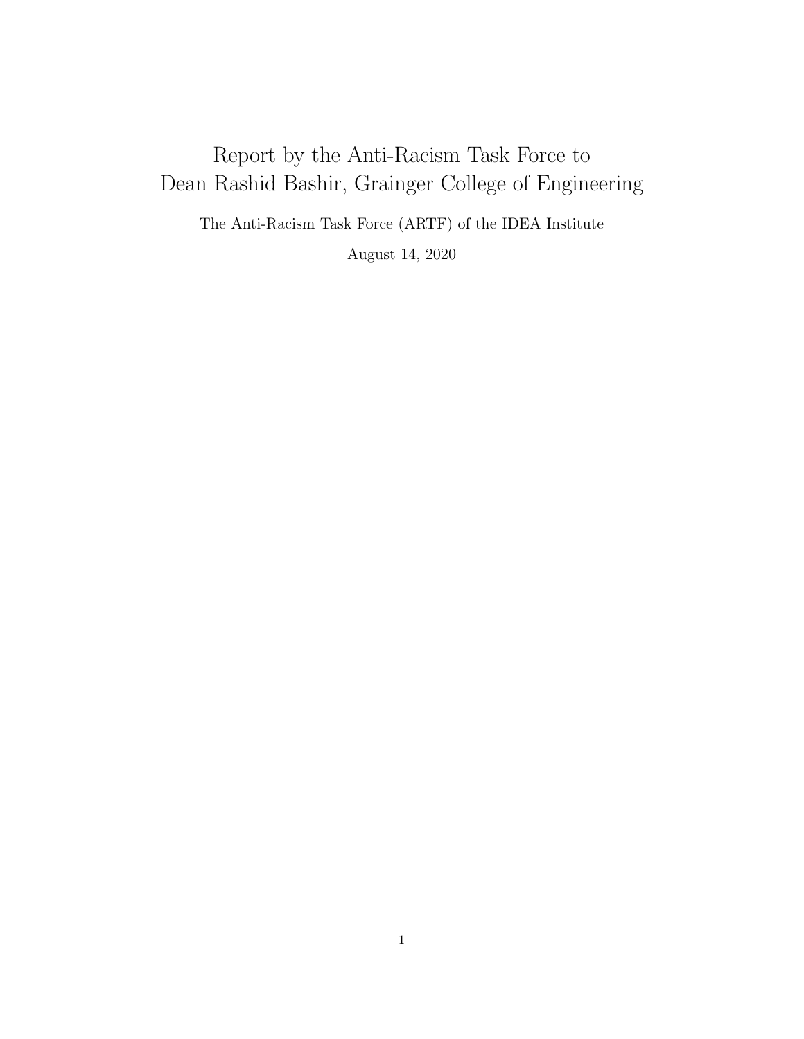# Report by the Anti-Racism Task Force to Dean Rashid Bashir, Grainger College of Engineering

The Anti-Racism Task Force (ARTF) of the IDEA Institute

August 14, 2020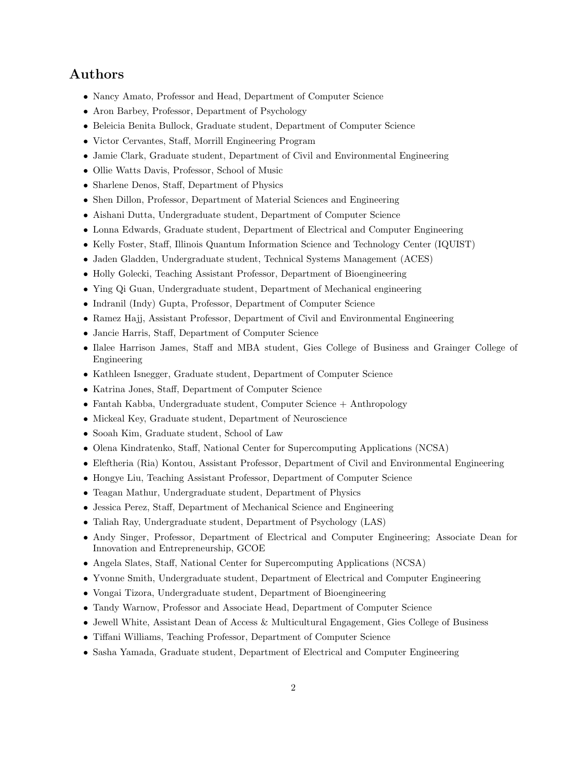## Authors

- Nancy Amato, Professor and Head, Department of Computer Science
- Aron Barbey, Professor, Department of Psychology
- Beleicia Benita Bullock, Graduate student, Department of Computer Science
- Victor Cervantes, Staff, Morrill Engineering Program
- Jamie Clark, Graduate student, Department of Civil and Environmental Engineering
- Ollie Watts Davis, Professor, School of Music
- Sharlene Denos, Staff, Department of Physics
- Shen Dillon, Professor, Department of Material Sciences and Engineering
- Aishani Dutta, Undergraduate student, Department of Computer Science
- Lonna Edwards, Graduate student, Department of Electrical and Computer Engineering
- Kelly Foster, Staff, Illinois Quantum Information Science and Technology Center (IQUIST)
- Jaden Gladden, Undergraduate student, Technical Systems Management (ACES)
- Holly Golecki, Teaching Assistant Professor, Department of Bioengineering
- Ying Qi Guan, Undergraduate student, Department of Mechanical engineering
- Indranil (Indy) Gupta, Professor, Department of Computer Science
- Ramez Hajj, Assistant Professor, Department of Civil and Environmental Engineering
- Jancie Harris, Staff, Department of Computer Science
- Ilalee Harrison James, Staff and MBA student, Gies College of Business and Grainger College of Engineering
- Kathleen Isnegger, Graduate student, Department of Computer Science
- Katrina Jones, Staff, Department of Computer Science
- Fantah Kabba, Undergraduate student, Computer Science + Anthropology
- Mickeal Key, Graduate student, Department of Neuroscience
- Sooah Kim, Graduate student, School of Law
- Olena Kindratenko, Staff, National Center for Supercomputing Applications (NCSA)
- Eleftheria (Ria) Kontou, Assistant Professor, Department of Civil and Environmental Engineering
- Hongye Liu, Teaching Assistant Professor, Department of Computer Science
- Teagan Mathur, Undergraduate student, Department of Physics
- Jessica Perez, Staff, Department of Mechanical Science and Engineering
- Taliah Ray, Undergraduate student, Department of Psychology (LAS)
- Andy Singer, Professor, Department of Electrical and Computer Engineering; Associate Dean for Innovation and Entrepreneurship, GCOE
- Angela Slates, Staff, National Center for Supercomputing Applications (NCSA)
- Yvonne Smith, Undergraduate student, Department of Electrical and Computer Engineering
- Vongai Tizora, Undergraduate student, Department of Bioengineering
- Tandy Warnow, Professor and Associate Head, Department of Computer Science
- Jewell White, Assistant Dean of Access & Multicultural Engagement, Gies College of Business
- Tiffani Williams, Teaching Professor, Department of Computer Science
- Sasha Yamada, Graduate student, Department of Electrical and Computer Engineering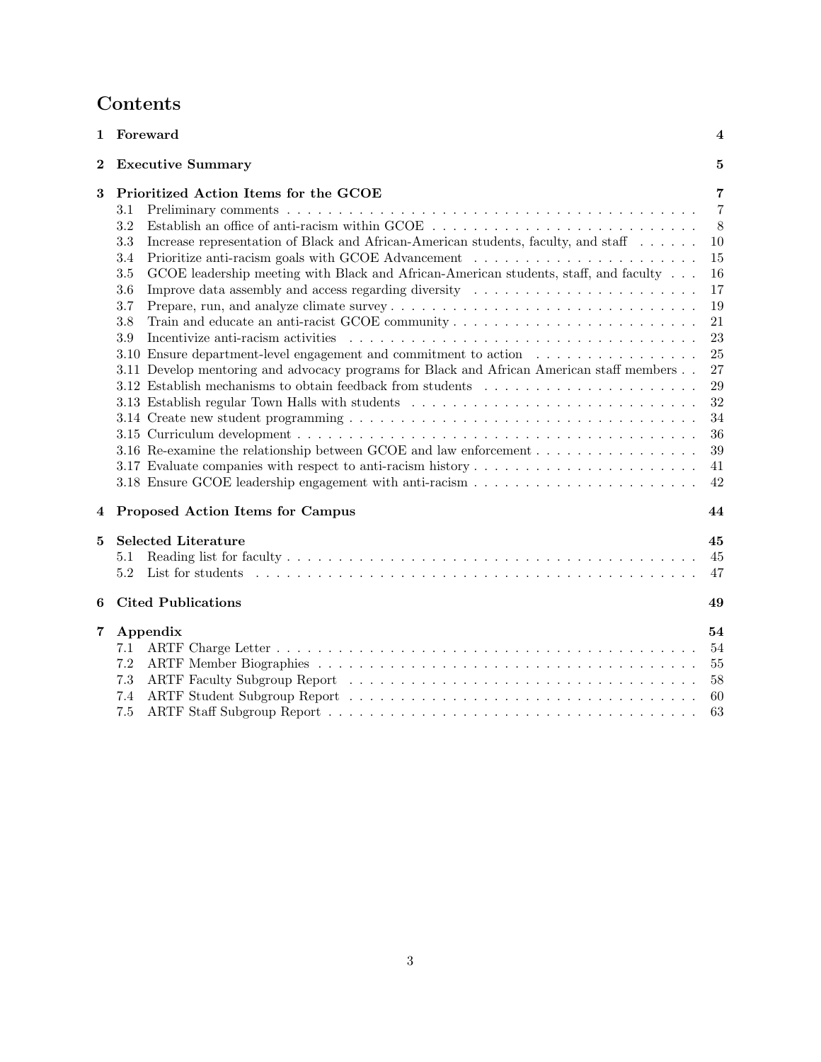# Contents

- **1 Foreward** — **4**
- **2 Executive Summary** — **5**
- **3 Prioritized Action Items for the GCOE** — **7**
  - 3.1 Preliminary comments — 7
  - 3.2 Establish an office of anti-racism within GCOE — 8
  - 3.3 Increase representation of Black and African-American students, faculty, and staff — 10
  - 3.4 Prioritize anti-racism goals with GCOE Advancement — 15
  - 3.5 GCOE leadership meeting with Black and African-American students, staff, and faculty — 16
  - 3.6 Improve data assembly and access regarding diversity — 17
  - 3.7 Prepare, run, and analyze climate survey — 19
  - 3.8 Train and educate an anti-racist GCOE community — 21
  - 3.9 Incentivize anti-racism activities — 23
  - 3.10 Ensure department-level engagement and commitment to action — 25
  - 3.11 Develop mentoring and advocacy programs for Black and African American staff members — 27
  - 3.12 Establish mechanisms to obtain feedback from students — 29
  - 3.13 Establish regular Town Halls with students — 32
  - 3.14 Create new student programming — 34
  - 3.15 Curriculum development — 36
  - 3.16 Re-examine the relationship between GCOE and law enforcement — 39
  - 3.17 Evaluate companies with respect to anti-racism history — 41
  - 3.18 Ensure GCOE leadership engagement with anti-racism — 42
- **4 Proposed Action Items for Campus** — **44**
- **5 Selected Literature** — **45**
  - 5.1 Reading list for faculty — 45
  - 5.2 List for students — 47
- **6 Cited Publications** — **49**
- **7 Appendix** — **54**
  - 7.1 ARTF Charge Letter — 54
  - 7.2 ARTF Member Biographies — 55
  - 7.3 ARTF Faculty Subgroup Report — 58
  - 7.4 ARTF Student Subgroup Report — 60
  - 7.5 ARTF Staff Subgroup Report — 63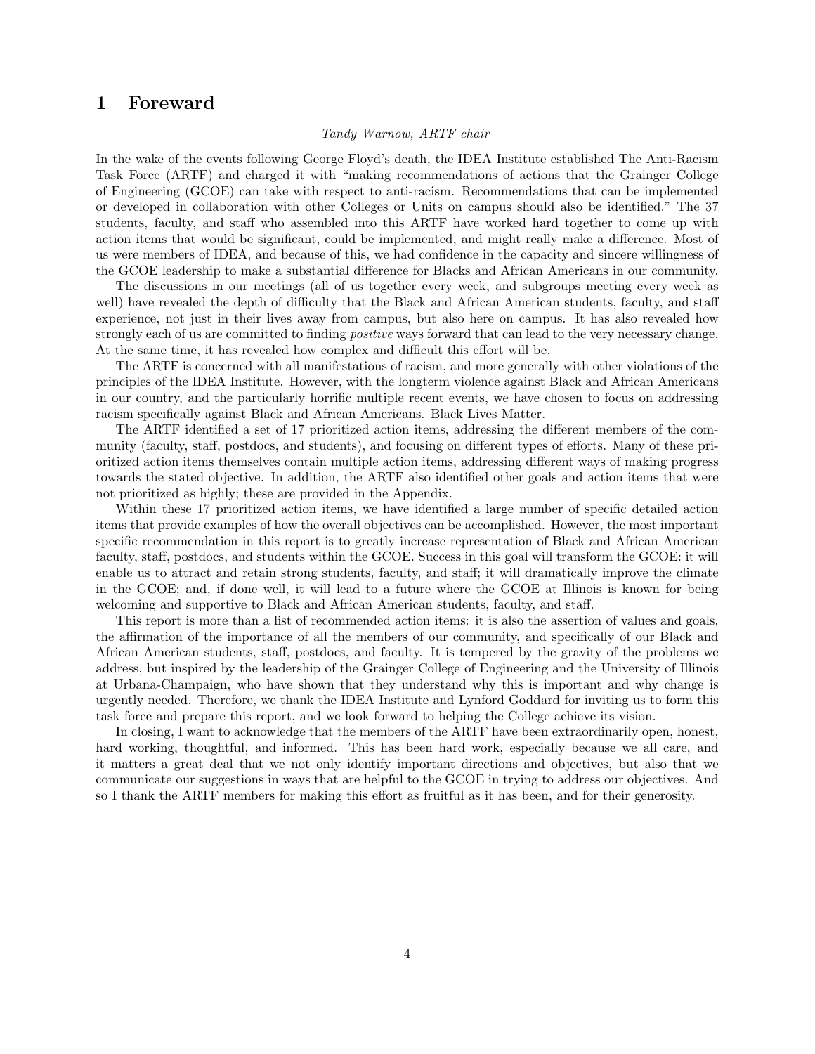# 1 Foreward

*Tandy Warnow, ARTF chair*

In the wake of the events following George Floyd's death, the IDEA Institute established The Anti-Racism Task Force (ARTF) and charged it with "making recommendations of actions that the Grainger College of Engineering (GCOE) can take with respect to anti-racism. Recommendations that can be implemented or developed in collaboration with other Colleges or Units on campus should also be identified." The 37 students, faculty, and staff who assembled into this ARTF have worked hard together to come up with action items that would be significant, could be implemented, and might really make a difference. Most of us were members of IDEA, and because of this, we had confidence in the capacity and sincere willingness of the GCOE leadership to make a substantial difference for Blacks and African Americans in our community.

The discussions in our meetings (all of us together every week, and subgroups meeting every week as well) have revealed the depth of difficulty that the Black and African American students, faculty, and staff experience, not just in their lives away from campus, but also here on campus. It has also revealed how strongly each of us are committed to finding *positive* ways forward that can lead to the very necessary change. At the same time, it has revealed how complex and difficult this effort will be.

The ARTF is concerned with all manifestations of racism, and more generally with other violations of the principles of the IDEA Institute. However, with the longterm violence against Black and African Americans in our country, and the particularly horrific multiple recent events, we have chosen to focus on addressing racism specifically against Black and African Americans. Black Lives Matter.

The ARTF identified a set of 17 prioritized action items, addressing the different members of the community (faculty, staff, postdocs, and students), and focusing on different types of efforts. Many of these prioritized action items themselves contain multiple action items, addressing different ways of making progress towards the stated objective. In addition, the ARTF also identified other goals and action items that were not prioritized as highly; these are provided in the Appendix.

Within these 17 prioritized action items, we have identified a large number of specific detailed action items that provide examples of how the overall objectives can be accomplished. However, the most important specific recommendation in this report is to greatly increase representation of Black and African American faculty, staff, postdocs, and students within the GCOE. Success in this goal will transform the GCOE: it will enable us to attract and retain strong students, faculty, and staff; it will dramatically improve the climate in the GCOE; and, if done well, it will lead to a future where the GCOE at Illinois is known for being welcoming and supportive to Black and African American students, faculty, and staff.

This report is more than a list of recommended action items: it is also the assertion of values and goals, the affirmation of the importance of all the members of our community, and specifically of our Black and African American students, staff, postdocs, and faculty. It is tempered by the gravity of the problems we address, but inspired by the leadership of the Grainger College of Engineering and the University of Illinois at Urbana-Champaign, who have shown that they understand why this is important and why change is urgently needed. Therefore, we thank the IDEA Institute and Lynford Goddard for inviting us to form this task force and prepare this report, and we look forward to helping the College achieve its vision.

In closing, I want to acknowledge that the members of the ARTF have been extraordinarily open, honest, hard working, thoughtful, and informed. This has been hard work, especially because we all care, and it matters a great deal that we not only identify important directions and objectives, but also that we communicate our suggestions in ways that are helpful to the GCOE in trying to address our objectives. And so I thank the ARTF members for making this effort as fruitful as it has been, and for their generosity.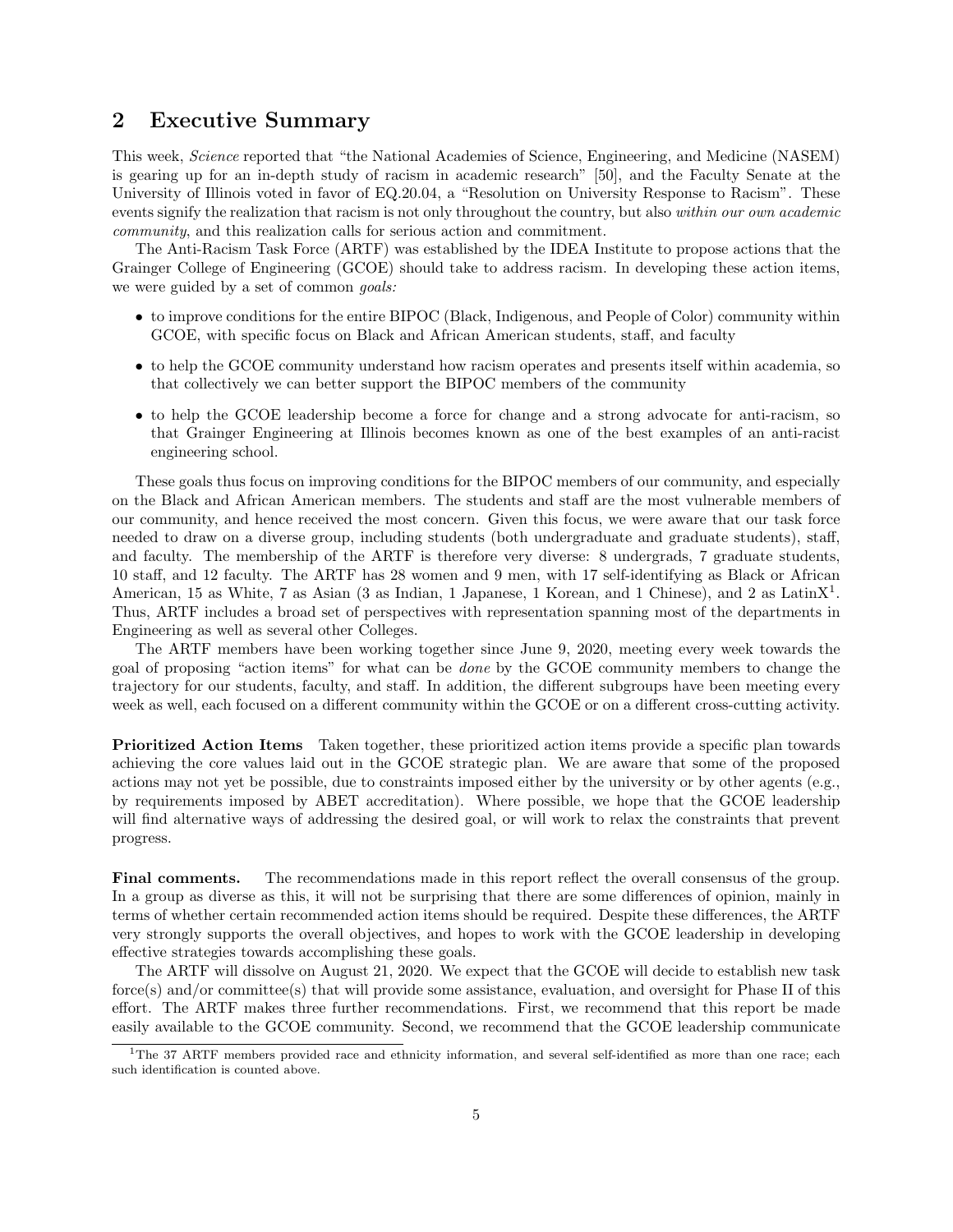## 2 Executive Summary

This week, *Science* reported that "the National Academies of Science, Engineering, and Medicine (NASEM) is gearing up for an in-depth study of racism in academic research" [50], and the Faculty Senate at the University of Illinois voted in favor of EQ.20.04, a "Resolution on University Response to Racism". These events signify the realization that racism is not only throughout the country, but also *within our own academic community*, and this realization calls for serious action and commitment.

The Anti-Racism Task Force (ARTF) was established by the IDEA Institute to propose actions that the Grainger College of Engineering (GCOE) should take to address racism. In developing these action items, we were guided by a set of common *goals:*

- to improve conditions for the entire BIPOC (Black, Indigenous, and People of Color) community within GCOE, with specific focus on Black and African American students, staff, and faculty
- to help the GCOE community understand how racism operates and presents itself within academia, so that collectively we can better support the BIPOC members of the community
- to help the GCOE leadership become a force for change and a strong advocate for anti-racism, so that Grainger Engineering at Illinois becomes known as one of the best examples of an anti-racist engineering school.

These goals thus focus on improving conditions for the BIPOC members of our community, and especially on the Black and African American members. The students and staff are the most vulnerable members of our community, and hence received the most concern. Given this focus, we were aware that our task force needed to draw on a diverse group, including students (both undergraduate and graduate students), staff, and faculty. The membership of the ARTF is therefore very diverse: 8 undergrads, 7 graduate students, 10 staff, and 12 faculty. The ARTF has 28 women and 9 men, with 17 self-identifying as Black or African American, 15 as White, 7 as Asian (3 as Indian, 1 Japanese, 1 Korean, and 1 Chinese), and 2 as LatinX[1]. Thus, ARTF includes a broad set of perspectives with representation spanning most of the departments in Engineering as well as several other Colleges.

The ARTF members have been working together since June 9, 2020, meeting every week towards the goal of proposing "action items" for what can be *done* by the GCOE community members to change the trajectory for our students, faculty, and staff. In addition, the different subgroups have been meeting every week as well, each focused on a different community within the GCOE or on a different cross-cutting activity.

**Prioritized Action Items** Taken together, these prioritized action items provide a specific plan towards achieving the core values laid out in the GCOE strategic plan. We are aware that some of the proposed actions may not yet be possible, due to constraints imposed either by the university or by other agents (e.g., by requirements imposed by ABET accreditation). Where possible, we hope that the GCOE leadership will find alternative ways of addressing the desired goal, or will work to relax the constraints that prevent progress.

**Final comments.** The recommendations made in this report reflect the overall consensus of the group. In a group as diverse as this, it will not be surprising that there are some differences of opinion, mainly in terms of whether certain recommended action items should be required. Despite these differences, the ARTF very strongly supports the overall objectives, and hopes to work with the GCOE leadership in developing effective strategies towards accomplishing these goals.

The ARTF will dissolve on August 21, 2020. We expect that the GCOE will decide to establish new task force(s) and/or committee(s) that will provide some assistance, evaluation, and oversight for Phase II of this effort. The ARTF makes three further recommendations. First, we recommend that this report be made easily available to the GCOE community. Second, we recommend that the GCOE leadership communicate

[1] The 37 ARTF members provided race and ethnicity information, and several self-identified as more than one race; each such identification is counted above.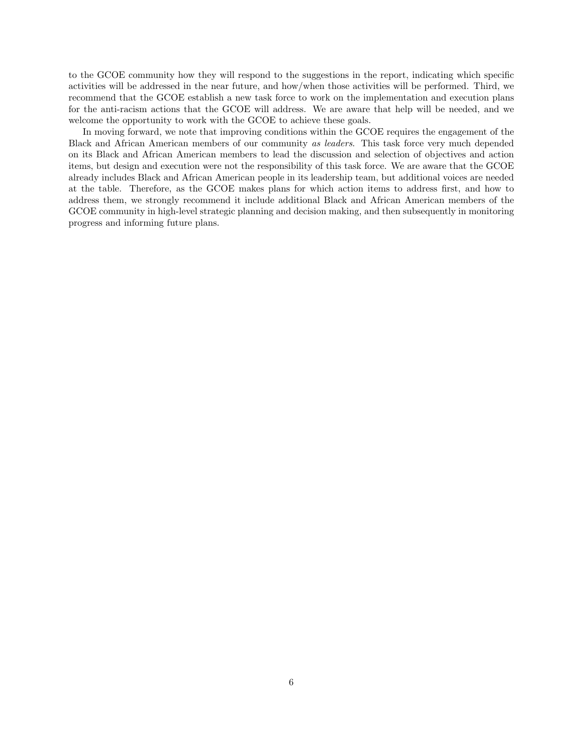to the GCOE community how they will respond to the suggestions in the report, indicating which specific activities will be addressed in the near future, and how/when those activities will be performed. Third, we recommend that the GCOE establish a new task force to work on the implementation and execution plans for the anti-racism actions that the GCOE will address. We are aware that help will be needed, and we welcome the opportunity to work with the GCOE to achieve these goals.

In moving forward, we note that improving conditions within the GCOE requires the engagement of the Black and African American members of our community *as leaders*. This task force very much depended on its Black and African American members to lead the discussion and selection of objectives and action items, but design and execution were not the responsibility of this task force. We are aware that the GCOE already includes Black and African American people in its leadership team, but additional voices are needed at the table. Therefore, as the GCOE makes plans for which action items to address first, and how to address them, we strongly recommend it include additional Black and African American members of the GCOE community in high-level strategic planning and decision making, and then subsequently in monitoring progress and informing future plans.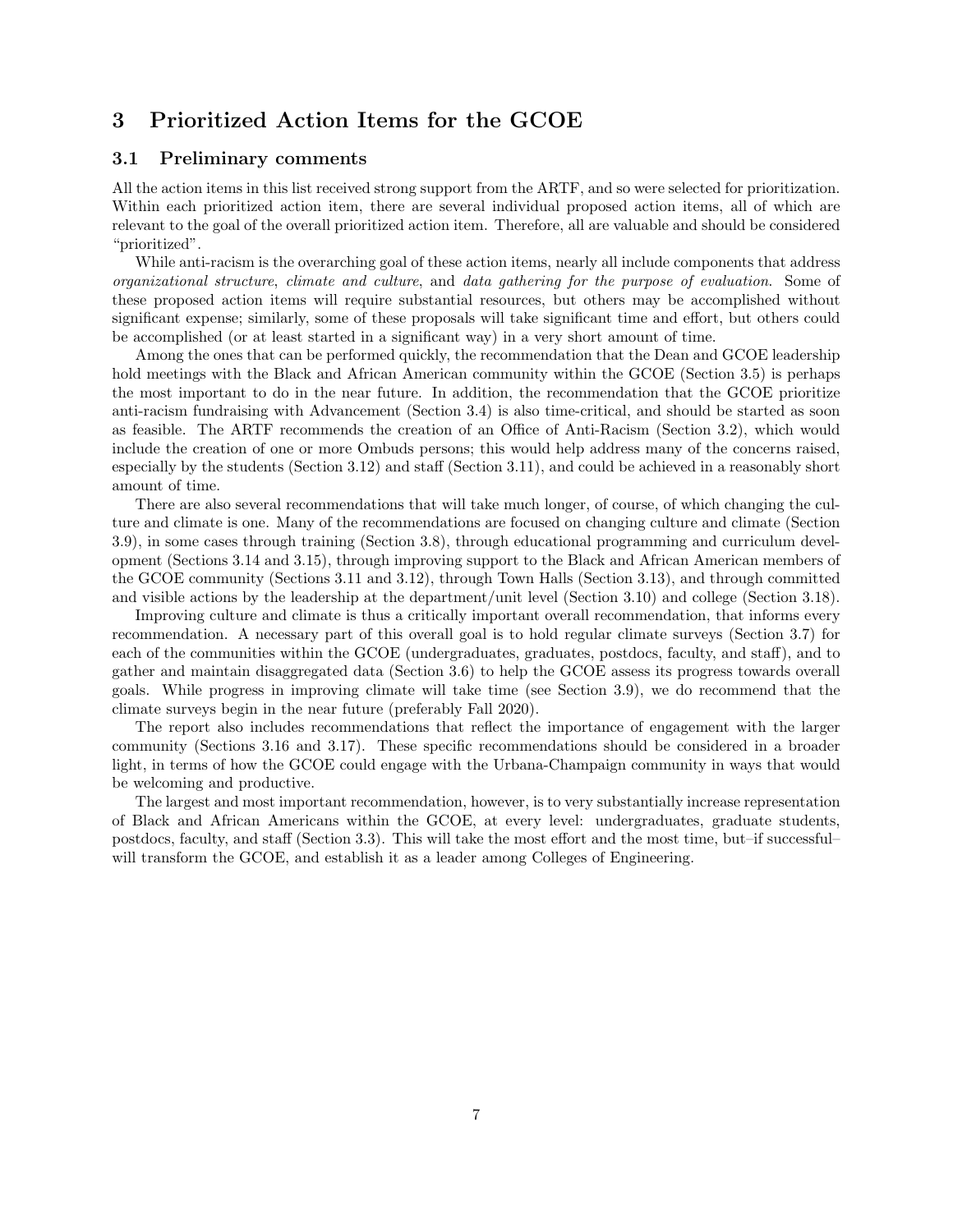## 3 Prioritized Action Items for the GCOE

### 3.1 Preliminary comments

All the action items in this list received strong support from the ARTF, and so were selected for prioritization. Within each prioritized action item, there are several individual proposed action items, all of which are relevant to the goal of the overall prioritized action item. Therefore, all are valuable and should be considered "prioritized".

While anti-racism is the overarching goal of these action items, nearly all include components that address *organizational structure*, *climate and culture*, and *data gathering for the purpose of evaluation*. Some of these proposed action items will require substantial resources, but others may be accomplished without significant expense; similarly, some of these proposals will take significant time and effort, but others could be accomplished (or at least started in a significant way) in a very short amount of time.

Among the ones that can be performed quickly, the recommendation that the Dean and GCOE leadership hold meetings with the Black and African American community within the GCOE (Section 3.5) is perhaps the most important to do in the near future. In addition, the recommendation that the GCOE prioritize anti-racism fundraising with Advancement (Section 3.4) is also time-critical, and should be started as soon as feasible. The ARTF recommends the creation of an Office of Anti-Racism (Section 3.2), which would include the creation of one or more Ombuds persons; this would help address many of the concerns raised, especially by the students (Section 3.12) and staff (Section 3.11), and could be achieved in a reasonably short amount of time.

There are also several recommendations that will take much longer, of course, of which changing the culture and climate is one. Many of the recommendations are focused on changing culture and climate (Section 3.9), in some cases through training (Section 3.8), through educational programming and curriculum development (Sections 3.14 and 3.15), through improving support to the Black and African American members of the GCOE community (Sections 3.11 and 3.12), through Town Halls (Section 3.13), and through committed and visible actions by the leadership at the department/unit level (Section 3.10) and college (Section 3.18).

Improving culture and climate is thus a critically important overall recommendation, that informs every recommendation. A necessary part of this overall goal is to hold regular climate surveys (Section 3.7) for each of the communities within the GCOE (undergraduates, graduates, postdocs, faculty, and staff), and to gather and maintain disaggregated data (Section 3.6) to help the GCOE assess its progress towards overall goals. While progress in improving climate will take time (see Section 3.9), we do recommend that the climate surveys begin in the near future (preferably Fall 2020).

The report also includes recommendations that reflect the importance of engagement with the larger community (Sections 3.16 and 3.17). These specific recommendations should be considered in a broader light, in terms of how the GCOE could engage with the Urbana-Champaign community in ways that would be welcoming and productive.

The largest and most important recommendation, however, is to very substantially increase representation of Black and African Americans within the GCOE, at every level: undergraduates, graduate students, postdocs, faculty, and staff (Section 3.3). This will take the most effort and the most time, but–if successful–will transform the GCOE, and establish it as a leader among Colleges of Engineering.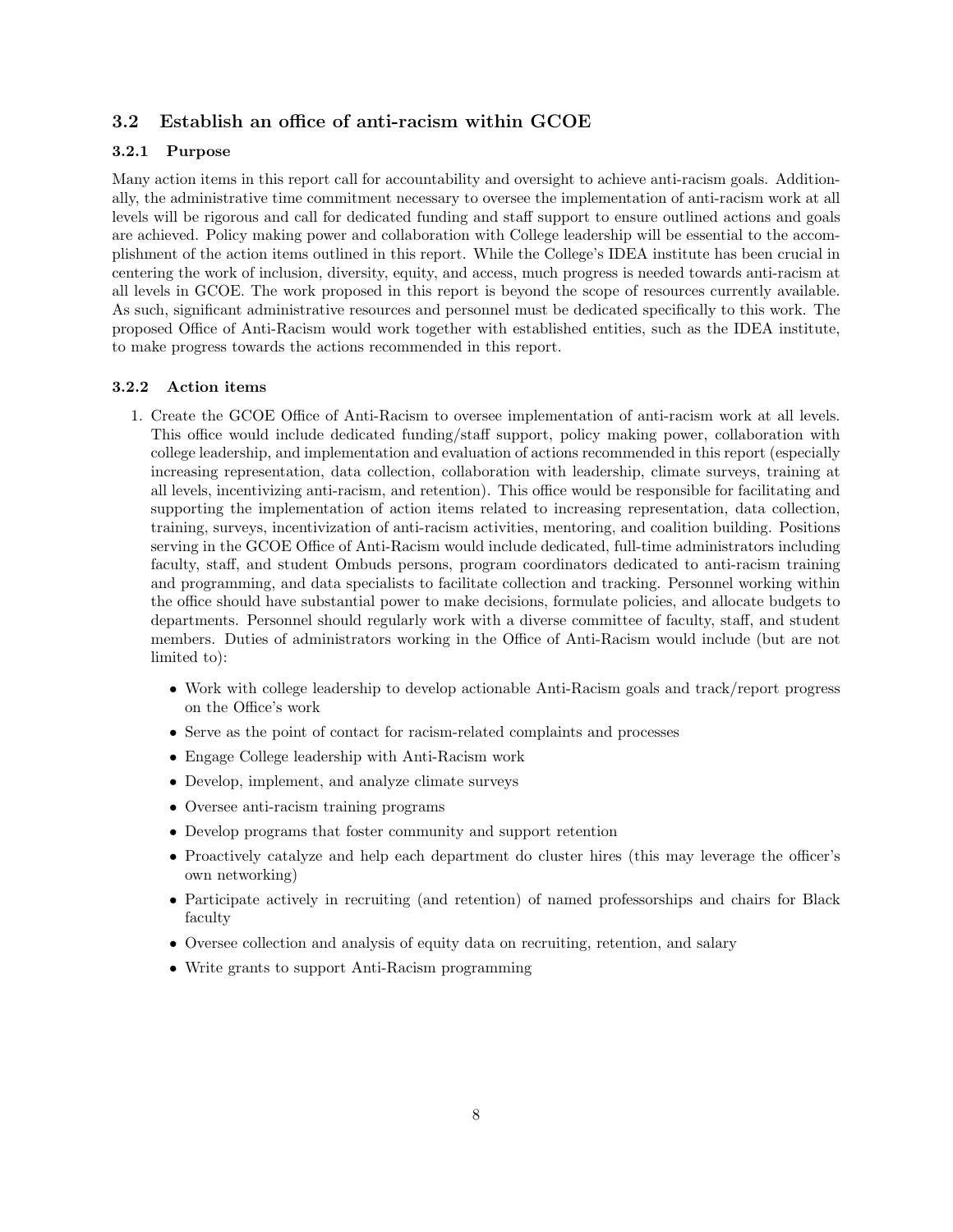## 3.2 Establish an office of anti-racism within GCOE

### 3.2.1 Purpose

Many action items in this report call for accountability and oversight to achieve anti-racism goals. Additionally, the administrative time commitment necessary to oversee the implementation of anti-racism work at all levels will be rigorous and call for dedicated funding and staff support to ensure outlined actions and goals are achieved. Policy making power and collaboration with College leadership will be essential to the accomplishment of the action items outlined in this report. While the College's IDEA institute has been crucial in centering the work of inclusion, diversity, equity, and access, much progress is needed towards anti-racism at all levels in GCOE. The work proposed in this report is beyond the scope of resources currently available. As such, significant administrative resources and personnel must be dedicated specifically to this work. The proposed Office of Anti-Racism would work together with established entities, such as the IDEA institute, to make progress towards the actions recommended in this report.

### 3.2.2 Action items

1. Create the GCOE Office of Anti-Racism to oversee implementation of anti-racism work at all levels. This office would include dedicated funding/staff support, policy making power, collaboration with college leadership, and implementation and evaluation of actions recommended in this report (especially increasing representation, data collection, collaboration with leadership, climate surveys, training at all levels, incentivizing anti-racism, and retention). This office would be responsible for facilitating and supporting the implementation of action items related to increasing representation, data collection, training, surveys, incentivization of anti-racism activities, mentoring, and coalition building. Positions serving in the GCOE Office of Anti-Racism would include dedicated, full-time administrators including faculty, staff, and student Ombuds persons, program coordinators dedicated to anti-racism training and programming, and data specialists to facilitate collection and tracking. Personnel working within the office should have substantial power to make decisions, formulate policies, and allocate budgets to departments. Personnel should regularly work with a diverse committee of faculty, staff, and student members. Duties of administrators working in the Office of Anti-Racism would include (but are not limited to):

   - Work with college leadership to develop actionable Anti-Racism goals and track/report progress on the Office's work
   - Serve as the point of contact for racism-related complaints and processes
   - Engage College leadership with Anti-Racism work
   - Develop, implement, and analyze climate surveys
   - Oversee anti-racism training programs
   - Develop programs that foster community and support retention
   - Proactively catalyze and help each department do cluster hires (this may leverage the officer's own networking)
   - Participate actively in recruiting (and retention) of named professorships and chairs for Black faculty
   - Oversee collection and analysis of equity data on recruiting, retention, and salary
   - Write grants to support Anti-Racism programming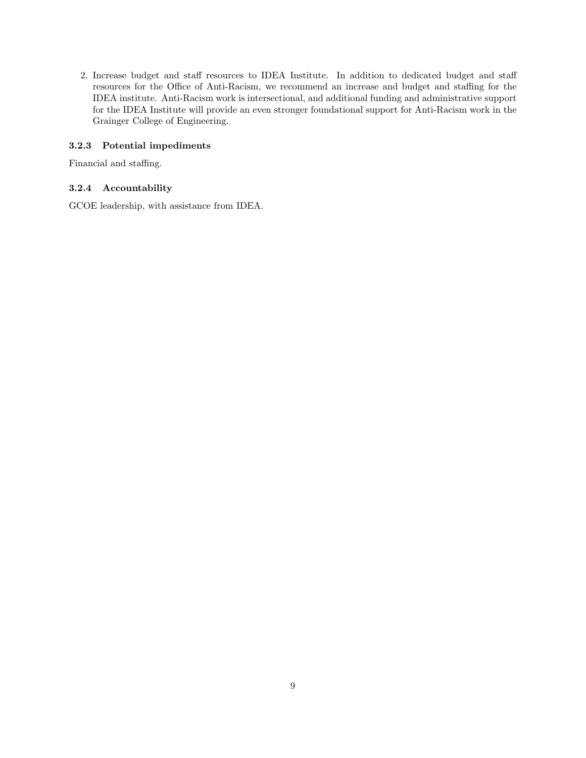2. Increase budget and staff resources to IDEA Institute. In addition to dedicated budget and staff resources for the Office of Anti-Racism, we recommend an increase and budget and staffing for the IDEA institute. Anti-Racism work is intersectional, and additional funding and administrative support for the IDEA Institute will provide an even stronger foundational support for Anti-Racism work in the Grainger College of Engineering.

#### 3.2.3 Potential impediments

Financial and staffing.

#### 3.2.4 Accountability

GCOE leadership, with assistance from IDEA.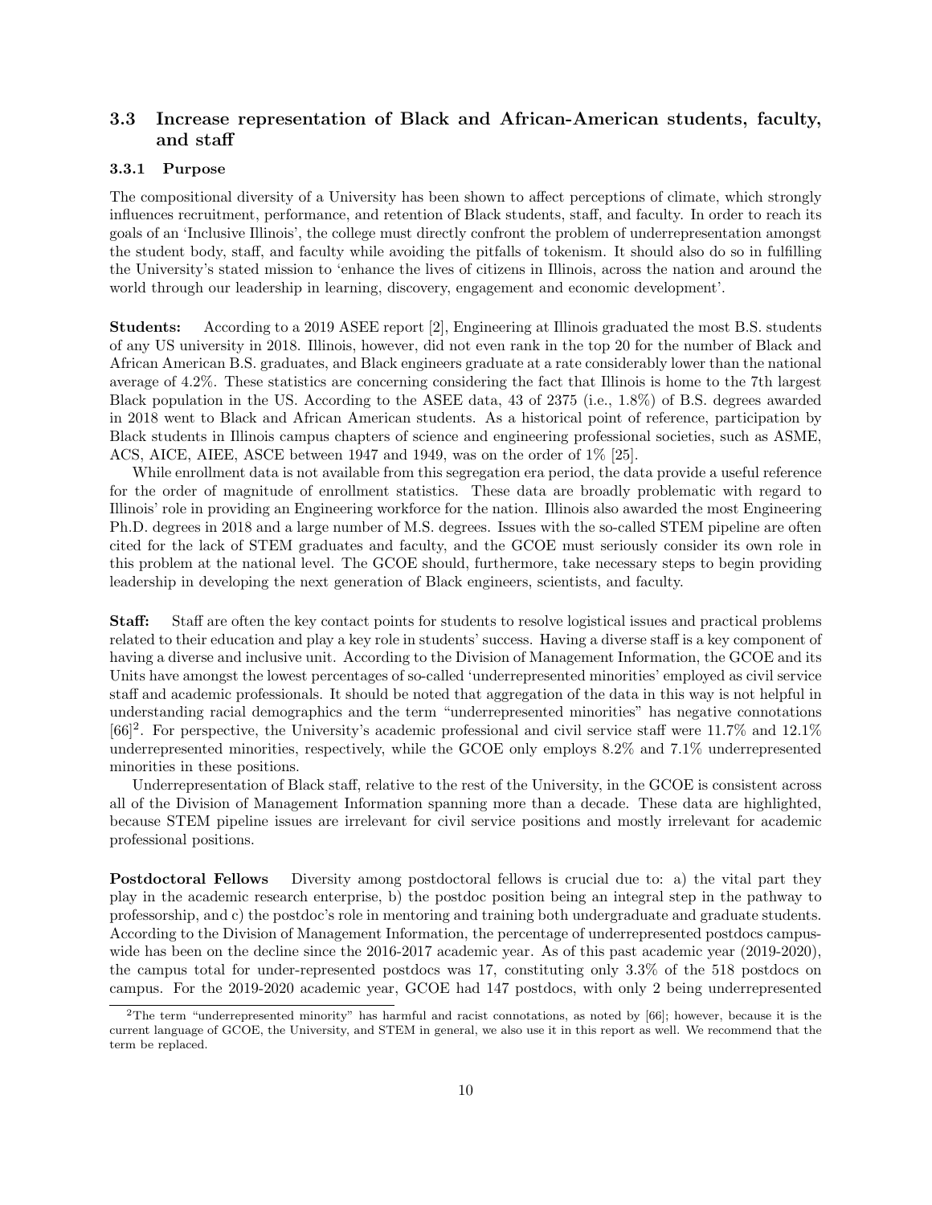## 3.3 Increase representation of Black and African-American students, faculty, and staff

### 3.3.1 Purpose

The compositional diversity of a University has been shown to affect perceptions of climate, which strongly influences recruitment, performance, and retention of Black students, staff, and faculty. In order to reach its goals of an 'Inclusive Illinois', the college must directly confront the problem of underrepresentation amongst the student body, staff, and faculty while avoiding the pitfalls of tokenism. It should also do so in fulfilling the University's stated mission to 'enhance the lives of citizens in Illinois, across the nation and around the world through our leadership in learning, discovery, engagement and economic development'.

**Students:** According to a 2019 ASEE report [2], Engineering at Illinois graduated the most B.S. students of any US university in 2018. Illinois, however, did not even rank in the top 20 for the number of Black and African American B.S. graduates, and Black engineers graduate at a rate considerably lower than the national average of 4.2%. These statistics are concerning considering the fact that Illinois is home to the 7th largest Black population in the US. According to the ASEE data, 43 of 2375 (i.e., 1.8%) of B.S. degrees awarded in 2018 went to Black and African American students. As a historical point of reference, participation by Black students in Illinois campus chapters of science and engineering professional societies, such as ASME, ACS, AICE, AIEE, ASCE between 1947 and 1949, was on the order of 1% [25].

While enrollment data is not available from this segregation era period, the data provide a useful reference for the order of magnitude of enrollment statistics. These data are broadly problematic with regard to Illinois' role in providing an Engineering workforce for the nation. Illinois also awarded the most Engineering Ph.D. degrees in 2018 and a large number of M.S. degrees. Issues with the so-called STEM pipeline are often cited for the lack of STEM graduates and faculty, and the GCOE must seriously consider its own role in this problem at the national level. The GCOE should, furthermore, take necessary steps to begin providing leadership in developing the next generation of Black engineers, scientists, and faculty.

**Staff:** Staff are often the key contact points for students to resolve logistical issues and practical problems related to their education and play a key role in students' success. Having a diverse staff is a key component of having a diverse and inclusive unit. According to the Division of Management Information, the GCOE and its Units have amongst the lowest percentages of so-called 'underrepresented minorities' employed as civil service staff and academic professionals. It should be noted that aggregation of the data in this way is not helpful in understanding racial demographics and the term "underrepresented minorities" has negative connotations [66][2]. For perspective, the University's academic professional and civil service staff were 11.7% and 12.1% underrepresented minorities, respectively, while the GCOE only employs 8.2% and 7.1% underrepresented minorities in these positions.

Underrepresentation of Black staff, relative to the rest of the University, in the GCOE is consistent across all of the Division of Management Information spanning more than a decade. These data are highlighted, because STEM pipeline issues are irrelevant for civil service positions and mostly irrelevant for academic professional positions.

**Postdoctoral Fellows** Diversity among postdoctoral fellows is crucial due to: a) the vital part they play in the academic research enterprise, b) the postdoc position being an integral step in the pathway to professorship, and c) the postdoc's role in mentoring and training both undergraduate and graduate students. According to the Division of Management Information, the percentage of underrepresented postdocs campus-wide has been on the decline since the 2016-2017 academic year. As of this past academic year (2019-2020), the campus total for under-represented postdocs was 17, constituting only 3.3% of the 518 postdocs on campus. For the 2019-2020 academic year, GCOE had 147 postdocs, with only 2 being underrepresented

[2] The term "underrepresented minority" has harmful and racist connotations, as noted by [66]; however, because it is the current language of GCOE, the University, and STEM in general, we also use it in this report as well. We recommend that the term be replaced.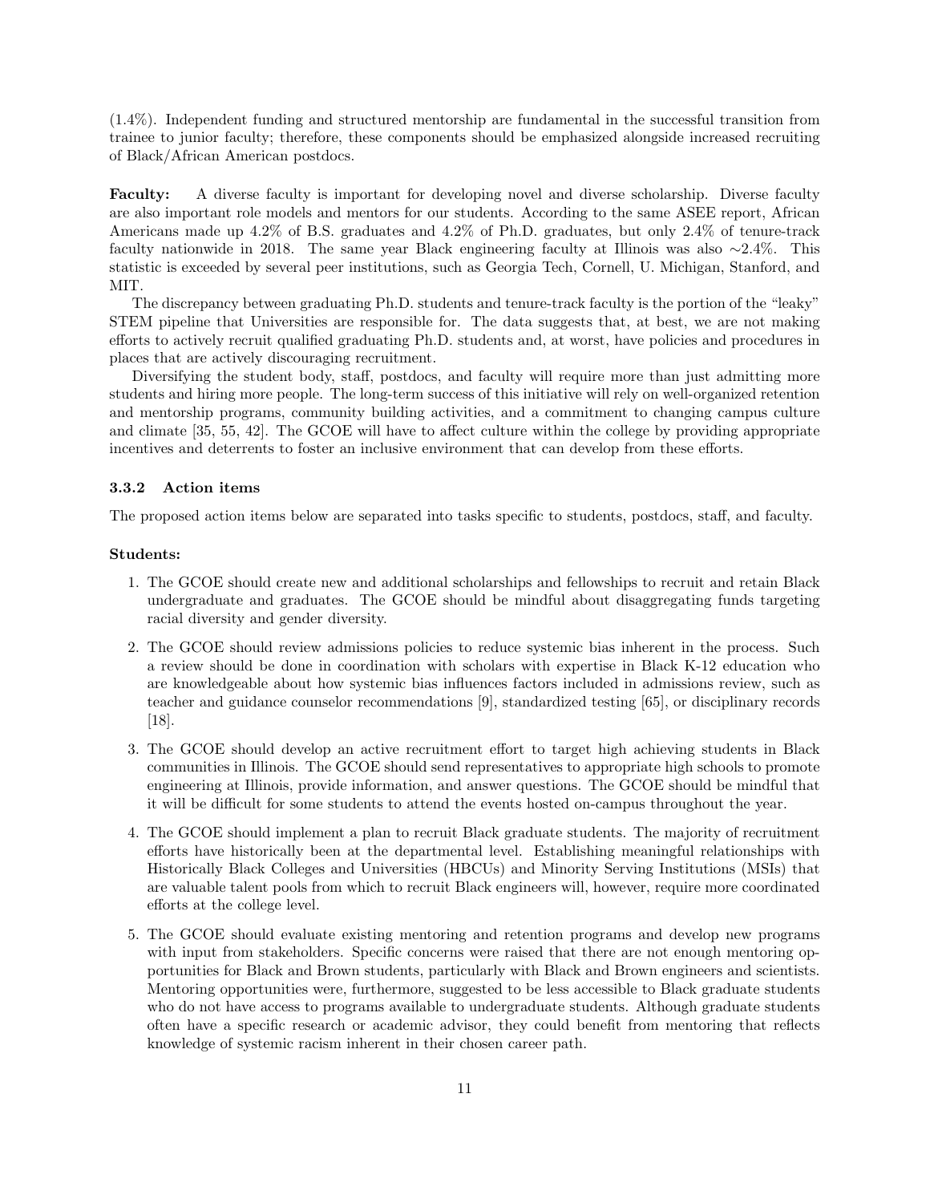(1.4%). Independent funding and structured mentorship are fundamental in the successful transition from trainee to junior faculty; therefore, these components should be emphasized alongside increased recruiting of Black/African American postdocs.

**Faculty:** A diverse faculty is important for developing novel and diverse scholarship. Diverse faculty are also important role models and mentors for our students. According to the same ASEE report, African Americans made up 4.2% of B.S. graduates and 4.2% of Ph.D. graduates, but only 2.4% of tenure-track faculty nationwide in 2018. The same year Black engineering faculty at Illinois was also ∼2.4%. This statistic is exceeded by several peer institutions, such as Georgia Tech, Cornell, U. Michigan, Stanford, and MIT.

The discrepancy between graduating Ph.D. students and tenure-track faculty is the portion of the "leaky" STEM pipeline that Universities are responsible for. The data suggests that, at best, we are not making efforts to actively recruit qualified graduating Ph.D. students and, at worst, have policies and procedures in places that are actively discouraging recruitment.

Diversifying the student body, staff, postdocs, and faculty will require more than just admitting more students and hiring more people. The long-term success of this initiative will rely on well-organized retention and mentorship programs, community building activities, and a commitment to changing campus culture and climate [35, 55, 42]. The GCOE will have to affect culture within the college by providing appropriate incentives and deterrents to foster an inclusive environment that can develop from these efforts.

#### 3.3.2 Action items

The proposed action items below are separated into tasks specific to students, postdocs, staff, and faculty.

**Students:**

1. The GCOE should create new and additional scholarships and fellowships to recruit and retain Black undergraduate and graduates. The GCOE should be mindful about disaggregating funds targeting racial diversity and gender diversity.
2. The GCOE should review admissions policies to reduce systemic bias inherent in the process. Such a review should be done in coordination with scholars with expertise in Black K-12 education who are knowledgeable about how systemic bias influences factors included in admissions review, such as teacher and guidance counselor recommendations [9], standardized testing [65], or disciplinary records [18].
3. The GCOE should develop an active recruitment effort to target high achieving students in Black communities in Illinois. The GCOE should send representatives to appropriate high schools to promote engineering at Illinois, provide information, and answer questions. The GCOE should be mindful that it will be difficult for some students to attend the events hosted on-campus throughout the year.
4. The GCOE should implement a plan to recruit Black graduate students. The majority of recruitment efforts have historically been at the departmental level. Establishing meaningful relationships with Historically Black Colleges and Universities (HBCUs) and Minority Serving Institutions (MSIs) that are valuable talent pools from which to recruit Black engineers will, however, require more coordinated efforts at the college level.
5. The GCOE should evaluate existing mentoring and retention programs and develop new programs with input from stakeholders. Specific concerns were raised that there are not enough mentoring opportunities for Black and Brown students, particularly with Black and Brown engineers and scientists. Mentoring opportunities were, furthermore, suggested to be less accessible to Black graduate students who do not have access to programs available to undergraduate students. Although graduate students often have a specific research or academic advisor, they could benefit from mentoring that reflects knowledge of systemic racism inherent in their chosen career path.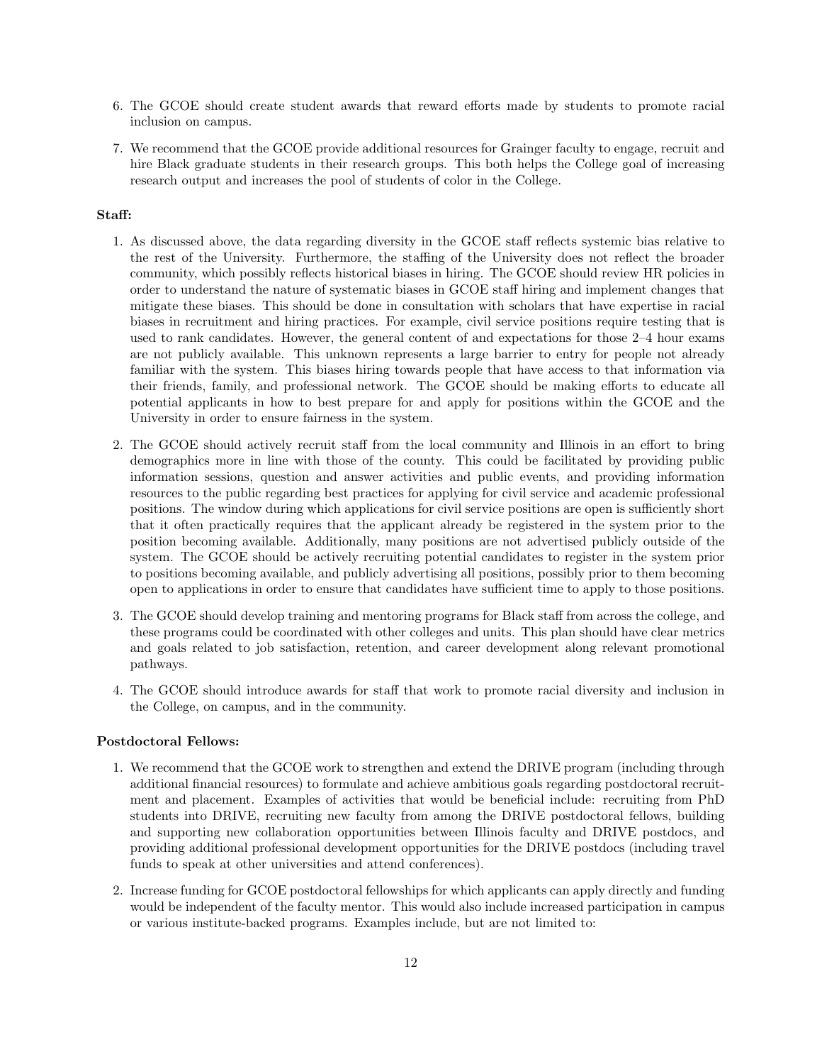6. The GCOE should create student awards that reward efforts made by students to promote racial inclusion on campus.

7. We recommend that the GCOE provide additional resources for Grainger faculty to engage, recruit and hire Black graduate students in their research groups. This both helps the College goal of increasing research output and increases the pool of students of color in the College.

**Staff:**

1. As discussed above, the data regarding diversity in the GCOE staff reflects systemic bias relative to the rest of the University. Furthermore, the staffing of the University does not reflect the broader community, which possibly reflects historical biases in hiring. The GCOE should review HR policies in order to understand the nature of systematic biases in GCOE staff hiring and implement changes that mitigate these biases. This should be done in consultation with scholars that have expertise in racial biases in recruitment and hiring practices. For example, civil service positions require testing that is used to rank candidates. However, the general content of and expectations for those 2–4 hour exams are not publicly available. This unknown represents a large barrier to entry for people not already familiar with the system. This biases hiring towards people that have access to that information via their friends, family, and professional network. The GCOE should be making efforts to educate all potential applicants in how to best prepare for and apply for positions within the GCOE and the University in order to ensure fairness in the system.

2. The GCOE should actively recruit staff from the local community and Illinois in an effort to bring demographics more in line with those of the county. This could be facilitated by providing public information sessions, question and answer activities and public events, and providing information resources to the public regarding best practices for applying for civil service and academic professional positions. The window during which applications for civil service positions are open is sufficiently short that it often practically requires that the applicant already be registered in the system prior to the position becoming available. Additionally, many positions are not advertised publicly outside of the system. The GCOE should be actively recruiting potential candidates to register in the system prior to positions becoming available, and publicly advertising all positions, possibly prior to them becoming open to applications in order to ensure that candidates have sufficient time to apply to those positions.

3. The GCOE should develop training and mentoring programs for Black staff from across the college, and these programs could be coordinated with other colleges and units. This plan should have clear metrics and goals related to job satisfaction, retention, and career development along relevant promotional pathways.

4. The GCOE should introduce awards for staff that work to promote racial diversity and inclusion in the College, on campus, and in the community.

**Postdoctoral Fellows:**

1. We recommend that the GCOE work to strengthen and extend the DRIVE program (including through additional financial resources) to formulate and achieve ambitious goals regarding postdoctoral recruitment and placement. Examples of activities that would be beneficial include: recruiting from PhD students into DRIVE, recruiting new faculty from among the DRIVE postdoctoral fellows, building and supporting new collaboration opportunities between Illinois faculty and DRIVE postdocs, and providing additional professional development opportunities for the DRIVE postdocs (including travel funds to speak at other universities and attend conferences).

2. Increase funding for GCOE postdoctoral fellowships for which applicants can apply directly and funding would be independent of the faculty mentor. This would also include increased participation in campus or various institute-backed programs. Examples include, but are not limited to: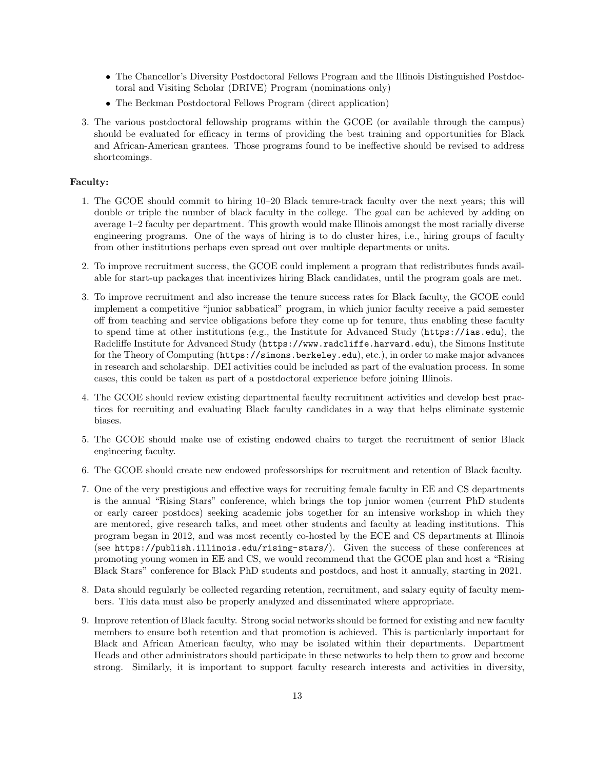- The Chancellor's Diversity Postdoctoral Fellows Program and the Illinois Distinguished Postdoctoral and Visiting Scholar (DRIVE) Program (nominations only)
- The Beckman Postdoctoral Fellows Program (direct application)

3. The various postdoctoral fellowship programs within the GCOE (or available through the campus) should be evaluated for efficacy in terms of providing the best training and opportunities for Black and African-American grantees. Those programs found to be ineffective should be revised to address shortcomings.

**Faculty:**

1. The GCOE should commit to hiring 10–20 Black tenure-track faculty over the next years; this will double or triple the number of black faculty in the college. The goal can be achieved by adding on average 1–2 faculty per department. This growth would make Illinois amongst the most racially diverse engineering programs. One of the ways of hiring is to do cluster hires, i.e., hiring groups of faculty from other institutions perhaps even spread out over multiple departments or units.
2. To improve recruitment success, the GCOE could implement a program that redistributes funds available for start-up packages that incentivizes hiring Black candidates, until the program goals are met.
3. To improve recruitment and also increase the tenure success rates for Black faculty, the GCOE could implement a competitive "junior sabbatical" program, in which junior faculty receive a paid semester off from teaching and service obligations before they come up for tenure, thus enabling these faculty to spend time at other institutions (e.g., the Institute for Advanced Study (`https://ias.edu`), the Radcliffe Institute for Advanced Study (`https://www.radcliffe.harvard.edu`), the Simons Institute for the Theory of Computing (`https://simons.berkeley.edu`), etc.), in order to make major advances in research and scholarship. DEI activities could be included as part of the evaluation process. In some cases, this could be taken as part of a postdoctoral experience before joining Illinois.
4. The GCOE should review existing departmental faculty recruitment activities and develop best practices for recruiting and evaluating Black faculty candidates in a way that helps eliminate systemic biases.
5. The GCOE should make use of existing endowed chairs to target the recruitment of senior Black engineering faculty.
6. The GCOE should create new endowed professorships for recruitment and retention of Black faculty.
7. One of the very prestigious and effective ways for recruiting female faculty in EE and CS departments is the annual "Rising Stars" conference, which brings the top junior women (current PhD students or early career postdocs) seeking academic jobs together for an intensive workshop in which they are mentored, give research talks, and meet other students and faculty at leading institutions. This program began in 2012, and was most recently co-hosted by the ECE and CS departments at Illinois (see `https://publish.illinois.edu/rising-stars/`). Given the success of these conferences at promoting young women in EE and CS, we would recommend that the GCOE plan and host a "Rising Black Stars" conference for Black PhD students and postdocs, and host it annually, starting in 2021.
8. Data should regularly be collected regarding retention, recruitment, and salary equity of faculty members. This data must also be properly analyzed and disseminated where appropriate.
9. Improve retention of Black faculty. Strong social networks should be formed for existing and new faculty members to ensure both retention and that promotion is achieved. This is particularly important for Black and African American faculty, who may be isolated within their departments. Department Heads and other administrators should participate in these networks to help them to grow and become strong. Similarly, it is important to support faculty research interests and activities in diversity,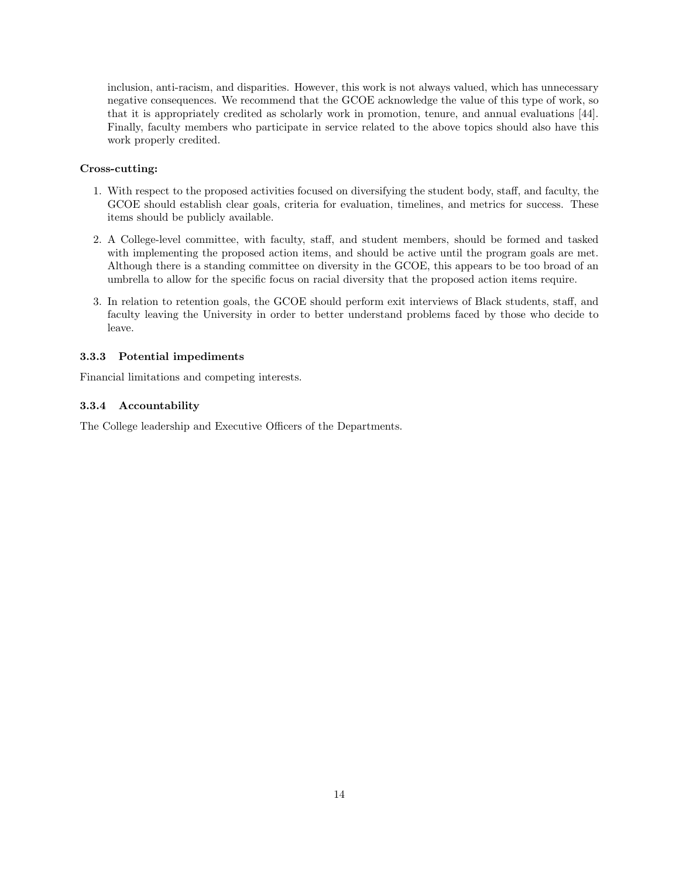inclusion, anti-racism, and disparities. However, this work is not always valued, which has unnecessary negative consequences. We recommend that the GCOE acknowledge the value of this type of work, so that it is appropriately credited as scholarly work in promotion, tenure, and annual evaluations [44]. Finally, faculty members who participate in service related to the above topics should also have this work properly credited.

**Cross-cutting:**

1. With respect to the proposed activities focused on diversifying the student body, staff, and faculty, the GCOE should establish clear goals, criteria for evaluation, timelines, and metrics for success. These items should be publicly available.
2. A College-level committee, with faculty, staff, and student members, should be formed and tasked with implementing the proposed action items, and should be active until the program goals are met. Although there is a standing committee on diversity in the GCOE, this appears to be too broad of an umbrella to allow for the specific focus on racial diversity that the proposed action items require.
3. In relation to retention goals, the GCOE should perform exit interviews of Black students, staff, and faculty leaving the University in order to better understand problems faced by those who decide to leave.

#### 3.3.3 Potential impediments

Financial limitations and competing interests.

#### 3.3.4 Accountability

The College leadership and Executive Officers of the Departments.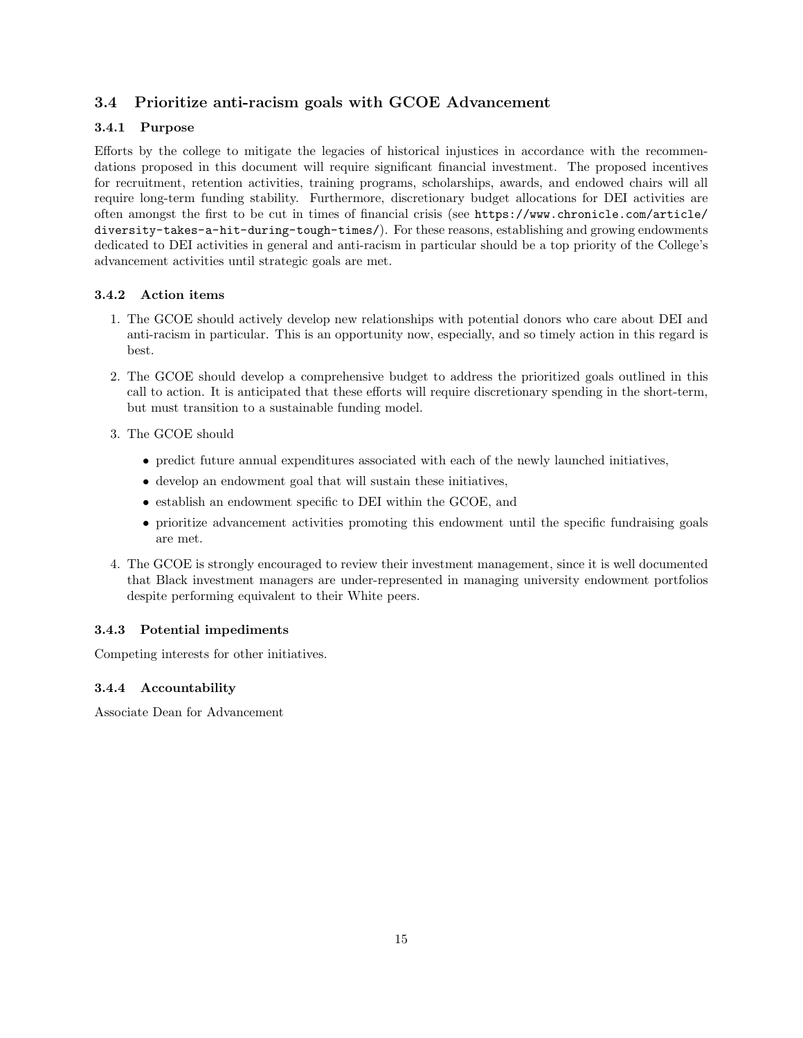## 3.4 Prioritize anti-racism goals with GCOE Advancement

### 3.4.1 Purpose

Efforts by the college to mitigate the legacies of historical injustices in accordance with the recommendations proposed in this document will require significant financial investment. The proposed incentives for recruitment, retention activities, training programs, scholarships, awards, and endowed chairs will all require long-term funding stability. Furthermore, discretionary budget allocations for DEI activities are often amongst the first to be cut in times of financial crisis (see `https://www.chronicle.com/article/diversity-takes-a-hit-during-tough-times/`). For these reasons, establishing and growing endowments dedicated to DEI activities in general and anti-racism in particular should be a top priority of the College's advancement activities until strategic goals are met.

### 3.4.2 Action items

1. The GCOE should actively develop new relationships with potential donors who care about DEI and anti-racism in particular. This is an opportunity now, especially, and so timely action in this regard is best.
2. The GCOE should develop a comprehensive budget to address the prioritized goals outlined in this call to action. It is anticipated that these efforts will require discretionary spending in the short-term, but must transition to a sustainable funding model.
3. The GCOE should
   - predict future annual expenditures associated with each of the newly launched initiatives,
   - develop an endowment goal that will sustain these initiatives,
   - establish an endowment specific to DEI within the GCOE, and
   - prioritize advancement activities promoting this endowment until the specific fundraising goals are met.
4. The GCOE is strongly encouraged to review their investment management, since it is well documented that Black investment managers are under-represented in managing university endowment portfolios despite performing equivalent to their White peers.

### 3.4.3 Potential impediments

Competing interests for other initiatives.

### 3.4.4 Accountability

Associate Dean for Advancement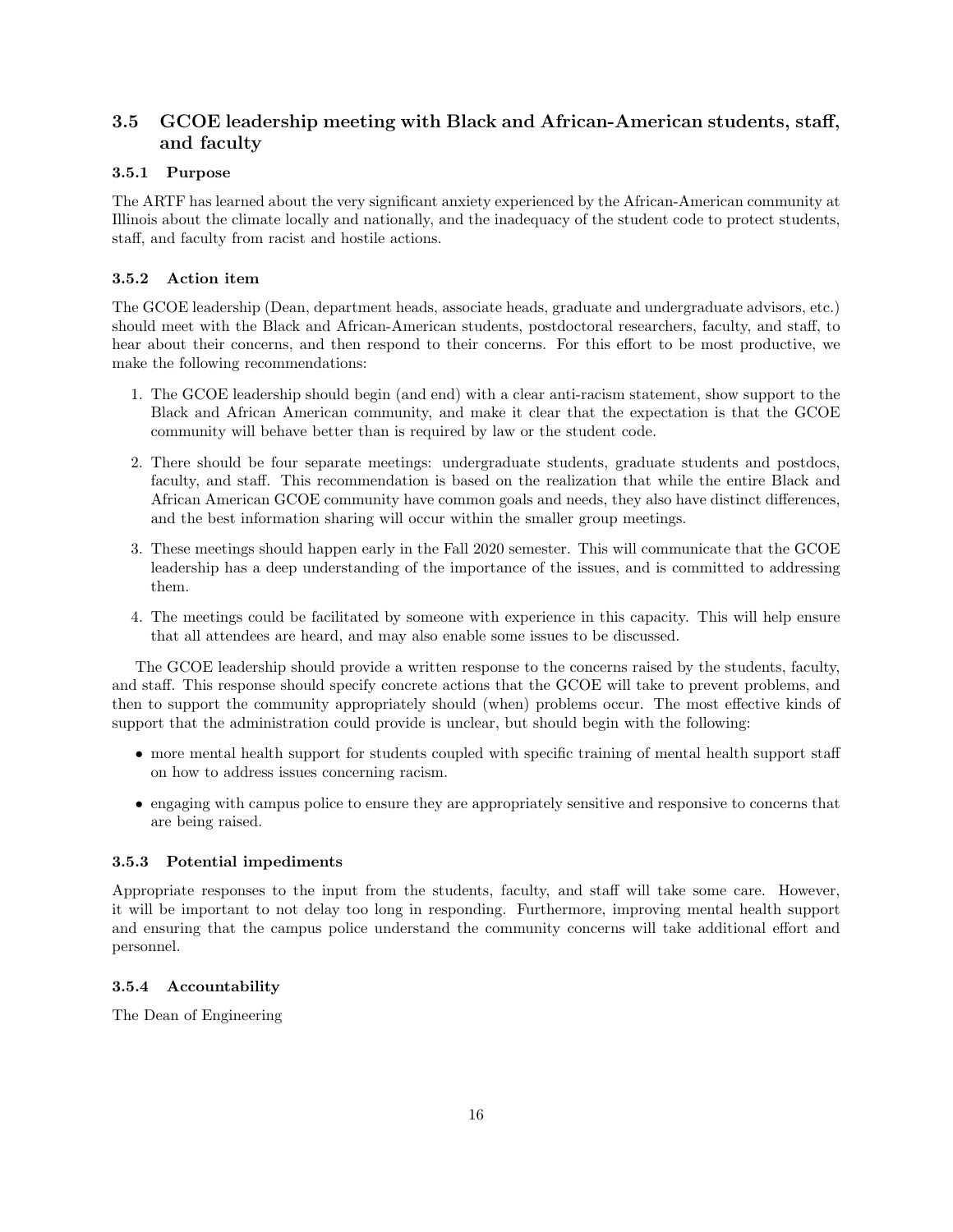## 3.5 GCOE leadership meeting with Black and African-American students, staff, and faculty

### 3.5.1 Purpose

The ARTF has learned about the very significant anxiety experienced by the African-American community at Illinois about the climate locally and nationally, and the inadequacy of the student code to protect students, staff, and faculty from racist and hostile actions.

### 3.5.2 Action item

The GCOE leadership (Dean, department heads, associate heads, graduate and undergraduate advisors, etc.) should meet with the Black and African-American students, postdoctoral researchers, faculty, and staff, to hear about their concerns, and then respond to their concerns. For this effort to be most productive, we make the following recommendations:

1. The GCOE leadership should begin (and end) with a clear anti-racism statement, show support to the Black and African American community, and make it clear that the expectation is that the GCOE community will behave better than is required by law or the student code.
2. There should be four separate meetings: undergraduate students, graduate students and postdocs, faculty, and staff. This recommendation is based on the realization that while the entire Black and African American GCOE community have common goals and needs, they also have distinct differences, and the best information sharing will occur within the smaller group meetings.
3. These meetings should happen early in the Fall 2020 semester. This will communicate that the GCOE leadership has a deep understanding of the importance of the issues, and is committed to addressing them.
4. The meetings could be facilitated by someone with experience in this capacity. This will help ensure that all attendees are heard, and may also enable some issues to be discussed.

The GCOE leadership should provide a written response to the concerns raised by the students, faculty, and staff. This response should specify concrete actions that the GCOE will take to prevent problems, and then to support the community appropriately should (when) problems occur. The most effective kinds of support that the administration could provide is unclear, but should begin with the following:

- more mental health support for students coupled with specific training of mental health support staff on how to address issues concerning racism.
- engaging with campus police to ensure they are appropriately sensitive and responsive to concerns that are being raised.

### 3.5.3 Potential impediments

Appropriate responses to the input from the students, faculty, and staff will take some care. However, it will be important to not delay too long in responding. Furthermore, improving mental health support and ensuring that the campus police understand the community concerns will take additional effort and personnel.

### 3.5.4 Accountability

The Dean of Engineering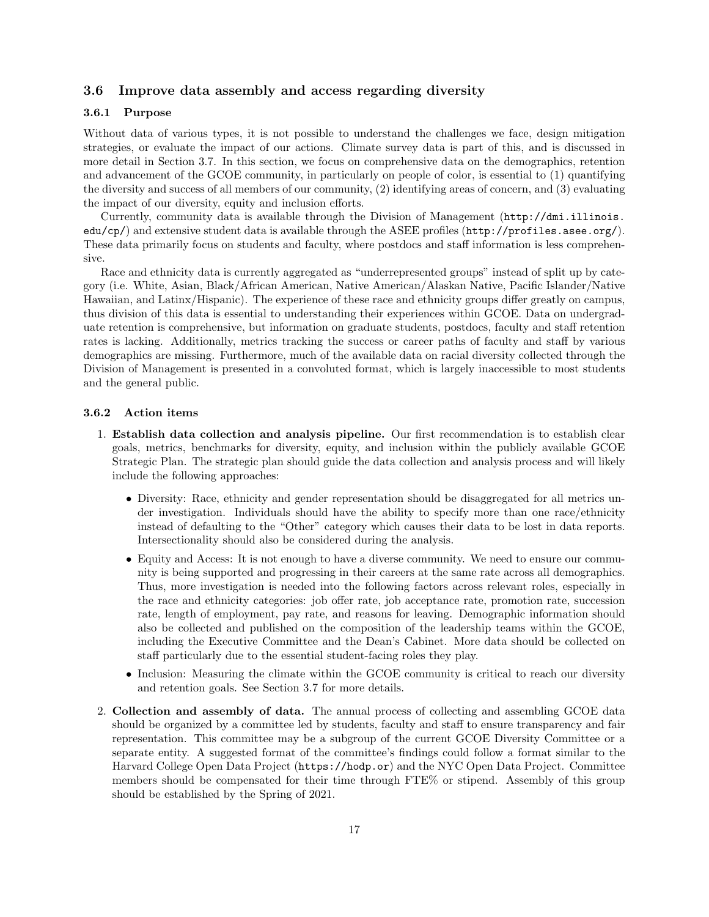## 3.6 Improve data assembly and access regarding diversity

### 3.6.1 Purpose

Without data of various types, it is not possible to understand the challenges we face, design mitigation strategies, or evaluate the impact of our actions. Climate survey data is part of this, and is discussed in more detail in Section 3.7. In this section, we focus on comprehensive data on the demographics, retention and advancement of the GCOE community, in particularly on people of color, is essential to (1) quantifying the diversity and success of all members of our community, (2) identifying areas of concern, and (3) evaluating the impact of our diversity, equity and inclusion efforts.

Currently, community data is available through the Division of Management (`http://dmi.illinois.edu/cp/`) and extensive student data is available through the ASEE profiles (`http://profiles.asee.org/`). These data primarily focus on students and faculty, where postdocs and staff information is less comprehensive.

Race and ethnicity data is currently aggregated as "underrepresented groups" instead of split up by category (i.e. White, Asian, Black/African American, Native American/Alaskan Native, Pacific Islander/Native Hawaiian, and Latinx/Hispanic). The experience of these race and ethnicity groups differ greatly on campus, thus division of this data is essential to understanding their experiences within GCOE. Data on undergraduate retention is comprehensive, but information on graduate students, postdocs, faculty and staff retention rates is lacking. Additionally, metrics tracking the success or career paths of faculty and staff by various demographics are missing. Furthermore, much of the available data on racial diversity collected through the Division of Management is presented in a convoluted format, which is largely inaccessible to most students and the general public.

### 3.6.2 Action items

1. **Establish data collection and analysis pipeline.** Our first recommendation is to establish clear goals, metrics, benchmarks for diversity, equity, and inclusion within the publicly available GCOE Strategic Plan. The strategic plan should guide the data collection and analysis process and will likely include the following approaches:

   - Diversity: Race, ethnicity and gender representation should be disaggregated for all metrics under investigation. Individuals should have the ability to specify more than one race/ethnicity instead of defaulting to the "Other" category which causes their data to be lost in data reports. Intersectionality should also be considered during the analysis.
   - Equity and Access: It is not enough to have a diverse community. We need to ensure our community is being supported and progressing in their careers at the same rate across all demographics. Thus, more investigation is needed into the following factors across relevant roles, especially in the race and ethnicity categories: job offer rate, job acceptance rate, promotion rate, succession rate, length of employment, pay rate, and reasons for leaving. Demographic information should also be collected and published on the composition of the leadership teams within the GCOE, including the Executive Committee and the Dean's Cabinet. More data should be collected on staff particularly due to the essential student-facing roles they play.
   - Inclusion: Measuring the climate within the GCOE community is critical to reach our diversity and retention goals. See Section 3.7 for more details.

2. **Collection and assembly of data.** The annual process of collecting and assembling GCOE data should be organized by a committee led by students, faculty and staff to ensure transparency and fair representation. This committee may be a subgroup of the current GCOE Diversity Committee or a separate entity. A suggested format of the committee's findings could follow a format similar to the Harvard College Open Data Project (`https://hodp.or`) and the NYC Open Data Project. Committee members should be compensated for their time through FTE% or stipend. Assembly of this group should be established by the Spring of 2021.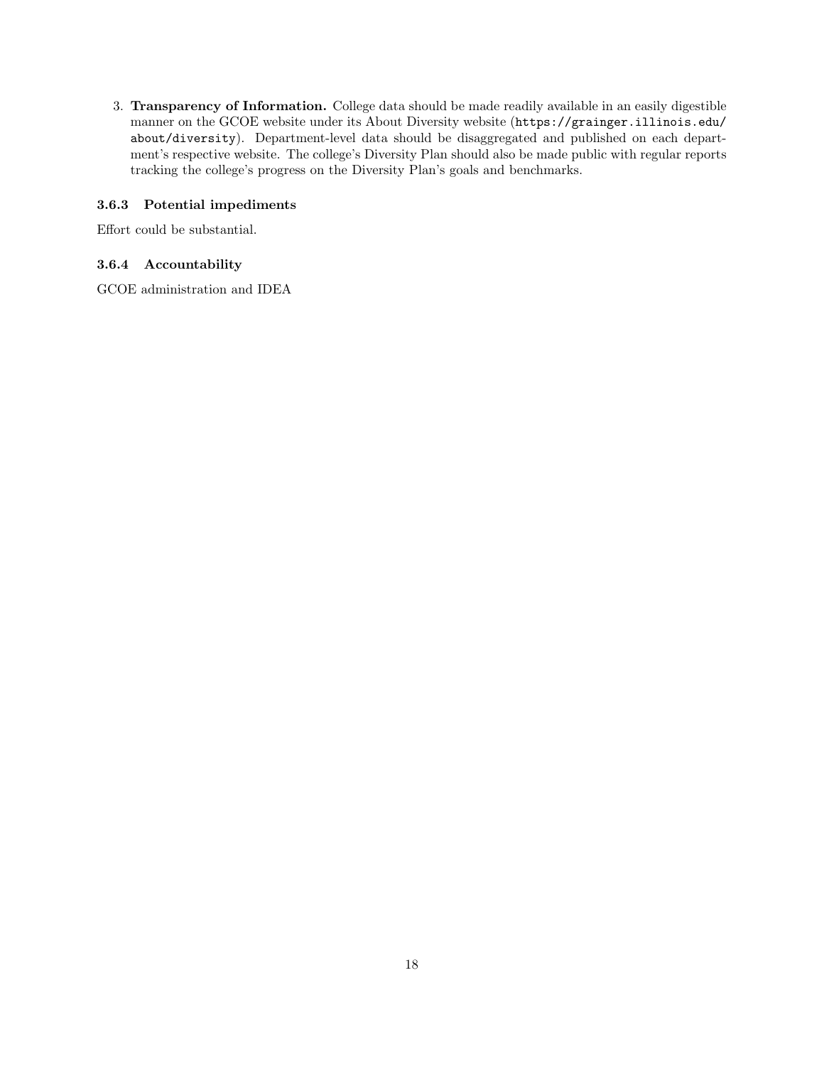3. **Transparency of Information.** College data should be made readily available in an easily digestible manner on the GCOE website under its About Diversity website (`https://grainger.illinois.edu/about/diversity`). Department-level data should be disaggregated and published on each department's respective website. The college's Diversity Plan should also be made public with regular reports tracking the college's progress on the Diversity Plan's goals and benchmarks.

### 3.6.3 Potential impediments

Effort could be substantial.

### 3.6.4 Accountability

GCOE administration and IDEA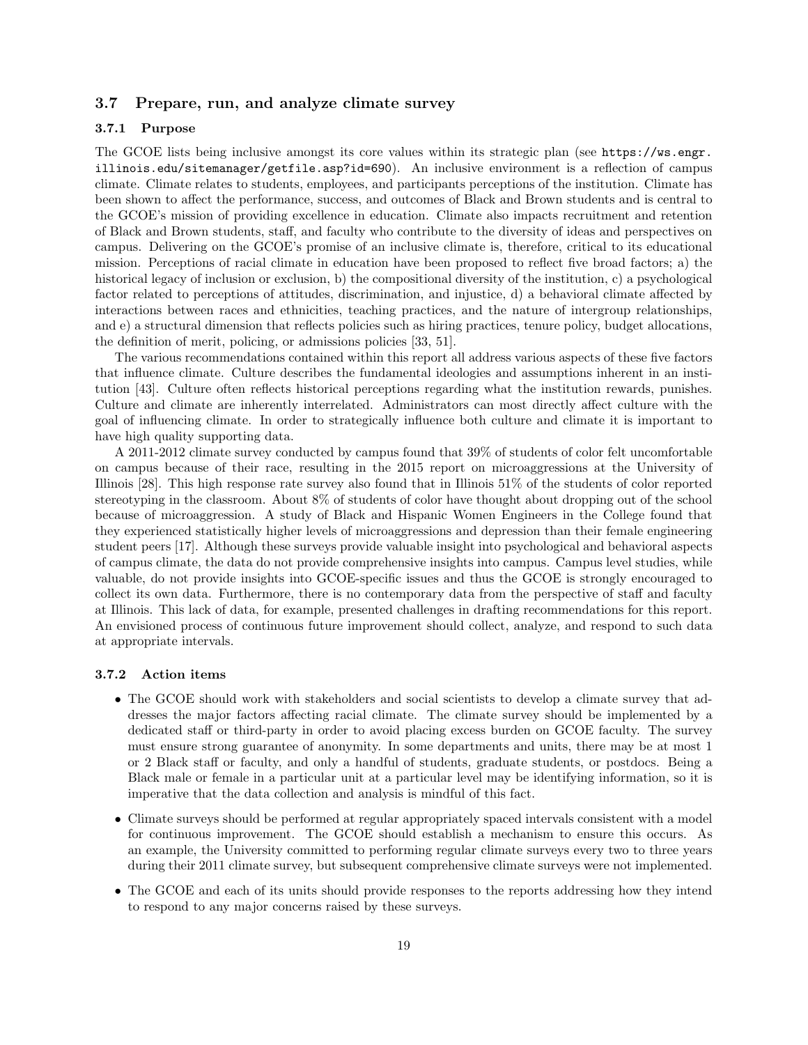## 3.7 Prepare, run, and analyze climate survey

### 3.7.1 Purpose

The GCOE lists being inclusive amongst its core values within its strategic plan (see `https://ws.engr.illinois.edu/sitemanager/getfile.asp?id=690`). An inclusive environment is a reflection of campus climate. Climate relates to students, employees, and participants perceptions of the institution. Climate has been shown to affect the performance, success, and outcomes of Black and Brown students and is central to the GCOE's mission of providing excellence in education. Climate also impacts recruitment and retention of Black and Brown students, staff, and faculty who contribute to the diversity of ideas and perspectives on campus. Delivering on the GCOE's promise of an inclusive climate is, therefore, critical to its educational mission. Perceptions of racial climate in education have been proposed to reflect five broad factors; a) the historical legacy of inclusion or exclusion, b) the compositional diversity of the institution, c) a psychological factor related to perceptions of attitudes, discrimination, and injustice, d) a behavioral climate affected by interactions between races and ethnicities, teaching practices, and the nature of intergroup relationships, and e) a structural dimension that reflects policies such as hiring practices, tenure policy, budget allocations, the definition of merit, policing, or admissions policies [33, 51].

The various recommendations contained within this report all address various aspects of these five factors that influence climate. Culture describes the fundamental ideologies and assumptions inherent in an institution [43]. Culture often reflects historical perceptions regarding what the institution rewards, punishes. Culture and climate are inherently interrelated. Administrators can most directly affect culture with the goal of influencing climate. In order to strategically influence both culture and climate it is important to have high quality supporting data.

A 2011-2012 climate survey conducted by campus found that 39% of students of color felt uncomfortable on campus because of their race, resulting in the 2015 report on microaggressions at the University of Illinois [28]. This high response rate survey also found that in Illinois 51% of the students of color reported stereotyping in the classroom. About 8% of students of color have thought about dropping out of the school because of microaggression. A study of Black and Hispanic Women Engineers in the College found that they experienced statistically higher levels of microaggressions and depression than their female engineering student peers [17]. Although these surveys provide valuable insight into psychological and behavioral aspects of campus climate, the data do not provide comprehensive insights into campus. Campus level studies, while valuable, do not provide insights into GCOE-specific issues and thus the GCOE is strongly encouraged to collect its own data. Furthermore, there is no contemporary data from the perspective of staff and faculty at Illinois. This lack of data, for example, presented challenges in drafting recommendations for this report. An envisioned process of continuous future improvement should collect, analyze, and respond to such data at appropriate intervals.

### 3.7.2 Action items

- The GCOE should work with stakeholders and social scientists to develop a climate survey that addresses the major factors affecting racial climate. The climate survey should be implemented by a dedicated staff or third-party in order to avoid placing excess burden on GCOE faculty. The survey must ensure strong guarantee of anonymity. In some departments and units, there may be at most 1 or 2 Black staff or faculty, and only a handful of students, graduate students, or postdocs. Being a Black male or female in a particular unit at a particular level may be identifying information, so it is imperative that the data collection and analysis is mindful of this fact.
- Climate surveys should be performed at regular appropriately spaced intervals consistent with a model for continuous improvement. The GCOE should establish a mechanism to ensure this occurs. As an example, the University committed to performing regular climate surveys every two to three years during their 2011 climate survey, but subsequent comprehensive climate surveys were not implemented.
- The GCOE and each of its units should provide responses to the reports addressing how they intend to respond to any major concerns raised by these surveys.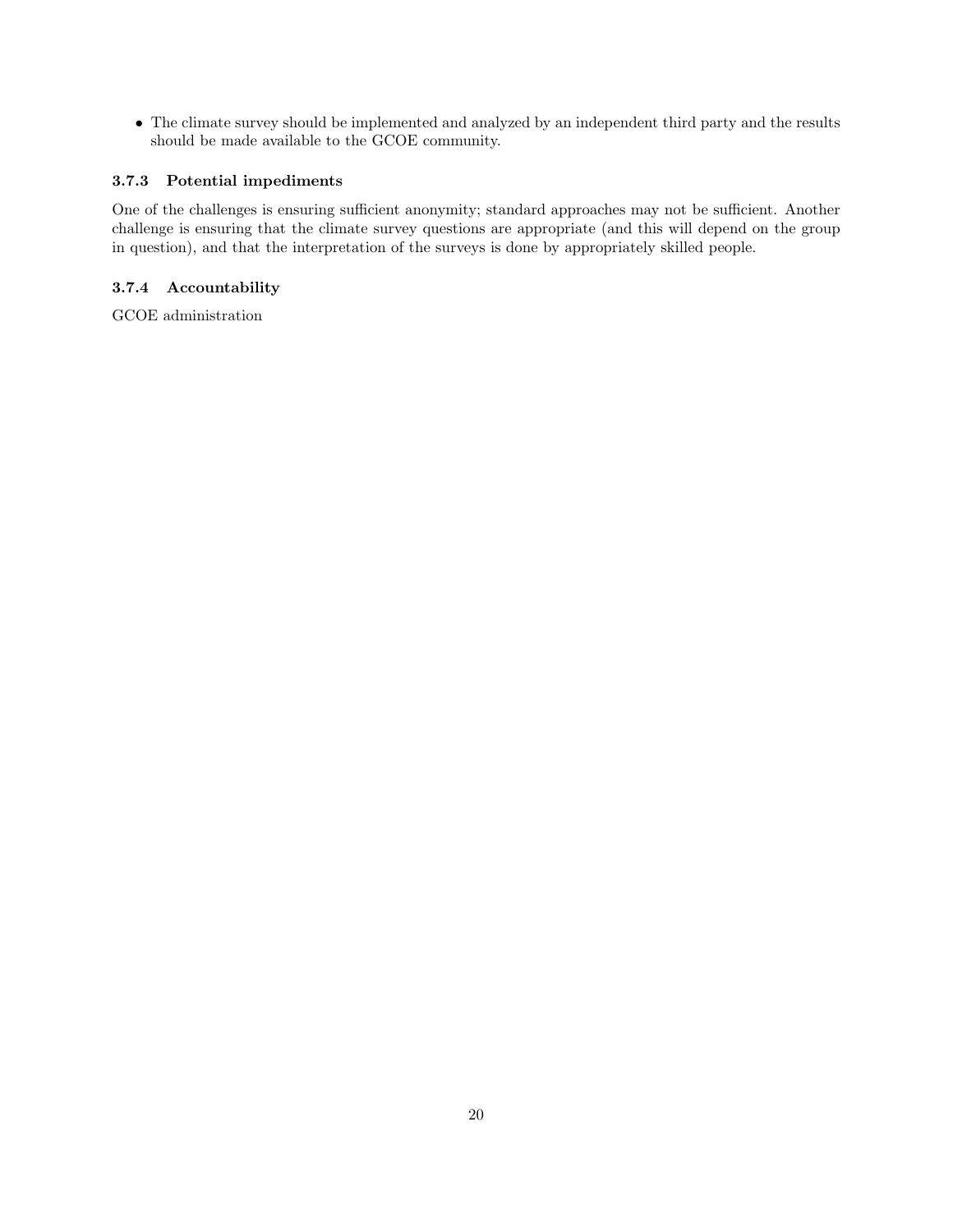- The climate survey should be implemented and analyzed by an independent third party and the results should be made available to the GCOE community.

#### 3.7.3 Potential impediments

One of the challenges is ensuring sufficient anonymity; standard approaches may not be sufficient. Another challenge is ensuring that the climate survey questions are appropriate (and this will depend on the group in question), and that the interpretation of the surveys is done by appropriately skilled people.

#### 3.7.4 Accountability

GCOE administration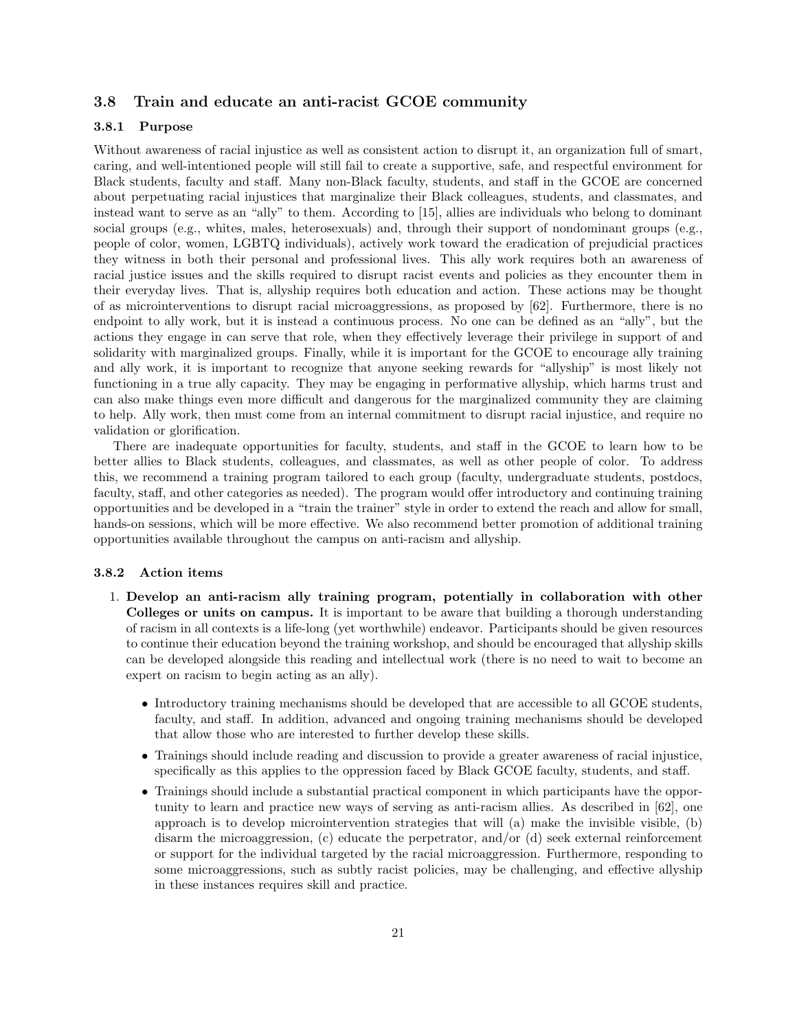## 3.8 Train and educate an anti-racist GCOE community

### 3.8.1 Purpose

Without awareness of racial injustice as well as consistent action to disrupt it, an organization full of smart, caring, and well-intentioned people will still fail to create a supportive, safe, and respectful environment for Black students, faculty and staff. Many non-Black faculty, students, and staff in the GCOE are concerned about perpetuating racial injustices that marginalize their Black colleagues, students, and classmates, and instead want to serve as an "ally" to them. According to [15], allies are individuals who belong to dominant social groups (e.g., whites, males, heterosexuals) and, through their support of nondominant groups (e.g., people of color, women, LGBTQ individuals), actively work toward the eradication of prejudicial practices they witness in both their personal and professional lives. This ally work requires both an awareness of racial justice issues and the skills required to disrupt racist events and policies as they encounter them in their everyday lives. That is, allyship requires both education and action. These actions may be thought of as microinterventions to disrupt racial microaggressions, as proposed by [62]. Furthermore, there is no endpoint to ally work, but it is instead a continuous process. No one can be defined as an "ally", but the actions they engage in can serve that role, when they effectively leverage their privilege in support of and solidarity with marginalized groups. Finally, while it is important for the GCOE to encourage ally training and ally work, it is important to recognize that anyone seeking rewards for "allyship" is most likely not functioning in a true ally capacity. They may be engaging in performative allyship, which harms trust and can also make things even more difficult and dangerous for the marginalized community they are claiming to help. Ally work, then must come from an internal commitment to disrupt racial injustice, and require no validation or glorification.

There are inadequate opportunities for faculty, students, and staff in the GCOE to learn how to be better allies to Black students, colleagues, and classmates, as well as other people of color. To address this, we recommend a training program tailored to each group (faculty, undergraduate students, postdocs, faculty, staff, and other categories as needed). The program would offer introductory and continuing training opportunities and be developed in a "train the trainer" style in order to extend the reach and allow for small, hands-on sessions, which will be more effective. We also recommend better promotion of additional training opportunities available throughout the campus on anti-racism and allyship.

### 3.8.2 Action items

1. **Develop an anti-racism ally training program, potentially in collaboration with other Colleges or units on campus.** It is important to be aware that building a thorough understanding of racism in all contexts is a life-long (yet worthwhile) endeavor. Participants should be given resources to continue their education beyond the training workshop, and should be encouraged that allyship skills can be developed alongside this reading and intellectual work (there is no need to wait to become an expert on racism to begin acting as an ally).

   - Introductory training mechanisms should be developed that are accessible to all GCOE students, faculty, and staff. In addition, advanced and ongoing training mechanisms should be developed that allow those who are interested to further develop these skills.
   - Trainings should include reading and discussion to provide a greater awareness of racial injustice, specifically as this applies to the oppression faced by Black GCOE faculty, students, and staff.
   - Trainings should include a substantial practical component in which participants have the opportunity to learn and practice new ways of serving as anti-racism allies. As described in [62], one approach is to develop microintervention strategies that will (a) make the invisible visible, (b) disarm the microaggression, (c) educate the perpetrator, and/or (d) seek external reinforcement or support for the individual targeted by the racial microaggression. Furthermore, responding to some microaggressions, such as subtly racist policies, may be challenging, and effective allyship in these instances requires skill and practice.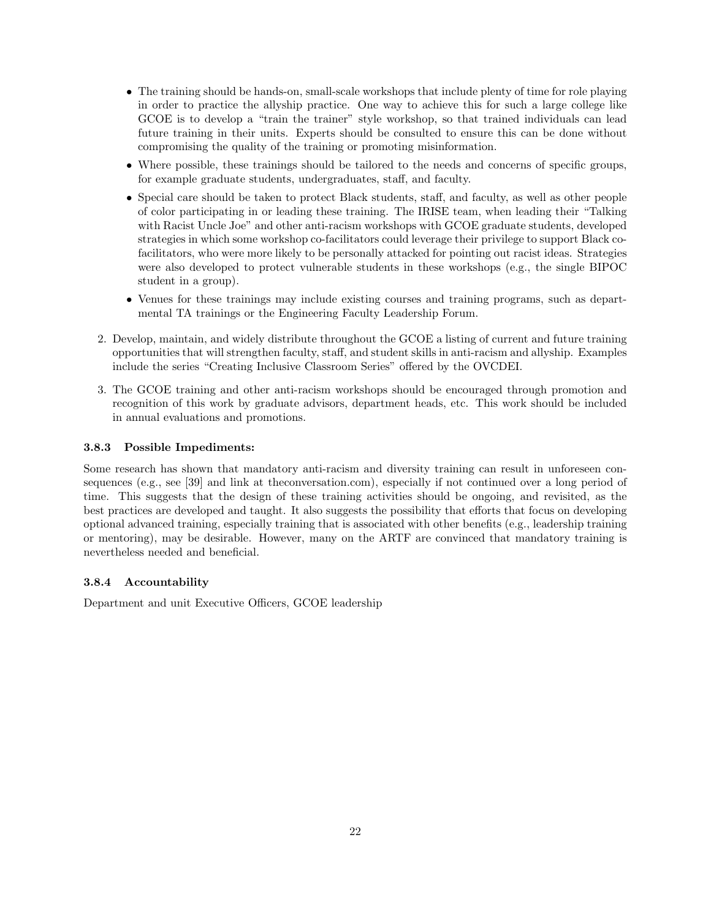- The training should be hands-on, small-scale workshops that include plenty of time for role playing in order to practice the allyship practice. One way to achieve this for such a large college like GCOE is to develop a "train the trainer" style workshop, so that trained individuals can lead future training in their units. Experts should be consulted to ensure this can be done without compromising the quality of the training or promoting misinformation.
- Where possible, these trainings should be tailored to the needs and concerns of specific groups, for example graduate students, undergraduates, staff, and faculty.
- Special care should be taken to protect Black students, staff, and faculty, as well as other people of color participating in or leading these training. The IRISE team, when leading their "Talking with Racist Uncle Joe" and other anti-racism workshops with GCOE graduate students, developed strategies in which some workshop co-facilitators could leverage their privilege to support Black co-facilitators, who were more likely to be personally attacked for pointing out racist ideas. Strategies were also developed to protect vulnerable students in these workshops (e.g., the single BIPOC student in a group).
- Venues for these trainings may include existing courses and training programs, such as departmental TA trainings or the Engineering Faculty Leadership Forum.

2. Develop, maintain, and widely distribute throughout the GCOE a listing of current and future training opportunities that will strengthen faculty, staff, and student skills in anti-racism and allyship. Examples include the series "Creating Inclusive Classroom Series" offered by the OVCDEI.

3. The GCOE training and other anti-racism workshops should be encouraged through promotion and recognition of this work by graduate advisors, department heads, etc. This work should be included in annual evaluations and promotions.

#### 3.8.3 Possible Impediments:

Some research has shown that mandatory anti-racism and diversity training can result in unforeseen consequences (e.g., see [39] and link at theconversation.com), especially if not continued over a long period of time. This suggests that the design of these training activities should be ongoing, and revisited, as the best practices are developed and taught. It also suggests the possibility that efforts that focus on developing optional advanced training, especially training that is associated with other benefits (e.g., leadership training or mentoring), may be desirable. However, many on the ARTF are convinced that mandatory training is nevertheless needed and beneficial.

#### 3.8.4 Accountability

Department and unit Executive Officers, GCOE leadership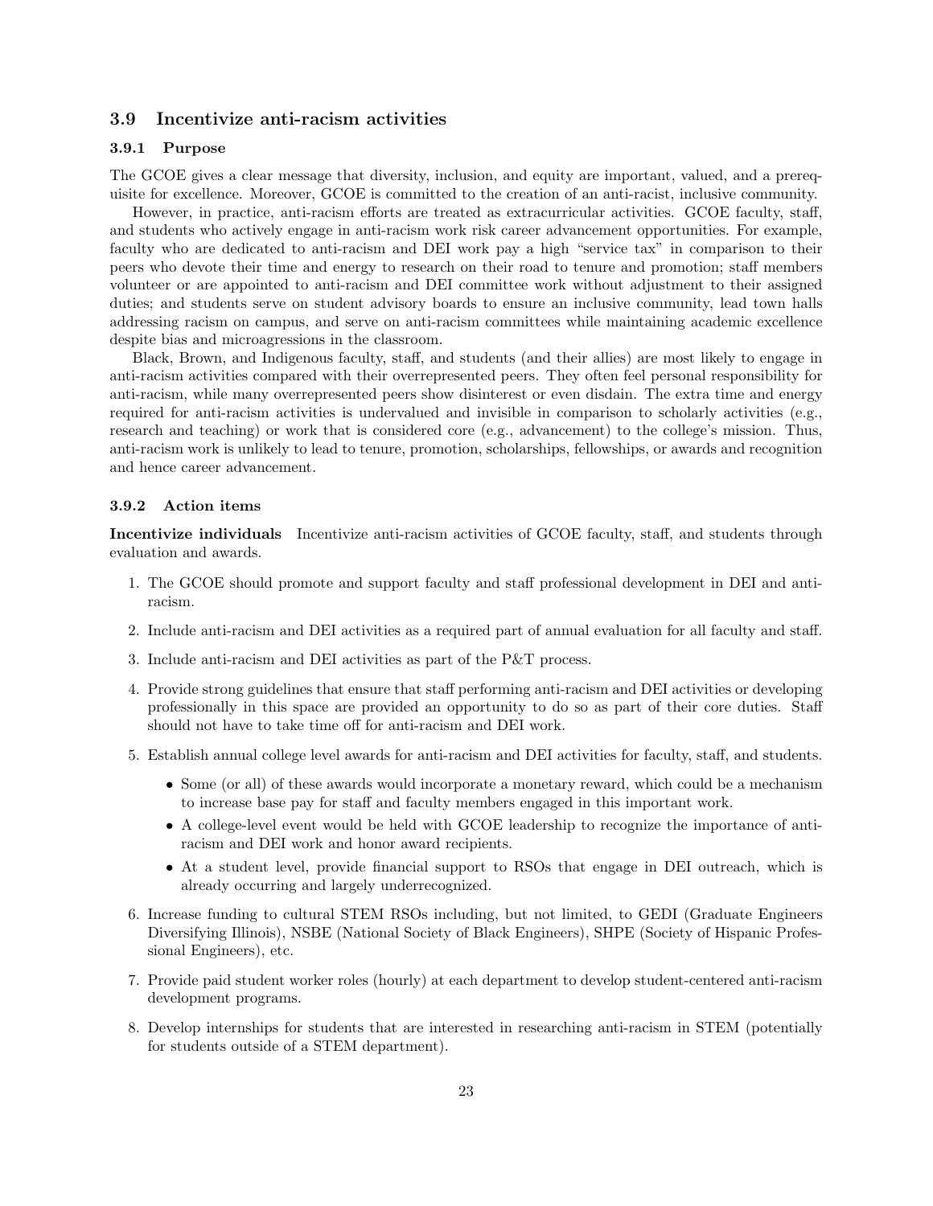## 3.9 Incentivize anti-racism activities

### 3.9.1 Purpose

The GCOE gives a clear message that diversity, inclusion, and equity are important, valued, and a prerequisite for excellence. Moreover, GCOE is committed to the creation of an anti-racist, inclusive community.

However, in practice, anti-racism efforts are treated as extracurricular activities. GCOE faculty, staff, and students who actively engage in anti-racism work risk career advancement opportunities. For example, faculty who are dedicated to anti-racism and DEI work pay a high "service tax" in comparison to their peers who devote their time and energy to research on their road to tenure and promotion; staff members volunteer or are appointed to anti-racism and DEI committee work without adjustment to their assigned duties; and students serve on student advisory boards to ensure an inclusive community, lead town halls addressing racism on campus, and serve on anti-racism committees while maintaining academic excellence despite bias and microagressions in the classroom.

Black, Brown, and Indigenous faculty, staff, and students (and their allies) are most likely to engage in anti-racism activities compared with their overrepresented peers. They often feel personal responsibility for anti-racism, while many overrepresented peers show disinterest or even disdain. The extra time and energy required for anti-racism activities is undervalued and invisible in comparison to scholarly activities (e.g., research and teaching) or work that is considered core (e.g., advancement) to the college's mission. Thus, anti-racism work is unlikely to lead to tenure, promotion, scholarships, fellowships, or awards and recognition and hence career advancement.

### 3.9.2 Action items

**Incentivize individuals** Incentivize anti-racism activities of GCOE faculty, staff, and students through evaluation and awards.

1. The GCOE should promote and support faculty and staff professional development in DEI and anti-racism.
2. Include anti-racism and DEI activities as a required part of annual evaluation for all faculty and staff.
3. Include anti-racism and DEI activities as part of the P&T process.
4. Provide strong guidelines that ensure that staff performing anti-racism and DEI activities or developing professionally in this space are provided an opportunity to do so as part of their core duties. Staff should not have to take time off for anti-racism and DEI work.
5. Establish annual college level awards for anti-racism and DEI activities for faculty, staff, and students.
   - Some (or all) of these awards would incorporate a monetary reward, which could be a mechanism to increase base pay for staff and faculty members engaged in this important work.
   - A college-level event would be held with GCOE leadership to recognize the importance of anti-racism and DEI work and honor award recipients.
   - At a student level, provide financial support to RSOs that engage in DEI outreach, which is already occurring and largely underrecognized.
6. Increase funding to cultural STEM RSOs including, but not limited, to GEDI (Graduate Engineers Diversifying Illinois), NSBE (National Society of Black Engineers), SHPE (Society of Hispanic Professional Engineers), etc.
7. Provide paid student worker roles (hourly) at each department to develop student-centered anti-racism development programs.
8. Develop internships for students that are interested in researching anti-racism in STEM (potentially for students outside of a STEM department).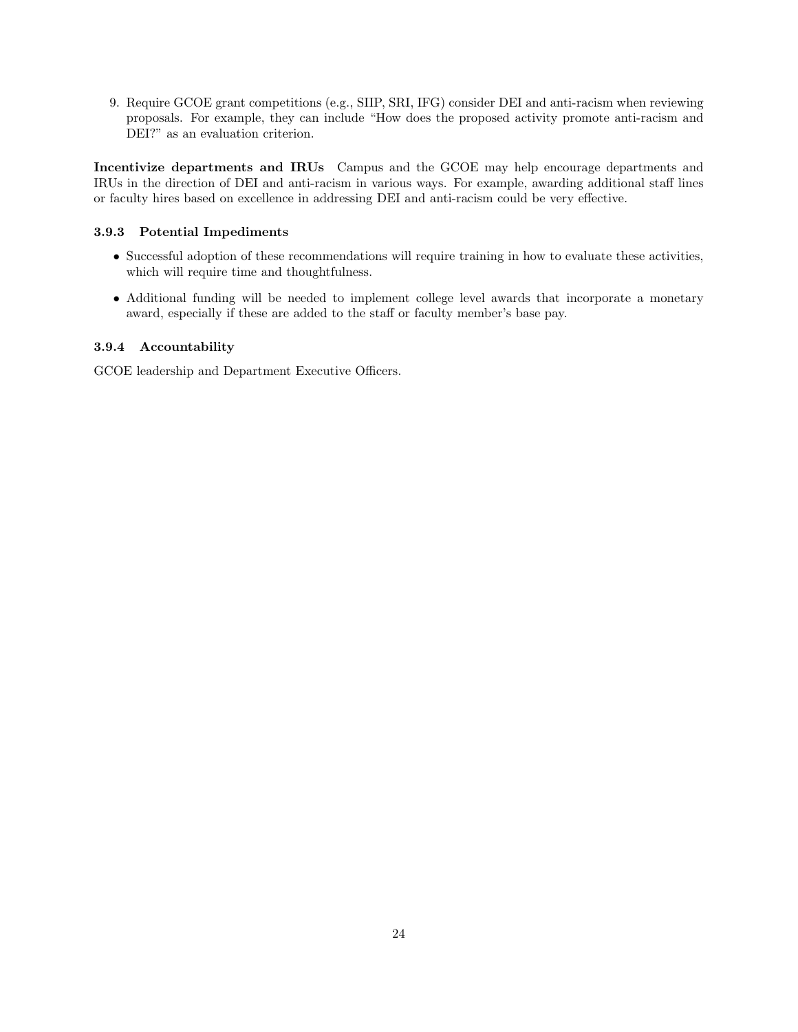9. Require GCOE grant competitions (e.g., SIIP, SRI, IFG) consider DEI and anti-racism when reviewing proposals. For example, they can include "How does the proposed activity promote anti-racism and DEI?" as an evaluation criterion.

**Incentivize departments and IRUs** Campus and the GCOE may help encourage departments and IRUs in the direction of DEI and anti-racism in various ways. For example, awarding additional staff lines or faculty hires based on excellence in addressing DEI and anti-racism could be very effective.

#### 3.9.3 Potential Impediments

- Successful adoption of these recommendations will require training in how to evaluate these activities, which will require time and thoughtfulness.
- Additional funding will be needed to implement college level awards that incorporate a monetary award, especially if these are added to the staff or faculty member's base pay.

#### 3.9.4 Accountability

GCOE leadership and Department Executive Officers.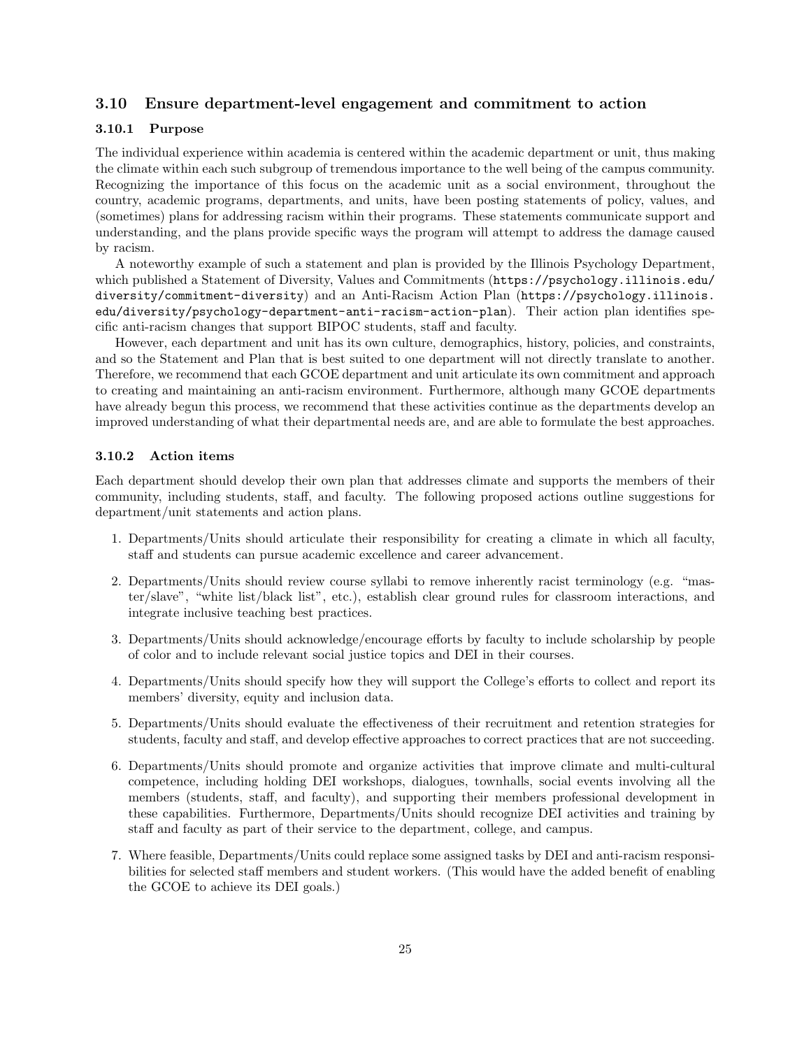## 3.10 Ensure department-level engagement and commitment to action

### 3.10.1 Purpose

The individual experience within academia is centered within the academic department or unit, thus making the climate within each such subgroup of tremendous importance to the well being of the campus community. Recognizing the importance of this focus on the academic unit as a social environment, throughout the country, academic programs, departments, and units, have been posting statements of policy, values, and (sometimes) plans for addressing racism within their programs. These statements communicate support and understanding, and the plans provide specific ways the program will attempt to address the damage caused by racism.

A noteworthy example of such a statement and plan is provided by the Illinois Psychology Department, which published a Statement of Diversity, Values and Commitments (`https://psychology.illinois.edu/diversity/commitment-diversity`) and an Anti-Racism Action Plan (`https://psychology.illinois.edu/diversity/psychology-department-anti-racism-action-plan`). Their action plan identifies specific anti-racism changes that support BIPOC students, staff and faculty.

However, each department and unit has its own culture, demographics, history, policies, and constraints, and so the Statement and Plan that is best suited to one department will not directly translate to another. Therefore, we recommend that each GCOE department and unit articulate its own commitment and approach to creating and maintaining an anti-racism environment. Furthermore, although many GCOE departments have already begun this process, we recommend that these activities continue as the departments develop an improved understanding of what their departmental needs are, and are able to formulate the best approaches.

### 3.10.2 Action items

Each department should develop their own plan that addresses climate and supports the members of their community, including students, staff, and faculty. The following proposed actions outline suggestions for department/unit statements and action plans.

1. Departments/Units should articulate their responsibility for creating a climate in which all faculty, staff and students can pursue academic excellence and career advancement.
2. Departments/Units should review course syllabi to remove inherently racist terminology (e.g. "master/slave", "white list/black list", etc.), establish clear ground rules for classroom interactions, and integrate inclusive teaching best practices.
3. Departments/Units should acknowledge/encourage efforts by faculty to include scholarship by people of color and to include relevant social justice topics and DEI in their courses.
4. Departments/Units should specify how they will support the College's efforts to collect and report its members' diversity, equity and inclusion data.
5. Departments/Units should evaluate the effectiveness of their recruitment and retention strategies for students, faculty and staff, and develop effective approaches to correct practices that are not succeeding.
6. Departments/Units should promote and organize activities that improve climate and multi-cultural competence, including holding DEI workshops, dialogues, townhalls, social events involving all the members (students, staff, and faculty), and supporting their members professional development in these capabilities. Furthermore, Departments/Units should recognize DEI activities and training by staff and faculty as part of their service to the department, college, and campus.
7. Where feasible, Departments/Units could replace some assigned tasks by DEI and anti-racism responsibilities for selected staff members and student workers. (This would have the added benefit of enabling the GCOE to achieve its DEI goals.)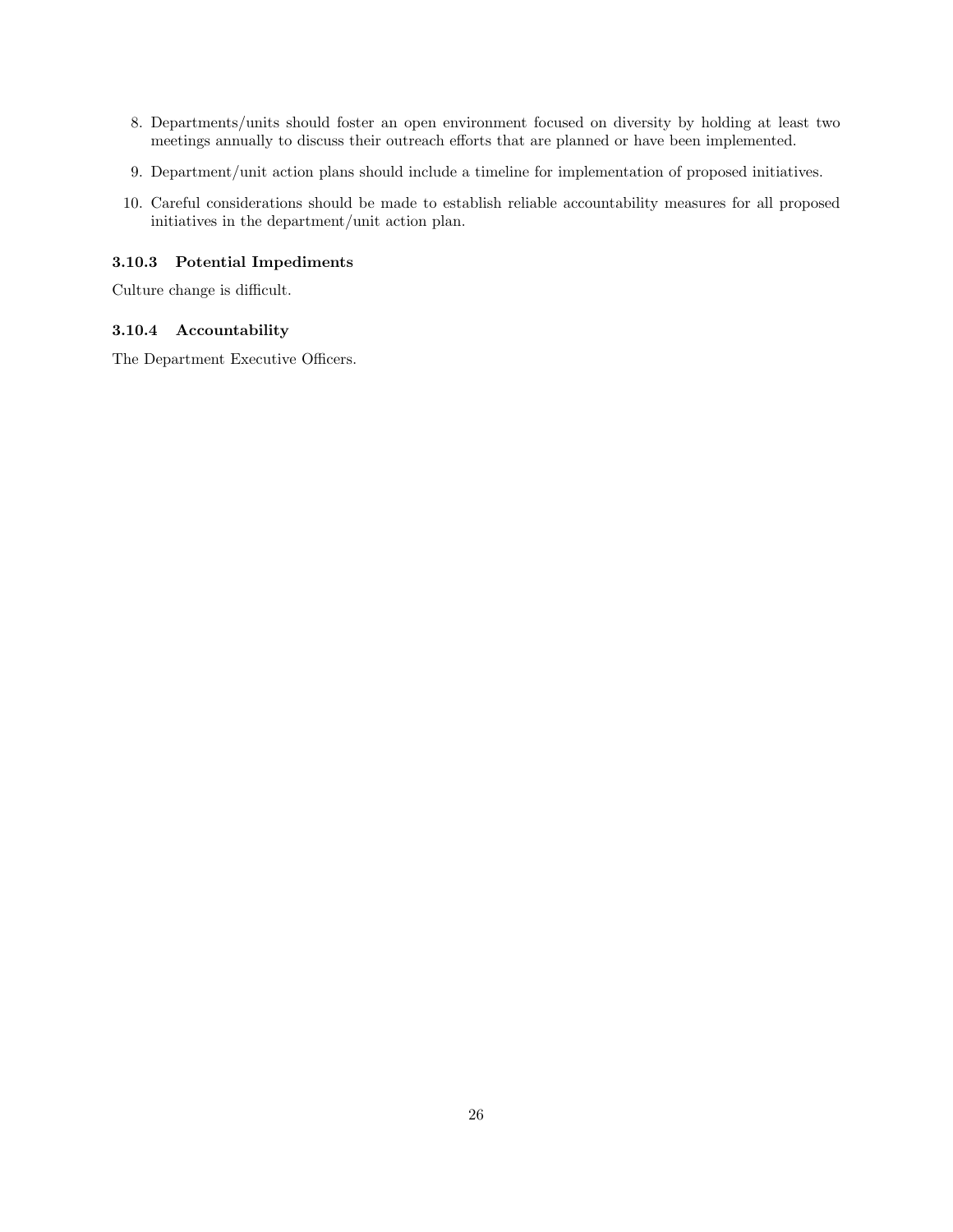8. Departments/units should foster an open environment focused on diversity by holding at least two meetings annually to discuss their outreach efforts that are planned or have been implemented.

9. Department/unit action plans should include a timeline for implementation of proposed initiatives.

10. Careful considerations should be made to establish reliable accountability measures for all proposed initiatives in the department/unit action plan.

#### 3.10.3 Potential Impediments

Culture change is difficult.

#### 3.10.4 Accountability

The Department Executive Officers.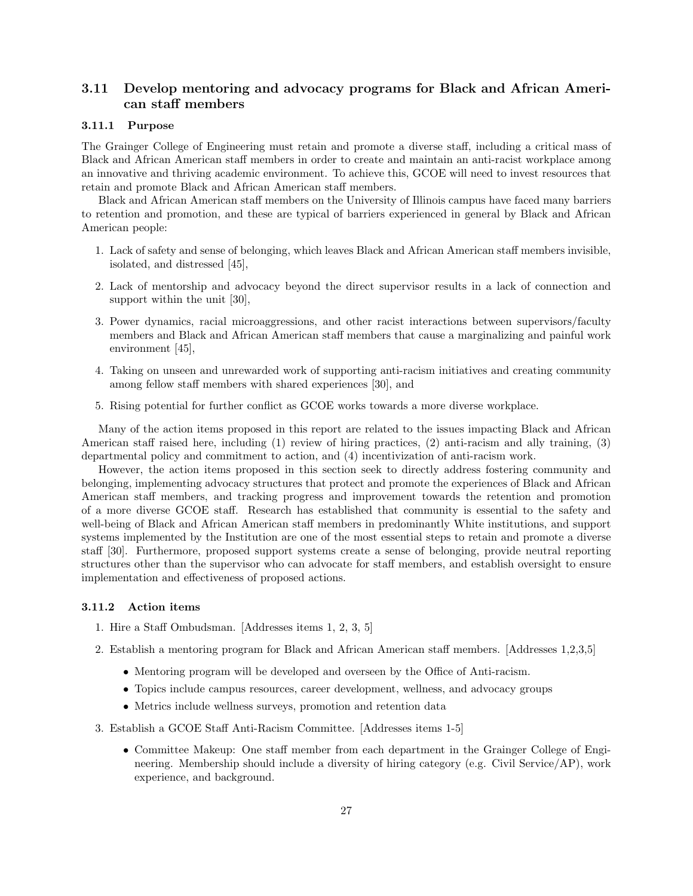### 3.11 Develop mentoring and advocacy programs for Black and African American staff members

#### 3.11.1 Purpose

The Grainger College of Engineering must retain and promote a diverse staff, including a critical mass of Black and African American staff members in order to create and maintain an anti-racist workplace among an innovative and thriving academic environment. To achieve this, GCOE will need to invest resources that retain and promote Black and African American staff members.

Black and African American staff members on the University of Illinois campus have faced many barriers to retention and promotion, and these are typical of barriers experienced in general by Black and African American people:

1. Lack of safety and sense of belonging, which leaves Black and African American staff members invisible, isolated, and distressed [45],
2. Lack of mentorship and advocacy beyond the direct supervisor results in a lack of connection and support within the unit [30],
3. Power dynamics, racial microaggressions, and other racist interactions between supervisors/faculty members and Black and African American staff members that cause a marginalizing and painful work environment [45],
4. Taking on unseen and unrewarded work of supporting anti-racism initiatives and creating community among fellow staff members with shared experiences [30], and
5. Rising potential for further conflict as GCOE works towards a more diverse workplace.

Many of the action items proposed in this report are related to the issues impacting Black and African American staff raised here, including (1) review of hiring practices, (2) anti-racism and ally training, (3) departmental policy and commitment to action, and (4) incentivization of anti-racism work.

However, the action items proposed in this section seek to directly address fostering community and belonging, implementing advocacy structures that protect and promote the experiences of Black and African American staff members, and tracking progress and improvement towards the retention and promotion of a more diverse GCOE staff. Research has established that community is essential to the safety and well-being of Black and African American staff members in predominantly White institutions, and support systems implemented by the Institution are one of the most essential steps to retain and promote a diverse staff [30]. Furthermore, proposed support systems create a sense of belonging, provide neutral reporting structures other than the supervisor who can advocate for staff members, and establish oversight to ensure implementation and effectiveness of proposed actions.

#### 3.11.2 Action items

1. Hire a Staff Ombudsman. [Addresses items 1, 2, 3, 5]
2. Establish a mentoring program for Black and African American staff members. [Addresses 1,2,3,5]
   - Mentoring program will be developed and overseen by the Office of Anti-racism.
   - Topics include campus resources, career development, wellness, and advocacy groups
   - Metrics include wellness surveys, promotion and retention data
3. Establish a GCOE Staff Anti-Racism Committee. [Addresses items 1-5]
   - Committee Makeup: One staff member from each department in the Grainger College of Engineering. Membership should include a diversity of hiring category (e.g. Civil Service/AP), work experience, and background.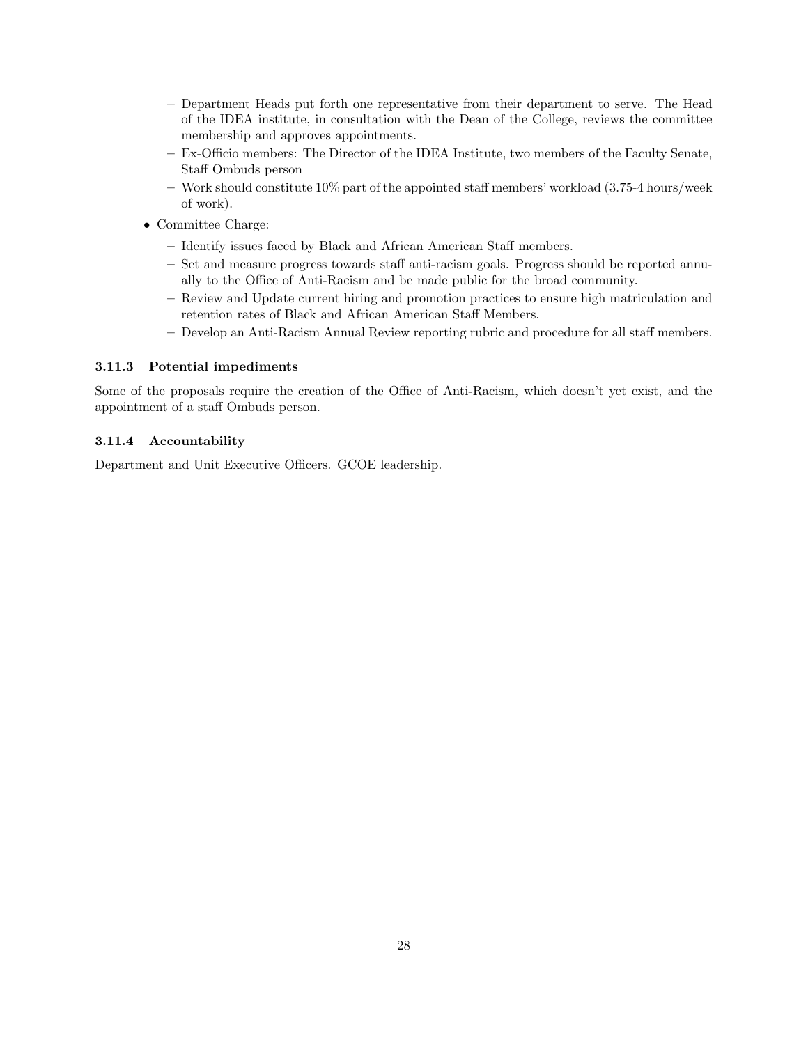- Department Heads put forth one representative from their department to serve. The Head of the IDEA institute, in consultation with the Dean of the College, reviews the committee membership and approves appointments.
  - Ex-Officio members: The Director of the IDEA Institute, two members of the Faculty Senate, Staff Ombuds person
  - Work should constitute 10% part of the appointed staff members' workload (3.75-4 hours/week of work).
- Committee Charge:
  - Identify issues faced by Black and African American Staff members.
  - Set and measure progress towards staff anti-racism goals. Progress should be reported annually to the Office of Anti-Racism and be made public for the broad community.
  - Review and Update current hiring and promotion practices to ensure high matriculation and retention rates of Black and African American Staff Members.
  - Develop an Anti-Racism Annual Review reporting rubric and procedure for all staff members.

#### 3.11.3 Potential impediments

Some of the proposals require the creation of the Office of Anti-Racism, which doesn't yet exist, and the appointment of a staff Ombuds person.

#### 3.11.4 Accountability

Department and Unit Executive Officers. GCOE leadership.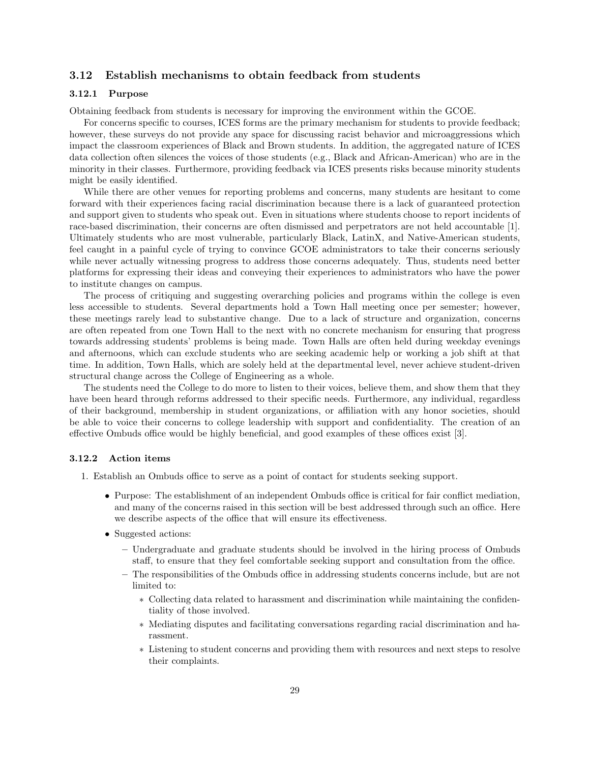### 3.12 Establish mechanisms to obtain feedback from students

#### 3.12.1 Purpose

Obtaining feedback from students is necessary for improving the environment within the GCOE.

For concerns specific to courses, ICES forms are the primary mechanism for students to provide feedback; however, these surveys do not provide any space for discussing racist behavior and microaggressions which impact the classroom experiences of Black and Brown students. In addition, the aggregated nature of ICES data collection often silences the voices of those students (e.g., Black and African-American) who are in the minority in their classes. Furthermore, providing feedback via ICES presents risks because minority students might be easily identified.

While there are other venues for reporting problems and concerns, many students are hesitant to come forward with their experiences facing racial discrimination because there is a lack of guaranteed protection and support given to students who speak out. Even in situations where students choose to report incidents of race-based discrimination, their concerns are often dismissed and perpetrators are not held accountable [1]. Ultimately students who are most vulnerable, particularly Black, LatinX, and Native-American students, feel caught in a painful cycle of trying to convince GCOE administrators to take their concerns seriously while never actually witnessing progress to address those concerns adequately. Thus, students need better platforms for expressing their ideas and conveying their experiences to administrators who have the power to institute changes on campus.

The process of critiquing and suggesting overarching policies and programs within the college is even less accessible to students. Several departments hold a Town Hall meeting once per semester; however, these meetings rarely lead to substantive change. Due to a lack of structure and organization, concerns are often repeated from one Town Hall to the next with no concrete mechanism for ensuring that progress towards addressing students' problems is being made. Town Halls are often held during weekday evenings and afternoons, which can exclude students who are seeking academic help or working a job shift at that time. In addition, Town Halls, which are solely held at the departmental level, never achieve student-driven structural change across the College of Engineering as a whole.

The students need the College to do more to listen to their voices, believe them, and show them that they have been heard through reforms addressed to their specific needs. Furthermore, any individual, regardless of their background, membership in student organizations, or affiliation with any honor societies, should be able to voice their concerns to college leadership with support and confidentiality. The creation of an effective Ombuds office would be highly beneficial, and good examples of these offices exist [3].

#### 3.12.2 Action items

1. Establish an Ombuds office to serve as a point of contact for students seeking support.
   - Purpose: The establishment of an independent Ombuds office is critical for fair conflict mediation, and many of the concerns raised in this section will be best addressed through such an office. Here we describe aspects of the office that will ensure its effectiveness.
   - Suggested actions:
     - Undergraduate and graduate students should be involved in the hiring process of Ombuds staff, to ensure that they feel comfortable seeking support and consultation from the office.
     - The responsibilities of the Ombuds office in addressing students concerns include, but are not limited to:
       - Collecting data related to harassment and discrimination while maintaining the confidentiality of those involved.
       - Mediating disputes and facilitating conversations regarding racial discrimination and harassment.
       - Listening to student concerns and providing them with resources and next steps to resolve their complaints.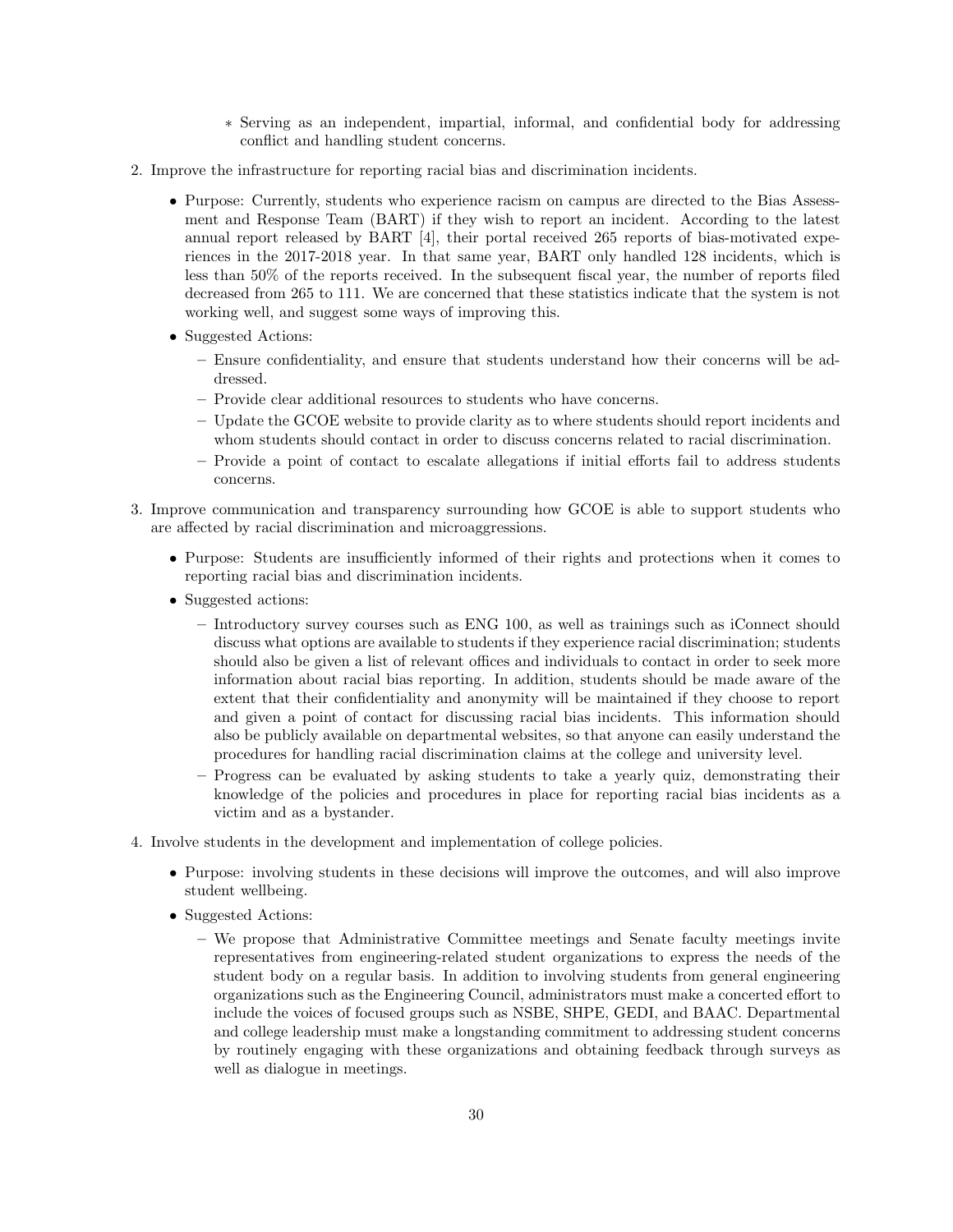* Serving as an independent, impartial, informal, and confidential body for addressing conflict and handling student concerns.

2. Improve the infrastructure for reporting racial bias and discrimination incidents.
   - Purpose: Currently, students who experience racism on campus are directed to the Bias Assessment and Response Team (BART) if they wish to report an incident. According to the latest annual report released by BART [4], their portal received 265 reports of bias-motivated experiences in the 2017-2018 year. In that same year, BART only handled 128 incidents, which is less than 50% of the reports received. In the subsequent fiscal year, the number of reports filed decreased from 265 to 111. We are concerned that these statistics indicate that the system is not working well, and suggest some ways of improving this.
   - Suggested Actions:
     - Ensure confidentiality, and ensure that students understand how their concerns will be addressed.
     - Provide clear additional resources to students who have concerns.
     - Update the GCOE website to provide clarity as to where students should report incidents and whom students should contact in order to discuss concerns related to racial discrimination.
     - Provide a point of contact to escalate allegations if initial efforts fail to address students concerns.

3. Improve communication and transparency surrounding how GCOE is able to support students who are affected by racial discrimination and microaggressions.
   - Purpose: Students are insufficiently informed of their rights and protections when it comes to reporting racial bias and discrimination incidents.
   - Suggested actions:
     - Introductory survey courses such as ENG 100, as well as trainings such as iConnect should discuss what options are available to students if they experience racial discrimination; students should also be given a list of relevant offices and individuals to contact in order to seek more information about racial bias reporting. In addition, students should be made aware of the extent that their confidentiality and anonymity will be maintained if they choose to report and given a point of contact for discussing racial bias incidents. This information should also be publicly available on departmental websites, so that anyone can easily understand the procedures for handling racial discrimination claims at the college and university level.
     - Progress can be evaluated by asking students to take a yearly quiz, demonstrating their knowledge of the policies and procedures in place for reporting racial bias incidents as a victim and as a bystander.

4. Involve students in the development and implementation of college policies.
   - Purpose: involving students in these decisions will improve the outcomes, and will also improve student wellbeing.
   - Suggested Actions:
     - We propose that Administrative Committee meetings and Senate faculty meetings invite representatives from engineering-related student organizations to express the needs of the student body on a regular basis. In addition to involving students from general engineering organizations such as the Engineering Council, administrators must make a concerted effort to include the voices of focused groups such as NSBE, SHPE, GEDI, and BAAC. Departmental and college leadership must make a longstanding commitment to addressing student concerns by routinely engaging with these organizations and obtaining feedback through surveys as well as dialogue in meetings.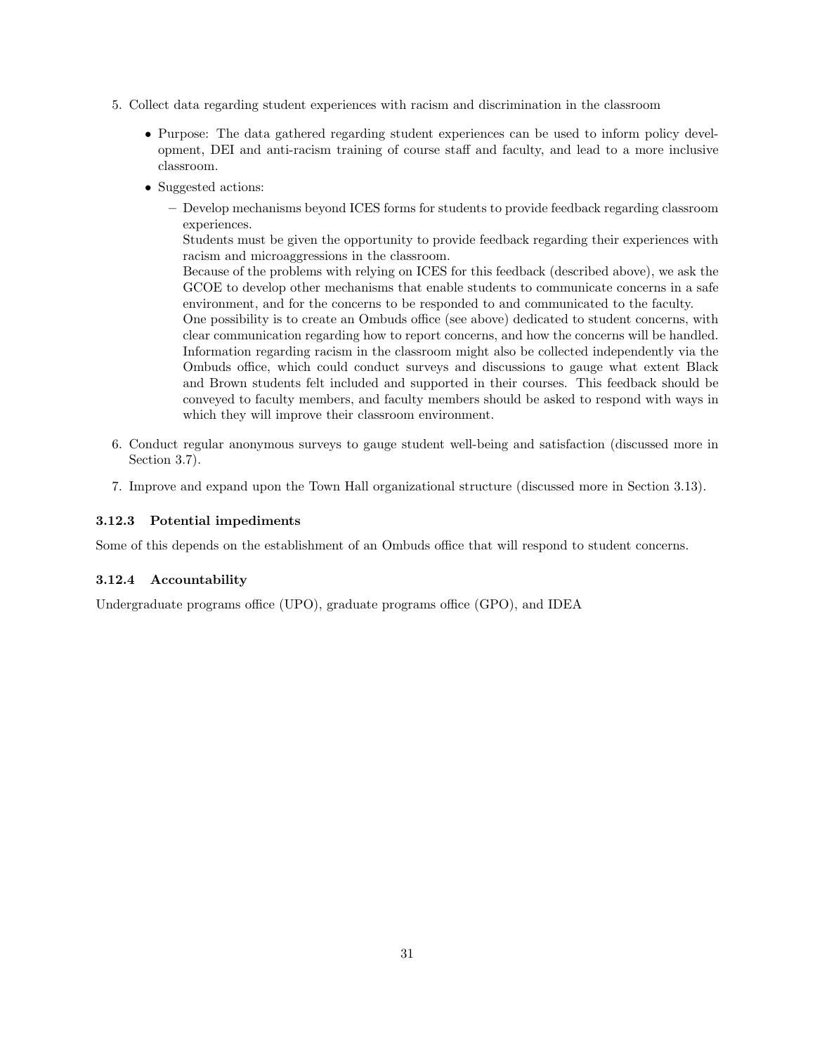5. Collect data regarding student experiences with racism and discrimination in the classroom

   - Purpose: The data gathered regarding student experiences can be used to inform policy development, DEI and anti-racism training of course staff and faculty, and lead to a more inclusive classroom.
   - Suggested actions:
     - Develop mechanisms beyond ICES forms for students to provide feedback regarding classroom experiences.
       Students must be given the opportunity to provide feedback regarding their experiences with racism and microaggressions in the classroom.
       Because of the problems with relying on ICES for this feedback (described above), we ask the GCOE to develop other mechanisms that enable students to communicate concerns in a safe environment, and for the concerns to be responded to and communicated to the faculty.
       One possibility is to create an Ombuds office (see above) dedicated to student concerns, with clear communication regarding how to report concerns, and how the concerns will be handled. Information regarding racism in the classroom might also be collected independently via the Ombuds office, which could conduct surveys and discussions to gauge what extent Black and Brown students felt included and supported in their courses. This feedback should be conveyed to faculty members, and faculty members should be asked to respond with ways in which they will improve their classroom environment.

6. Conduct regular anonymous surveys to gauge student well-being and satisfaction (discussed more in Section 3.7).

7. Improve and expand upon the Town Hall organizational structure (discussed more in Section 3.13).

#### 3.12.3 Potential impediments

Some of this depends on the establishment of an Ombuds office that will respond to student concerns.

#### 3.12.4 Accountability

Undergraduate programs office (UPO), graduate programs office (GPO), and IDEA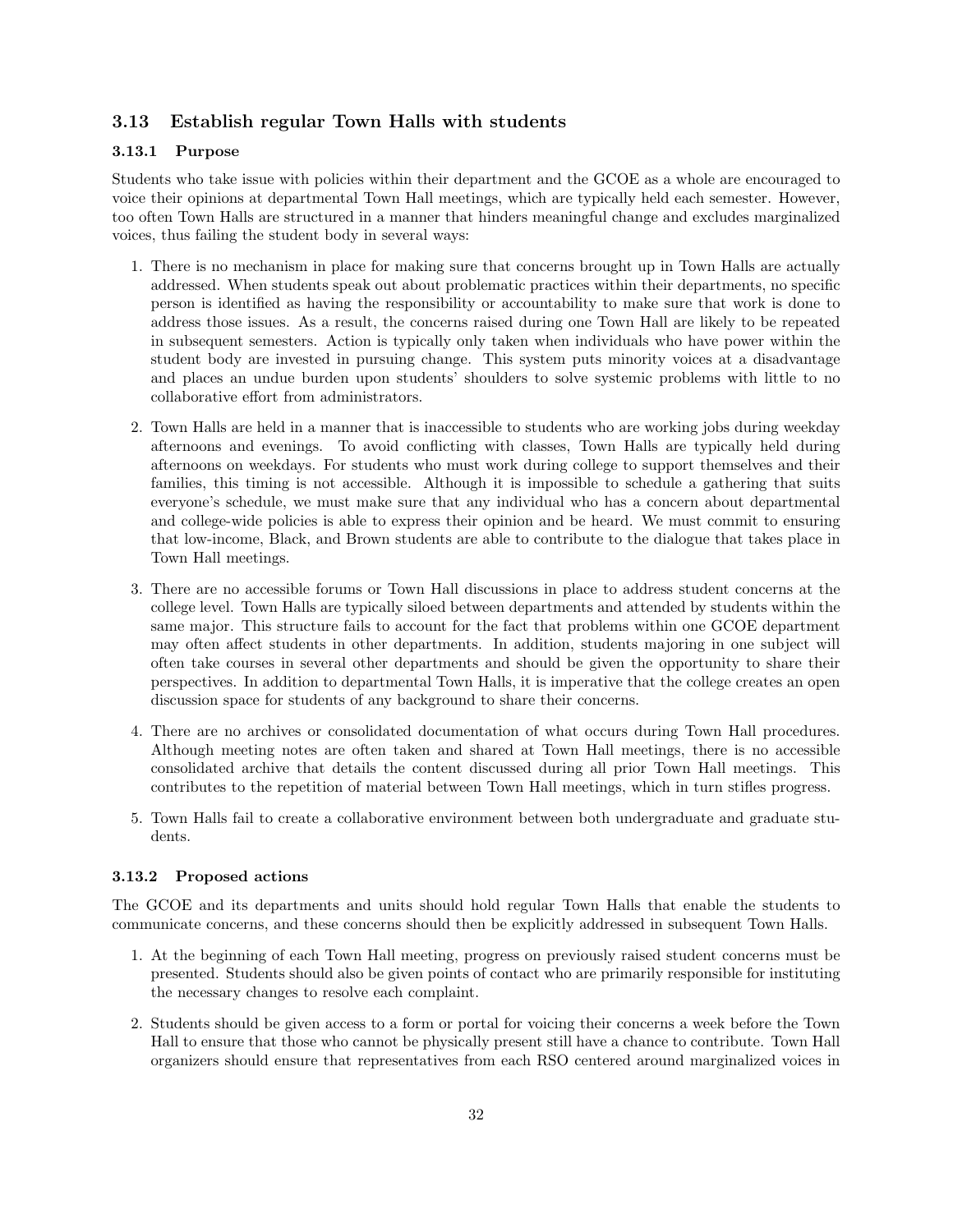## 3.13 Establish regular Town Halls with students

### 3.13.1 Purpose

Students who take issue with policies within their department and the GCOE as a whole are encouraged to voice their opinions at departmental Town Hall meetings, which are typically held each semester. However, too often Town Halls are structured in a manner that hinders meaningful change and excludes marginalized voices, thus failing the student body in several ways:

1. There is no mechanism in place for making sure that concerns brought up in Town Halls are actually addressed. When students speak out about problematic practices within their departments, no specific person is identified as having the responsibility or accountability to make sure that work is done to address those issues. As a result, the concerns raised during one Town Hall are likely to be repeated in subsequent semesters. Action is typically only taken when individuals who have power within the student body are invested in pursuing change. This system puts minority voices at a disadvantage and places an undue burden upon students' shoulders to solve systemic problems with little to no collaborative effort from administrators.

2. Town Halls are held in a manner that is inaccessible to students who are working jobs during weekday afternoons and evenings. To avoid conflicting with classes, Town Halls are typically held during afternoons on weekdays. For students who must work during college to support themselves and their families, this timing is not accessible. Although it is impossible to schedule a gathering that suits everyone's schedule, we must make sure that any individual who has a concern about departmental and college-wide policies is able to express their opinion and be heard. We must commit to ensuring that low-income, Black, and Brown students are able to contribute to the dialogue that takes place in Town Hall meetings.

3. There are no accessible forums or Town Hall discussions in place to address student concerns at the college level. Town Halls are typically siloed between departments and attended by students within the same major. This structure fails to account for the fact that problems within one GCOE department may often affect students in other departments. In addition, students majoring in one subject will often take courses in several other departments and should be given the opportunity to share their perspectives. In addition to departmental Town Halls, it is imperative that the college creates an open discussion space for students of any background to share their concerns.

4. There are no archives or consolidated documentation of what occurs during Town Hall procedures. Although meeting notes are often taken and shared at Town Hall meetings, there is no accessible consolidated archive that details the content discussed during all prior Town Hall meetings. This contributes to the repetition of material between Town Hall meetings, which in turn stifles progress.

5. Town Halls fail to create a collaborative environment between both undergraduate and graduate students.

### 3.13.2 Proposed actions

The GCOE and its departments and units should hold regular Town Halls that enable the students to communicate concerns, and these concerns should then be explicitly addressed in subsequent Town Halls.

1. At the beginning of each Town Hall meeting, progress on previously raised student concerns must be presented. Students should also be given points of contact who are primarily responsible for instituting the necessary changes to resolve each complaint.

2. Students should be given access to a form or portal for voicing their concerns a week before the Town Hall to ensure that those who cannot be physically present still have a chance to contribute. Town Hall organizers should ensure that representatives from each RSO centered around marginalized voices in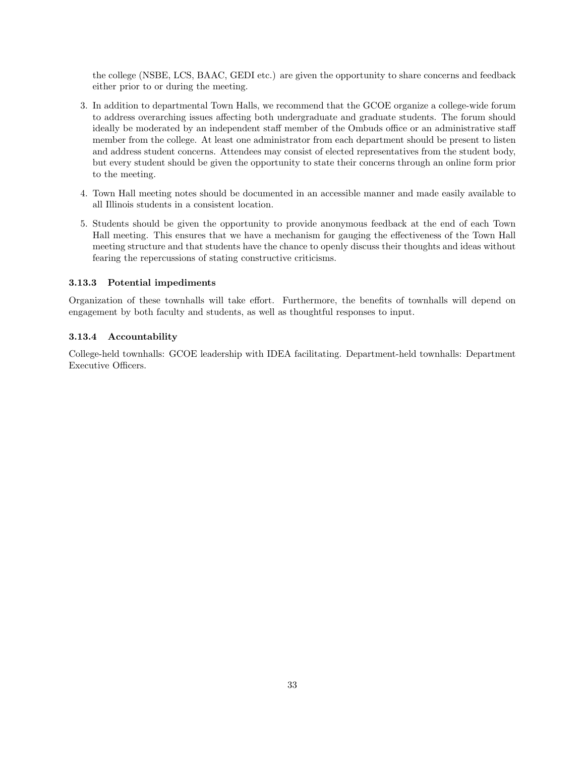the college (NSBE, LCS, BAAC, GEDI etc.) are given the opportunity to share concerns and feedback either prior to or during the meeting.

3. In addition to departmental Town Halls, we recommend that the GCOE organize a college-wide forum to address overarching issues affecting both undergraduate and graduate students. The forum should ideally be moderated by an independent staff member of the Ombuds office or an administrative staff member from the college. At least one administrator from each department should be present to listen and address student concerns. Attendees may consist of elected representatives from the student body, but every student should be given the opportunity to state their concerns through an online form prior to the meeting.

4. Town Hall meeting notes should be documented in an accessible manner and made easily available to all Illinois students in a consistent location.

5. Students should be given the opportunity to provide anonymous feedback at the end of each Town Hall meeting. This ensures that we have a mechanism for gauging the effectiveness of the Town Hall meeting structure and that students have the chance to openly discuss their thoughts and ideas without fearing the repercussions of stating constructive criticisms.

#### 3.13.3 Potential impediments

Organization of these townhalls will take effort. Furthermore, the benefits of townhalls will depend on engagement by both faculty and students, as well as thoughtful responses to input.

#### 3.13.4 Accountability

College-held townhalls: GCOE leadership with IDEA facilitating. Department-held townhalls: Department Executive Officers.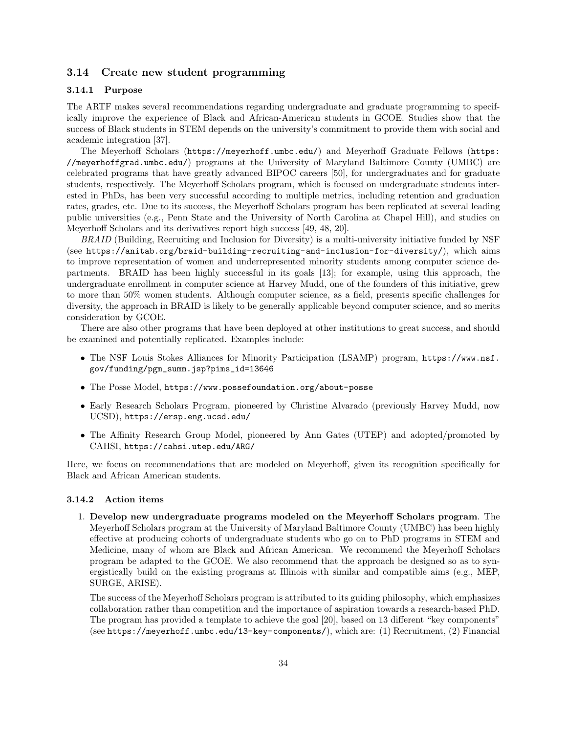### 3.14 Create new student programming

#### 3.14.1 Purpose

The ARTF makes several recommendations regarding undergraduate and graduate programming to specifically improve the experience of Black and African-American students in GCOE. Studies show that the success of Black students in STEM depends on the university's commitment to provide them with social and academic integration [37].

The Meyerhoff Scholars (https://meyerhoff.umbc.edu/) and Meyerhoff Graduate Fellows (https://meyerhoffgrad.umbc.edu/) programs at the University of Maryland Baltimore County (UMBC) are celebrated programs that have greatly advanced BIPOC careers [50], for undergraduates and for graduate students, respectively. The Meyerhoff Scholars program, which is focused on undergraduate students interested in PhDs, has been very successful according to multiple metrics, including retention and graduation rates, grades, etc. Due to its success, the Meyerhoff Scholars program has been replicated at several leading public universities (e.g., Penn State and the University of North Carolina at Chapel Hill), and studies on Meyerhoff Scholars and its derivatives report high success [49, 48, 20].

*BRAID* (Building, Recruiting and Inclusion for Diversity) is a multi-university initiative funded by NSF (see https://anitab.org/braid-building-recruiting-and-inclusion-for-diversity/), which aims to improve representation of women and underrepresented minority students among computer science departments. BRAID has been highly successful in its goals [13]; for example, using this approach, the undergraduate enrollment in computer science at Harvey Mudd, one of the founders of this initiative, grew to more than 50% women students. Although computer science, as a field, presents specific challenges for diversity, the approach in BRAID is likely to be generally applicable beyond computer science, and so merits consideration by GCOE.

There are also other programs that have been deployed at other institutions to great success, and should be examined and potentially replicated. Examples include:

- The NSF Louis Stokes Alliances for Minority Participation (LSAMP) program, https://www.nsf.gov/funding/pgm_summ.jsp?pims_id=13646
- The Posse Model, https://www.possefoundation.org/about-posse
- Early Research Scholars Program, pioneered by Christine Alvarado (previously Harvey Mudd, now UCSD), https://ersp.eng.ucsd.edu/
- The Affinity Research Group Model, pioneered by Ann Gates (UTEP) and adopted/promoted by CAHSI, https://cahsi.utep.edu/ARG/

Here, we focus on recommendations that are modeled on Meyerhoff, given its recognition specifically for Black and African American students.

#### 3.14.2 Action items

1. **Develop new undergraduate programs modeled on the Meyerhoff Scholars program**. The Meyerhoff Scholars program at the University of Maryland Baltimore County (UMBC) has been highly effective at producing cohorts of undergraduate students who go on to PhD programs in STEM and Medicine, many of whom are Black and African American. We recommend the Meyerhoff Scholars program be adapted to the GCOE. We also recommend that the approach be designed so as to synergistically build on the existing programs at Illinois with similar and compatible aims (e.g., MEP, SURGE, ARISE).

   The success of the Meyerhoff Scholars program is attributed to its guiding philosophy, which emphasizes collaboration rather than competition and the importance of aspiration towards a research-based PhD. The program has provided a template to achieve the goal [20], based on 13 different "key components" (see https://meyerhoff.umbc.edu/13-key-components/), which are: (1) Recruitment, (2) Financial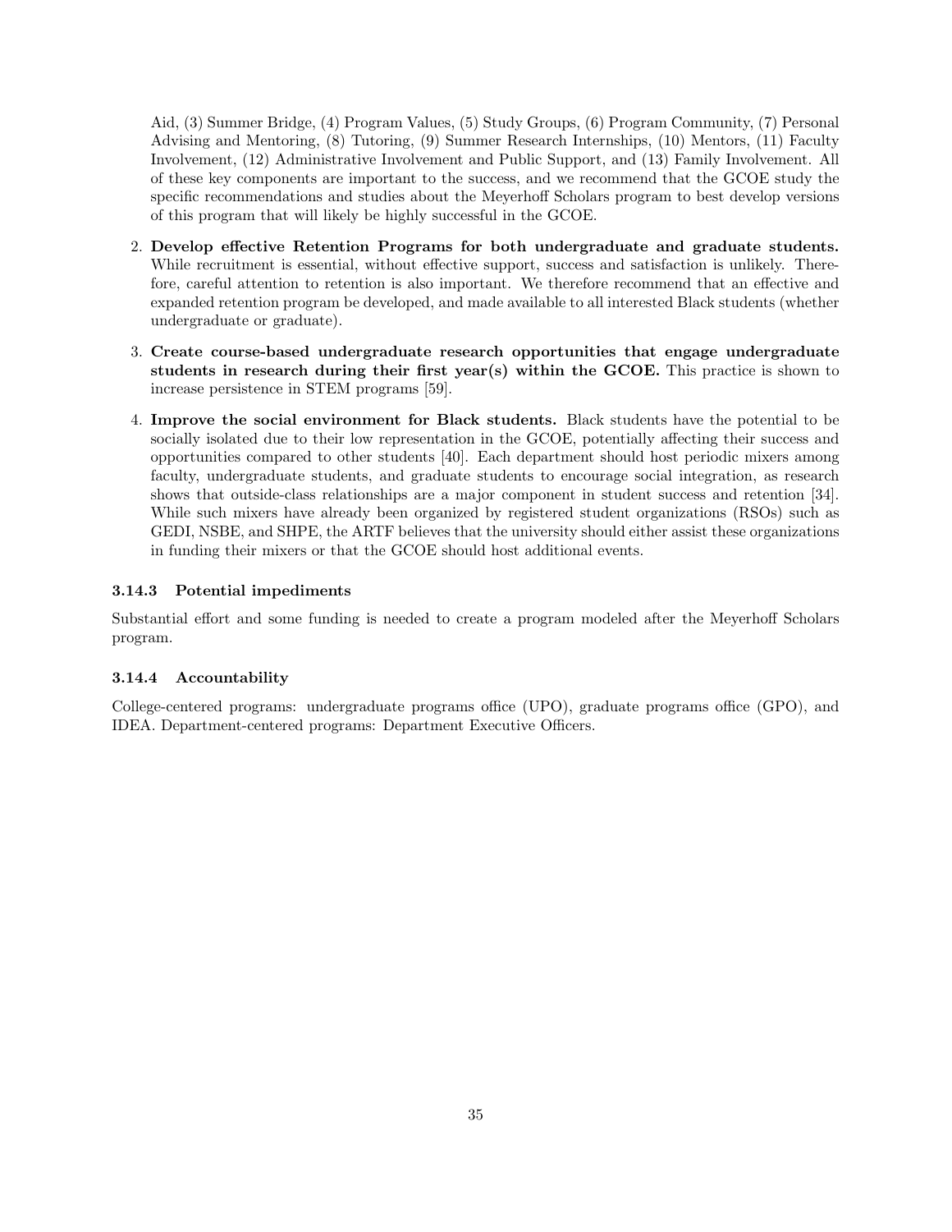Aid, (3) Summer Bridge, (4) Program Values, (5) Study Groups, (6) Program Community, (7) Personal Advising and Mentoring, (8) Tutoring, (9) Summer Research Internships, (10) Mentors, (11) Faculty Involvement, (12) Administrative Involvement and Public Support, and (13) Family Involvement. All of these key components are important to the success, and we recommend that the GCOE study the specific recommendations and studies about the Meyerhoff Scholars program to best develop versions of this program that will likely be highly successful in the GCOE.

2. **Develop effective Retention Programs for both undergraduate and graduate students.** While recruitment is essential, without effective support, success and satisfaction is unlikely. Therefore, careful attention to retention is also important. We therefore recommend that an effective and expanded retention program be developed, and made available to all interested Black students (whether undergraduate or graduate).

3. **Create course-based undergraduate research opportunities that engage undergraduate students in research during their first year(s) within the GCOE.** This practice is shown to increase persistence in STEM programs [59].

4. **Improve the social environment for Black students.** Black students have the potential to be socially isolated due to their low representation in the GCOE, potentially affecting their success and opportunities compared to other students [40]. Each department should host periodic mixers among faculty, undergraduate students, and graduate students to encourage social integration, as research shows that outside-class relationships are a major component in student success and retention [34]. While such mixers have already been organized by registered student organizations (RSOs) such as GEDI, NSBE, and SHPE, the ARTF believes that the university should either assist these organizations in funding their mixers or that the GCOE should host additional events.

### 3.14.3 Potential impediments

Substantial effort and some funding is needed to create a program modeled after the Meyerhoff Scholars program.

### 3.14.4 Accountability

College-centered programs: undergraduate programs office (UPO), graduate programs office (GPO), and IDEA. Department-centered programs: Department Executive Officers.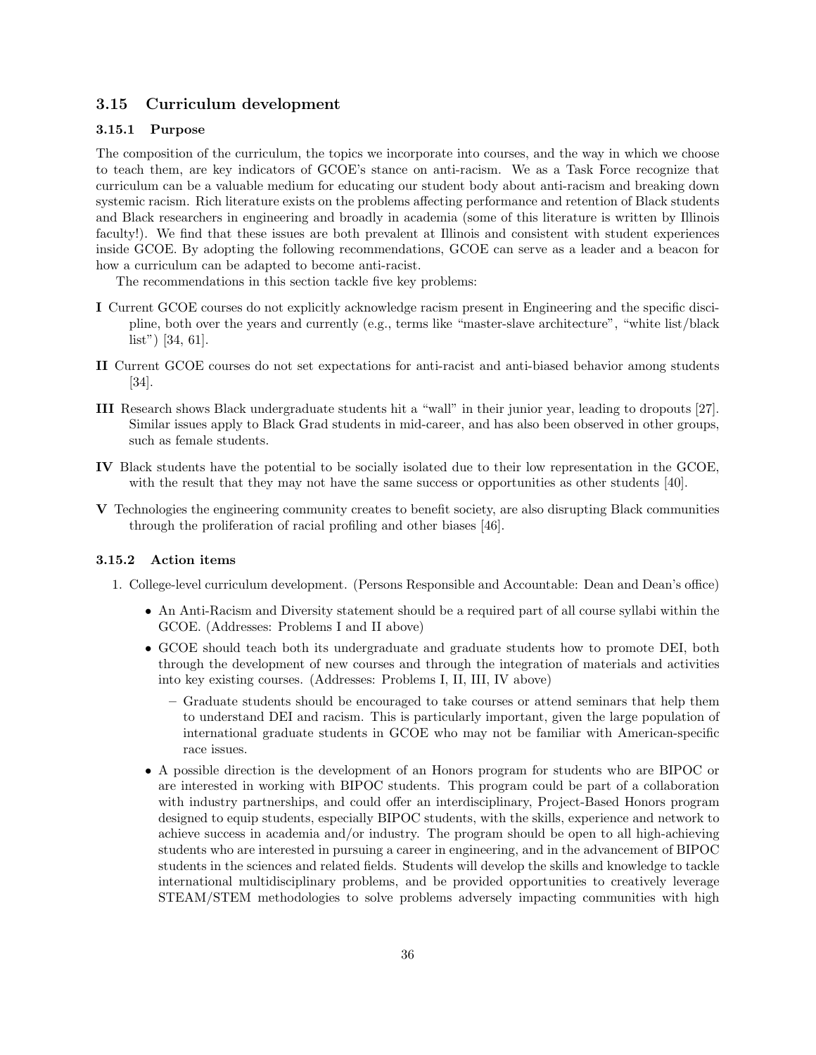## 3.15 Curriculum development

### 3.15.1 Purpose

The composition of the curriculum, the topics we incorporate into courses, and the way in which we choose to teach them, are key indicators of GCOE's stance on anti-racism. We as a Task Force recognize that curriculum can be a valuable medium for educating our student body about anti-racism and breaking down systemic racism. Rich literature exists on the problems affecting performance and retention of Black students and Black researchers in engineering and broadly in academia (some of this literature is written by Illinois faculty!). We find that these issues are both prevalent at Illinois and consistent with student experiences inside GCOE. By adopting the following recommendations, GCOE can serve as a leader and a beacon for how a curriculum can be adapted to become anti-racist.

The recommendations in this section tackle five key problems:

**I** Current GCOE courses do not explicitly acknowledge racism present in Engineering and the specific discipline, both over the years and currently (e.g., terms like "master-slave architecture", "white list/black list") [34, 61].

**II** Current GCOE courses do not set expectations for anti-racist and anti-biased behavior among students [34].

**III** Research shows Black undergraduate students hit a "wall" in their junior year, leading to dropouts [27]. Similar issues apply to Black Grad students in mid-career, and has also been observed in other groups, such as female students.

**IV** Black students have the potential to be socially isolated due to their low representation in the GCOE, with the result that they may not have the same success or opportunities as other students [40].

**V** Technologies the engineering community creates to benefit society, are also disrupting Black communities through the proliferation of racial profiling and other biases [46].

### 3.15.2 Action items

1. College-level curriculum development. (Persons Responsible and Accountable: Dean and Dean's office)
   - An Anti-Racism and Diversity statement should be a required part of all course syllabi within the GCOE. (Addresses: Problems I and II above)
   - GCOE should teach both its undergraduate and graduate students how to promote DEI, both through the development of new courses and through the integration of materials and activities into key existing courses. (Addresses: Problems I, II, III, IV above)
     - Graduate students should be encouraged to take courses or attend seminars that help them to understand DEI and racism. This is particularly important, given the large population of international graduate students in GCOE who may not be familiar with American-specific race issues.
   - A possible direction is the development of an Honors program for students who are BIPOC or are interested in working with BIPOC students. This program could be part of a collaboration with industry partnerships, and could offer an interdisciplinary, Project-Based Honors program designed to equip students, especially BIPOC students, with the skills, experience and network to achieve success in academia and/or industry. The program should be open to all high-achieving students who are interested in pursuing a career in engineering, and in the advancement of BIPOC students in the sciences and related fields. Students will develop the skills and knowledge to tackle international multidisciplinary problems, and be provided opportunities to creatively leverage STEAM/STEM methodologies to solve problems adversely impacting communities with high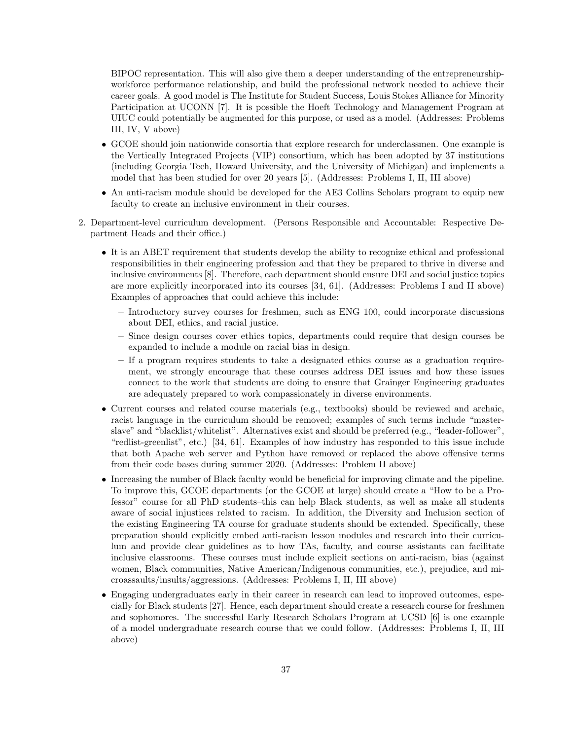BIPOC representation. This will also give them a deeper understanding of the entrepreneurship-workforce performance relationship, and build the professional network needed to achieve their career goals. A good model is The Institute for Student Success, Louis Stokes Alliance for Minority Participation at UCONN [7]. It is possible the Hoeft Technology and Management Program at UIUC could potentially be augmented for this purpose, or used as a model. (Addresses: Problems III, IV, V above)

- GCOE should join nationwide consortia that explore research for underclassmen. One example is the Vertically Integrated Projects (VIP) consortium, which has been adopted by 37 institutions (including Georgia Tech, Howard University, and the University of Michigan) and implements a model that has been studied for over 20 years [5]. (Addresses: Problems I, II, III above)
- An anti-racism module should be developed for the AE3 Collins Scholars program to equip new faculty to create an inclusive environment in their courses.

2. Department-level curriculum development. (Persons Responsible and Accountable: Respective Department Heads and their office.)

   - It is an ABET requirement that students develop the ability to recognize ethical and professional responsibilities in their engineering profession and that they be prepared to thrive in diverse and inclusive environments [8]. Therefore, each department should ensure DEI and social justice topics are more explicitly incorporated into its courses [34, 61]. (Addresses: Problems I and II above) Examples of approaches that could achieve this include:
     - Introductory survey courses for freshmen, such as ENG 100, could incorporate discussions about DEI, ethics, and racial justice.
     - Since design courses cover ethics topics, departments could require that design courses be expanded to include a module on racial bias in design.
     - If a program requires students to take a designated ethics course as a graduation requirement, we strongly encourage that these courses address DEI issues and how these issues connect to the work that students are doing to ensure that Grainger Engineering graduates are adequately prepared to work compassionately in diverse environments.
   - Current courses and related course materials (e.g., textbooks) should be reviewed and archaic, racist language in the curriculum should be removed; examples of such terms include "master-slave" and "blacklist/whitelist". Alternatives exist and should be preferred (e.g., "leader-follower", "redlist-greenlist", etc.) [34, 61]. Examples of how industry has responded to this issue include that both Apache web server and Python have removed or replaced the above offensive terms from their code bases during summer 2020. (Addresses: Problem II above)
   - Increasing the number of Black faculty would be beneficial for improving climate and the pipeline. To improve this, GCOE departments (or the GCOE at large) should create a "How to be a Professor" course for all PhD students–this can help Black students, as well as make all students aware of social injustices related to racism. In addition, the Diversity and Inclusion section of the existing Engineering TA course for graduate students should be extended. Specifically, these preparation should explicitly embed anti-racism lesson modules and research into their curriculum and provide clear guidelines as to how TAs, faculty, and course assistants can facilitate inclusive classrooms. These courses must include explicit sections on anti-racism, bias (against women, Black communities, Native American/Indigenous communities, etc.), prejudice, and microassaults/insults/aggressions. (Addresses: Problems I, II, III above)
   - Engaging undergraduates early in their career in research can lead to improved outcomes, especially for Black students [27]. Hence, each department should create a research course for freshmen and sophomores. The successful Early Research Scholars Program at UCSD [6] is one example of a model undergraduate research course that we could follow. (Addresses: Problems I, II, III above)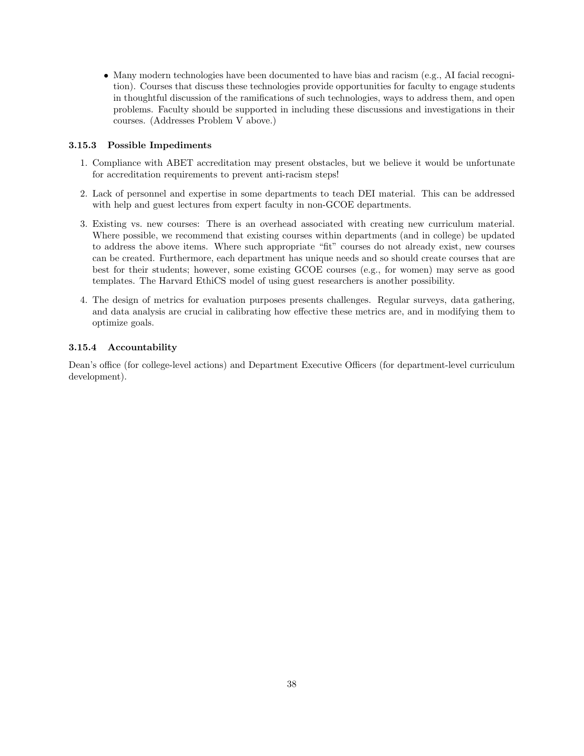- Many modern technologies have been documented to have bias and racism (e.g., AI facial recognition). Courses that discuss these technologies provide opportunities for faculty to engage students in thoughtful discussion of the ramifications of such technologies, ways to address them, and open problems. Faculty should be supported in including these discussions and investigations in their courses. (Addresses Problem V above.)

#### 3.15.3 Possible Impediments

1. Compliance with ABET accreditation may present obstacles, but we believe it would be unfortunate for accreditation requirements to prevent anti-racism steps!
2. Lack of personnel and expertise in some departments to teach DEI material. This can be addressed with help and guest lectures from expert faculty in non-GCOE departments.
3. Existing vs. new courses: There is an overhead associated with creating new curriculum material. Where possible, we recommend that existing courses within departments (and in college) be updated to address the above items. Where such appropriate "fit" courses do not already exist, new courses can be created. Furthermore, each department has unique needs and so should create courses that are best for their students; however, some existing GCOE courses (e.g., for women) may serve as good templates. The Harvard EthiCS model of using guest researchers is another possibility.
4. The design of metrics for evaluation purposes presents challenges. Regular surveys, data gathering, and data analysis are crucial in calibrating how effective these metrics are, and in modifying them to optimize goals.

#### 3.15.4 Accountability

Dean's office (for college-level actions) and Department Executive Officers (for department-level curriculum development).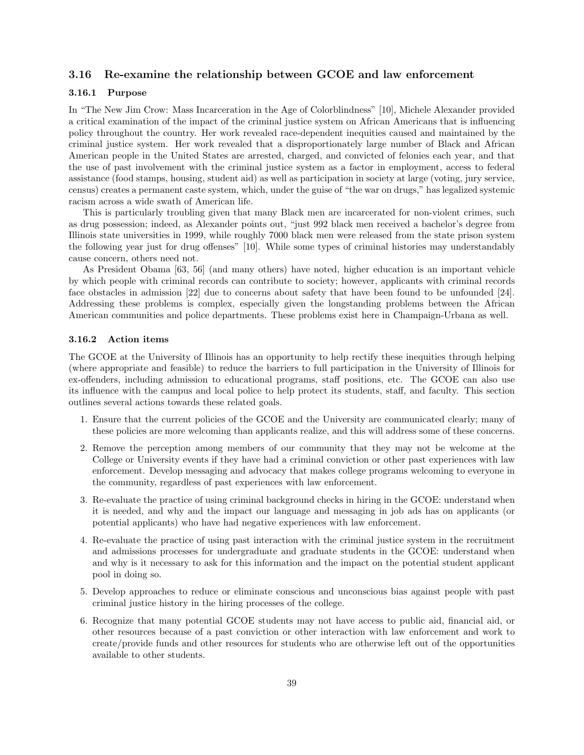### 3.16 Re-examine the relationship between GCOE and law enforcement

#### 3.16.1 Purpose

In "The New Jim Crow: Mass Incarceration in the Age of Colorblindness" [10], Michele Alexander provided a critical examination of the impact of the criminal justice system on African Americans that is influencing policy throughout the country. Her work revealed race-dependent inequities caused and maintained by the criminal justice system. Her work revealed that a disproportionately large number of Black and African American people in the United States are arrested, charged, and convicted of felonies each year, and that the use of past involvement with the criminal justice system as a factor in employment, access to federal assistance (food stamps, housing, student aid) as well as participation in society at large (voting, jury service, census) creates a permanent caste system, which, under the guise of "the war on drugs," has legalized systemic racism across a wide swath of American life.

This is particularly troubling given that many Black men are incarcerated for non-violent crimes, such as drug possession; indeed, as Alexander points out, "just 992 black men received a bachelor's degree from Illinois state universities in 1999, while roughly 7000 black men were released from the state prison system the following year just for drug offenses" [10]. While some types of criminal histories may understandably cause concern, others need not.

As President Obama [63, 56] (and many others) have noted, higher education is an important vehicle by which people with criminal records can contribute to society; however, applicants with criminal records face obstacles in admission [22] due to concerns about safety that have been found to be unfounded [24]. Addressing these problems is complex, especially given the longstanding problems between the African American communities and police departments. These problems exist here in Champaign-Urbana as well.

#### 3.16.2 Action items

The GCOE at the University of Illinois has an opportunity to help rectify these inequities through helping (where appropriate and feasible) to reduce the barriers to full participation in the University of Illinois for ex-offenders, including admission to educational programs, staff positions, etc. The GCOE can also use its influence with the campus and local police to help protect its students, staff, and faculty. This section outlines several actions towards these related goals.

1. Ensure that the current policies of the GCOE and the University are communicated clearly; many of these policies are more welcoming than applicants realize, and this will address some of these concerns.
2. Remove the perception among members of our community that they may not be welcome at the College or University events if they have had a criminal conviction or other past experiences with law enforcement. Develop messaging and advocacy that makes college programs welcoming to everyone in the community, regardless of past experiences with law enforcement.
3. Re-evaluate the practice of using criminal background checks in hiring in the GCOE: understand when it is needed, and why and the impact our language and messaging in job ads has on applicants (or potential applicants) who have had negative experiences with law enforcement.
4. Re-evaluate the practice of using past interaction with the criminal justice system in the recruitment and admissions processes for undergraduate and graduate students in the GCOE: understand when and why is it necessary to ask for this information and the impact on the potential student applicant pool in doing so.
5. Develop approaches to reduce or eliminate conscious and unconscious bias against people with past criminal justice history in the hiring processes of the college.
6. Recognize that many potential GCOE students may not have access to public aid, financial aid, or other resources because of a past conviction or other interaction with law enforcement and work to create/provide funds and other resources for students who are otherwise left out of the opportunities available to other students.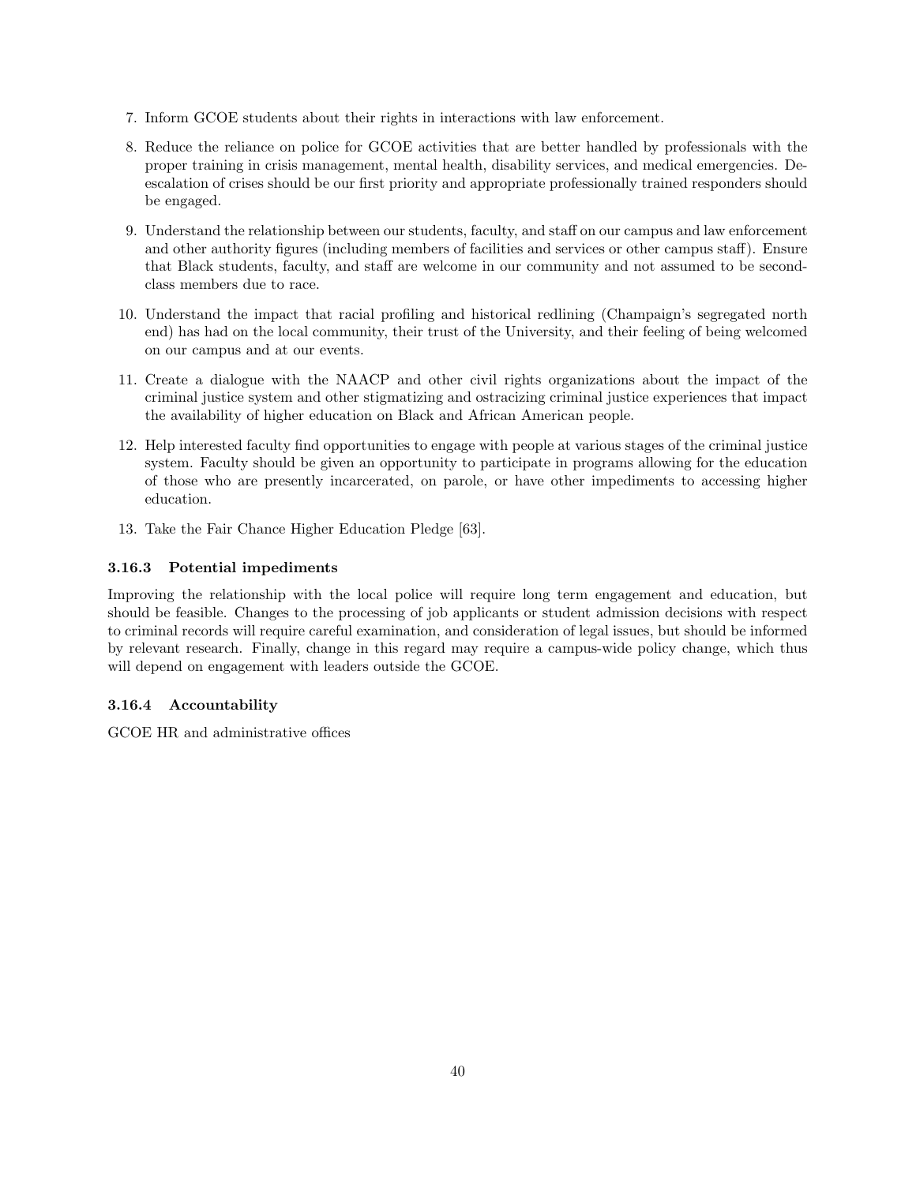7. Inform GCOE students about their rights in interactions with law enforcement.
8. Reduce the reliance on police for GCOE activities that are better handled by professionals with the proper training in crisis management, mental health, disability services, and medical emergencies. De-escalation of crises should be our first priority and appropriate professionally trained responders should be engaged.
9. Understand the relationship between our students, faculty, and staff on our campus and law enforcement and other authority figures (including members of facilities and services or other campus staff). Ensure that Black students, faculty, and staff are welcome in our community and not assumed to be second-class members due to race.
10. Understand the impact that racial profiling and historical redlining (Champaign's segregated north end) has had on the local community, their trust of the University, and their feeling of being welcomed on our campus and at our events.
11. Create a dialogue with the NAACP and other civil rights organizations about the impact of the criminal justice system and other stigmatizing and ostracizing criminal justice experiences that impact the availability of higher education on Black and African American people.
12. Help interested faculty find opportunities to engage with people at various stages of the criminal justice system. Faculty should be given an opportunity to participate in programs allowing for the education of those who are presently incarcerated, on parole, or have other impediments to accessing higher education.
13. Take the Fair Chance Higher Education Pledge [63].

### 3.16.3 Potential impediments

Improving the relationship with the local police will require long term engagement and education, but should be feasible. Changes to the processing of job applicants or student admission decisions with respect to criminal records will require careful examination, and consideration of legal issues, but should be informed by relevant research. Finally, change in this regard may require a campus-wide policy change, which thus will depend on engagement with leaders outside the GCOE.

### 3.16.4 Accountability

GCOE HR and administrative offices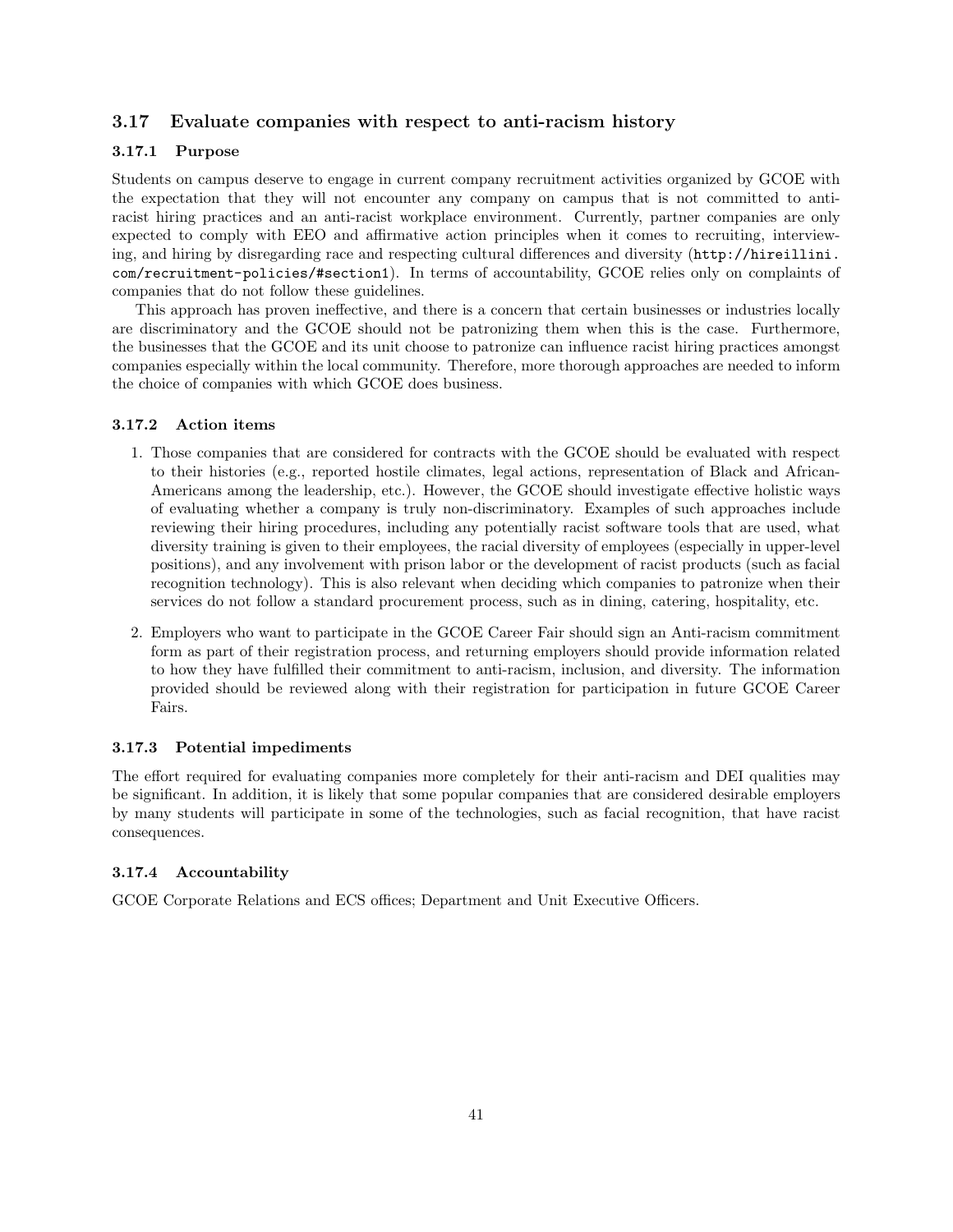## 3.17 Evaluate companies with respect to anti-racism history

### 3.17.1 Purpose

Students on campus deserve to engage in current company recruitment activities organized by GCOE with the expectation that they will not encounter any company on campus that is not committed to anti-racist hiring practices and an anti-racist workplace environment. Currently, partner companies are only expected to comply with EEO and affirmative action principles when it comes to recruiting, interviewing, and hiring by disregarding race and respecting cultural differences and diversity (`http://hireillini.com/recruitment-policies/#section1`). In terms of accountability, GCOE relies only on complaints of companies that do not follow these guidelines.

This approach has proven ineffective, and there is a concern that certain businesses or industries locally are discriminatory and the GCOE should not be patronizing them when this is the case. Furthermore, the businesses that the GCOE and its unit choose to patronize can influence racist hiring practices amongst companies especially within the local community. Therefore, more thorough approaches are needed to inform the choice of companies with which GCOE does business.

### 3.17.2 Action items

1. Those companies that are considered for contracts with the GCOE should be evaluated with respect to their histories (e.g., reported hostile climates, legal actions, representation of Black and African-Americans among the leadership, etc.). However, the GCOE should investigate effective holistic ways of evaluating whether a company is truly non-discriminatory. Examples of such approaches include reviewing their hiring procedures, including any potentially racist software tools that are used, what diversity training is given to their employees, the racial diversity of employees (especially in upper-level positions), and any involvement with prison labor or the development of racist products (such as facial recognition technology). This is also relevant when deciding which companies to patronize when their services do not follow a standard procurement process, such as in dining, catering, hospitality, etc.

2. Employers who want to participate in the GCOE Career Fair should sign an Anti-racism commitment form as part of their registration process, and returning employers should provide information related to how they have fulfilled their commitment to anti-racism, inclusion, and diversity. The information provided should be reviewed along with their registration for participation in future GCOE Career Fairs.

### 3.17.3 Potential impediments

The effort required for evaluating companies more completely for their anti-racism and DEI qualities may be significant. In addition, it is likely that some popular companies that are considered desirable employers by many students will participate in some of the technologies, such as facial recognition, that have racist consequences.

### 3.17.4 Accountability

GCOE Corporate Relations and ECS offices; Department and Unit Executive Officers.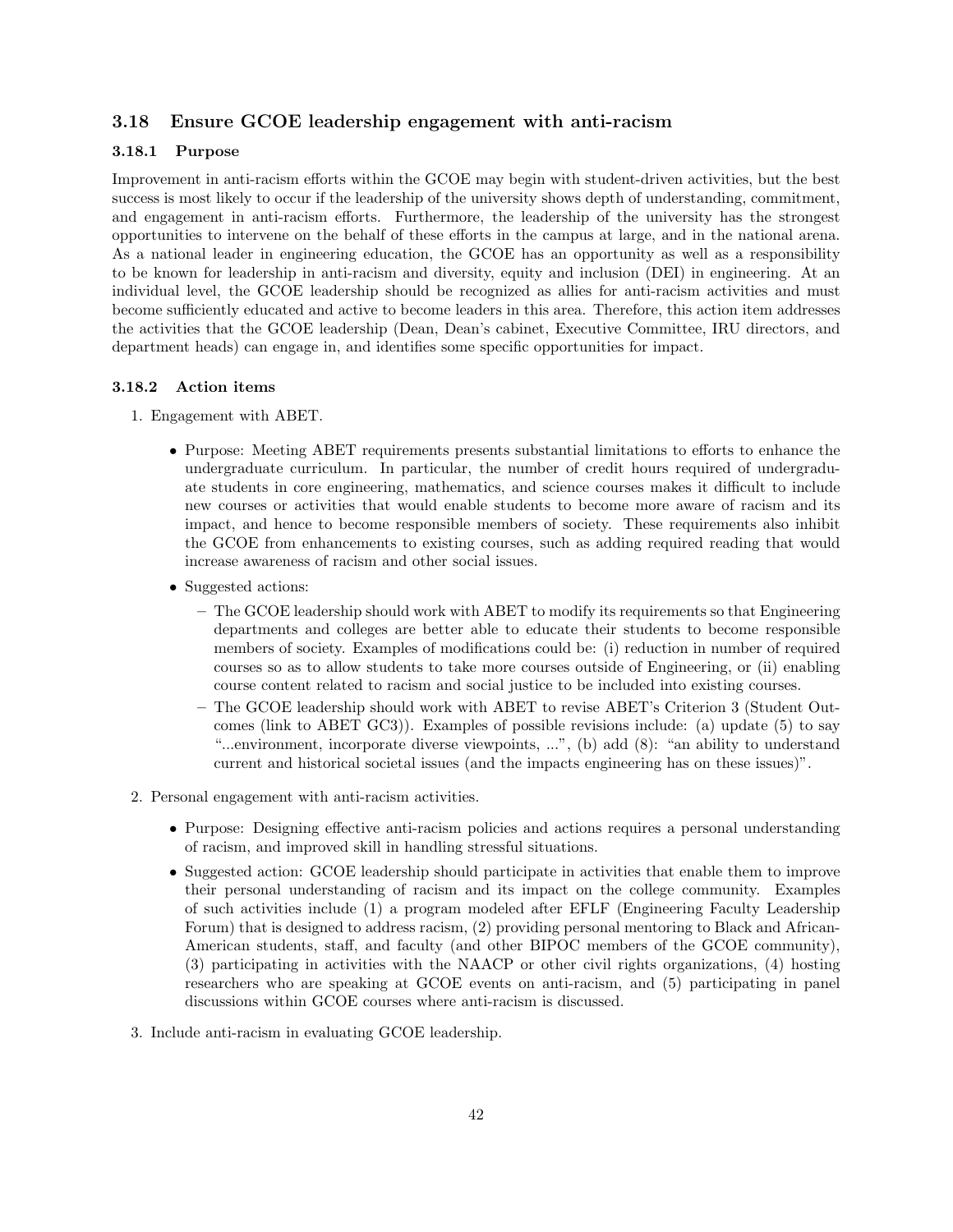## 3.18 Ensure GCOE leadership engagement with anti-racism

### 3.18.1 Purpose

Improvement in anti-racism efforts within the GCOE may begin with student-driven activities, but the best success is most likely to occur if the leadership of the university shows depth of understanding, commitment, and engagement in anti-racism efforts. Furthermore, the leadership of the university has the strongest opportunities to intervene on the behalf of these efforts in the campus at large, and in the national arena. As a national leader in engineering education, the GCOE has an opportunity as well as a responsibility to be known for leadership in anti-racism and diversity, equity and inclusion (DEI) in engineering. At an individual level, the GCOE leadership should be recognized as allies for anti-racism activities and must become sufficiently educated and active to become leaders in this area. Therefore, this action item addresses the activities that the GCOE leadership (Dean, Dean's cabinet, Executive Committee, IRU directors, and department heads) can engage in, and identifies some specific opportunities for impact.

### 3.18.2 Action items

1. Engagement with ABET.

   - Purpose: Meeting ABET requirements presents substantial limitations to efforts to enhance the undergraduate curriculum. In particular, the number of credit hours required of undergraduate students in core engineering, mathematics, and science courses makes it difficult to include new courses or activities that would enable students to become more aware of racism and its impact, and hence to become responsible members of society. These requirements also inhibit the GCOE from enhancements to existing courses, such as adding required reading that would increase awareness of racism and other social issues.
   - Suggested actions:
     - The GCOE leadership should work with ABET to modify its requirements so that Engineering departments and colleges are better able to educate their students to become responsible members of society. Examples of modifications could be: (i) reduction in number of required courses so as to allow students to take more courses outside of Engineering, or (ii) enabling course content related to racism and social justice to be included into existing courses.
     - The GCOE leadership should work with ABET to revise ABET's Criterion 3 (Student Outcomes (link to ABET GC3)). Examples of possible revisions include: (a) update (5) to say "...environment, incorporate diverse viewpoints, ...", (b) add (8): "an ability to understand current and historical societal issues (and the impacts engineering has on these issues)".

2. Personal engagement with anti-racism activities.

   - Purpose: Designing effective anti-racism policies and actions requires a personal understanding of racism, and improved skill in handling stressful situations.
   - Suggested action: GCOE leadership should participate in activities that enable them to improve their personal understanding of racism and its impact on the college community. Examples of such activities include (1) a program modeled after EFLF (Engineering Faculty Leadership Forum) that is designed to address racism, (2) providing personal mentoring to Black and African-American students, staff, and faculty (and other BIPOC members of the GCOE community), (3) participating in activities with the NAACP or other civil rights organizations, (4) hosting researchers who are speaking at GCOE events on anti-racism, and (5) participating in panel discussions within GCOE courses where anti-racism is discussed.

3. Include anti-racism in evaluating GCOE leadership.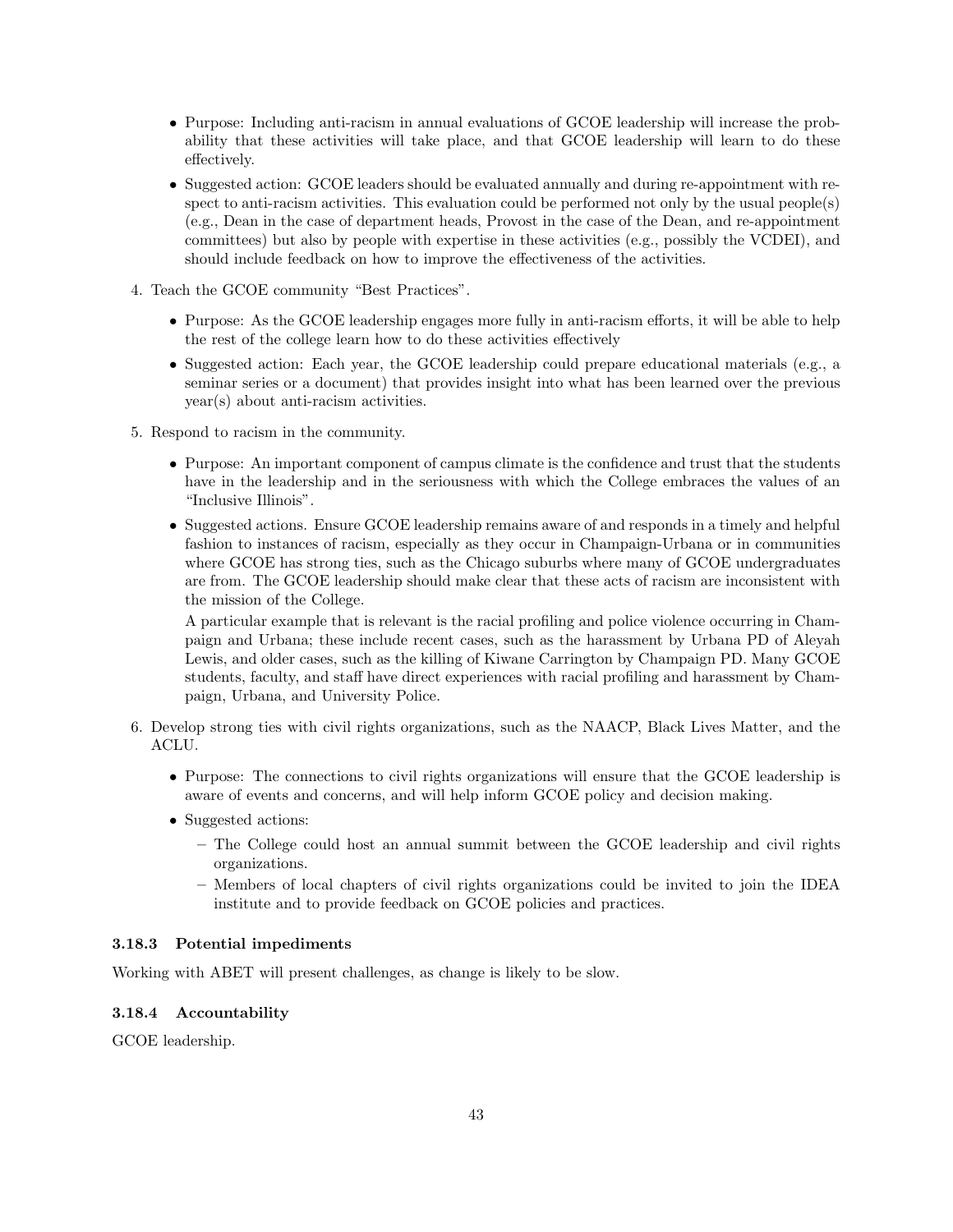- Purpose: Including anti-racism in annual evaluations of GCOE leadership will increase the probability that these activities will take place, and that GCOE leadership will learn to do these effectively.
- Suggested action: GCOE leaders should be evaluated annually and during re-appointment with respect to anti-racism activities. This evaluation could be performed not only by the usual people(s) (e.g., Dean in the case of department heads, Provost in the case of the Dean, and re-appointment committees) but also by people with expertise in these activities (e.g., possibly the VCDEI), and should include feedback on how to improve the effectiveness of the activities.

4. Teach the GCOE community "Best Practices".
   - Purpose: As the GCOE leadership engages more fully in anti-racism efforts, it will be able to help the rest of the college learn how to do these activities effectively
   - Suggested action: Each year, the GCOE leadership could prepare educational materials (e.g., a seminar series or a document) that provides insight into what has been learned over the previous year(s) about anti-racism activities.
5. Respond to racism in the community.
   - Purpose: An important component of campus climate is the confidence and trust that the students have in the leadership and in the seriousness with which the College embraces the values of an "Inclusive Illinois".
   - Suggested actions. Ensure GCOE leadership remains aware of and responds in a timely and helpful fashion to instances of racism, especially as they occur in Champaign-Urbana or in communities where GCOE has strong ties, such as the Chicago suburbs where many of GCOE undergraduates are from. The GCOE leadership should make clear that these acts of racism are inconsistent with the mission of the College.

     A particular example that is relevant is the racial profiling and police violence occurring in Champaign and Urbana; these include recent cases, such as the harassment by Urbana PD of Aleyah Lewis, and older cases, such as the killing of Kiwane Carrington by Champaign PD. Many GCOE students, faculty, and staff have direct experiences with racial profiling and harassment by Champaign, Urbana, and University Police.
6. Develop strong ties with civil rights organizations, such as the NAACP, Black Lives Matter, and the ACLU.
   - Purpose: The connections to civil rights organizations will ensure that the GCOE leadership is aware of events and concerns, and will help inform GCOE policy and decision making.
   - Suggested actions:
     - The College could host an annual summit between the GCOE leadership and civil rights organizations.
     - Members of local chapters of civil rights organizations could be invited to join the IDEA institute and to provide feedback on GCOE policies and practices.

#### 3.18.3 Potential impediments

Working with ABET will present challenges, as change is likely to be slow.

#### 3.18.4 Accountability

GCOE leadership.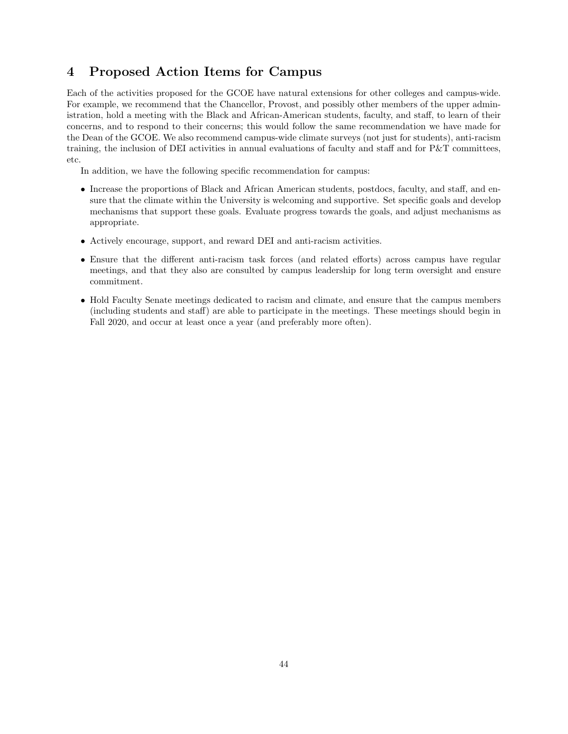## 4 Proposed Action Items for Campus

Each of the activities proposed for the GCOE have natural extensions for other colleges and campus-wide. For example, we recommend that the Chancellor, Provost, and possibly other members of the upper administration, hold a meeting with the Black and African-American students, faculty, and staff, to learn of their concerns, and to respond to their concerns; this would follow the same recommendation we have made for the Dean of the GCOE. We also recommend campus-wide climate surveys (not just for students), anti-racism training, the inclusion of DEI activities in annual evaluations of faculty and staff and for P&T committees, etc.

In addition, we have the following specific recommendation for campus:

- Increase the proportions of Black and African American students, postdocs, faculty, and staff, and ensure that the climate within the University is welcoming and supportive. Set specific goals and develop mechanisms that support these goals. Evaluate progress towards the goals, and adjust mechanisms as appropriate.
- Actively encourage, support, and reward DEI and anti-racism activities.
- Ensure that the different anti-racism task forces (and related efforts) across campus have regular meetings, and that they also are consulted by campus leadership for long term oversight and ensure commitment.
- Hold Faculty Senate meetings dedicated to racism and climate, and ensure that the campus members (including students and staff) are able to participate in the meetings. These meetings should begin in Fall 2020, and occur at least once a year (and preferably more often).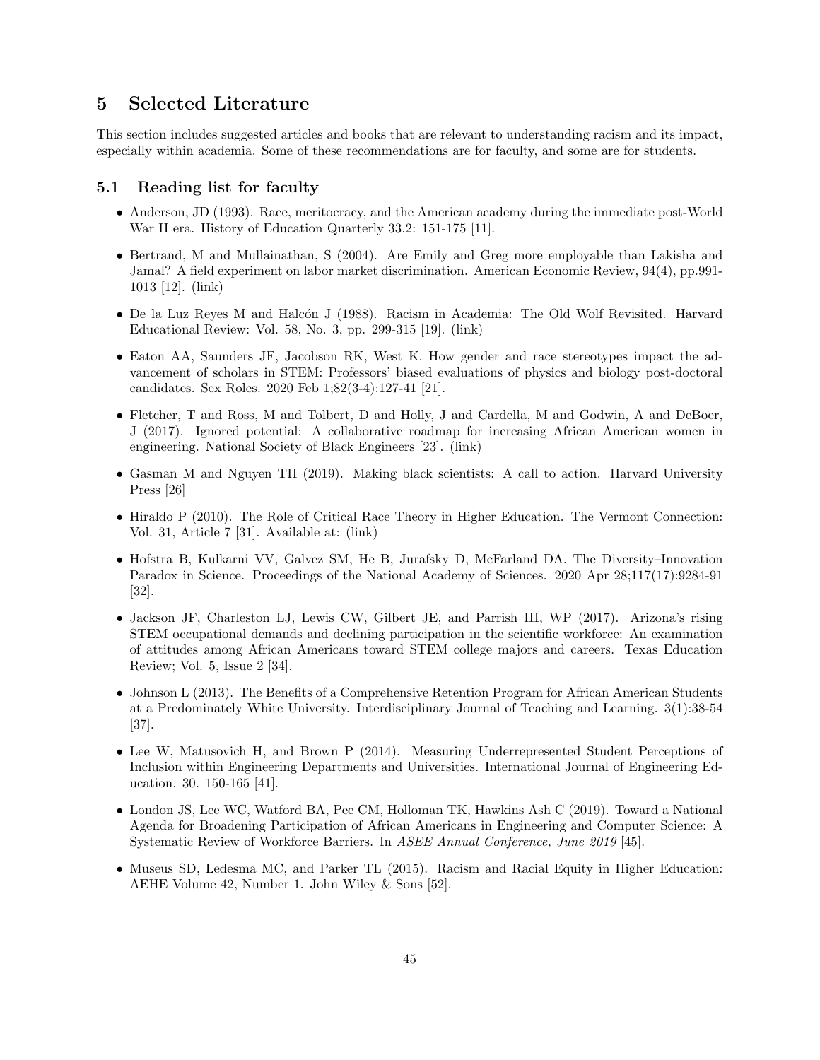## 5 Selected Literature

This section includes suggested articles and books that are relevant to understanding racism and its impact, especially within academia. Some of these recommendations are for faculty, and some are for students.

### 5.1 Reading list for faculty

- Anderson, JD (1993). Race, meritocracy, and the American academy during the immediate post-World War II era. History of Education Quarterly 33.2: 151-175 [11].
- Bertrand, M and Mullainathan, S (2004). Are Emily and Greg more employable than Lakisha and Jamal? A field experiment on labor market discrimination. American Economic Review, 94(4), pp.991-1013 [12]. (link)
- De la Luz Reyes M and Halcón J (1988). Racism in Academia: The Old Wolf Revisited. Harvard Educational Review: Vol. 58, No. 3, pp. 299-315 [19]. (link)
- Eaton AA, Saunders JF, Jacobson RK, West K. How gender and race stereotypes impact the advancement of scholars in STEM: Professors' biased evaluations of physics and biology post-doctoral candidates. Sex Roles. 2020 Feb 1;82(3-4):127-41 [21].
- Fletcher, T and Ross, M and Tolbert, D and Holly, J and Cardella, M and Godwin, A and DeBoer, J (2017). Ignored potential: A collaborative roadmap for increasing African American women in engineering. National Society of Black Engineers [23]. (link)
- Gasman M and Nguyen TH (2019). Making black scientists: A call to action. Harvard University Press [26]
- Hiraldo P (2010). The Role of Critical Race Theory in Higher Education. The Vermont Connection: Vol. 31, Article 7 [31]. Available at: (link)
- Hofstra B, Kulkarni VV, Galvez SM, He B, Jurafsky D, McFarland DA. The Diversity–Innovation Paradox in Science. Proceedings of the National Academy of Sciences. 2020 Apr 28;117(17):9284-91 [32].
- Jackson JF, Charleston LJ, Lewis CW, Gilbert JE, and Parrish III, WP (2017). Arizona's rising STEM occupational demands and declining participation in the scientific workforce: An examination of attitudes among African Americans toward STEM college majors and careers. Texas Education Review; Vol. 5, Issue 2 [34].
- Johnson L (2013). The Benefits of a Comprehensive Retention Program for African American Students at a Predominately White University. Interdisciplinary Journal of Teaching and Learning. 3(1):38-54 [37].
- Lee W, Matusovich H, and Brown P (2014). Measuring Underrepresented Student Perceptions of Inclusion within Engineering Departments and Universities. International Journal of Engineering Education. 30. 150-165 [41].
- London JS, Lee WC, Watford BA, Pee CM, Holloman TK, Hawkins Ash C (2019). Toward a National Agenda for Broadening Participation of African Americans in Engineering and Computer Science: A Systematic Review of Workforce Barriers. In *ASEE Annual Conference, June 2019* [45].
- Museus SD, Ledesma MC, and Parker TL (2015). Racism and Racial Equity in Higher Education: AEHE Volume 42, Number 1. John Wiley & Sons [52].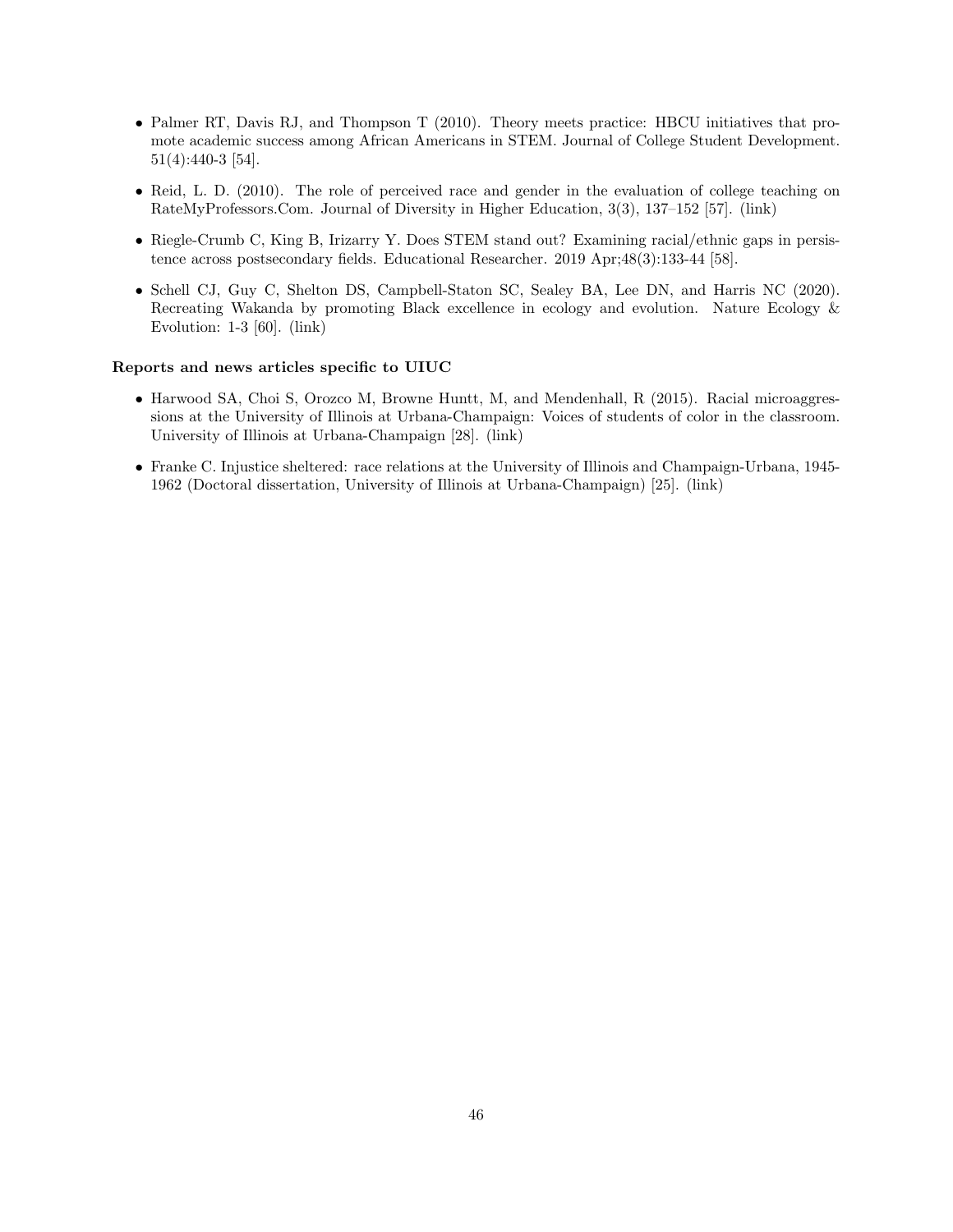- Palmer RT, Davis RJ, and Thompson T (2010). Theory meets practice: HBCU initiatives that promote academic success among African Americans in STEM. Journal of College Student Development. 51(4):440-3 [54].

- Reid, L. D. (2010). The role of perceived race and gender in the evaluation of college teaching on RateMyProfessors.Com. Journal of Diversity in Higher Education, 3(3), 137–152 [57]. (link)

- Riegle-Crumb C, King B, Irizarry Y. Does STEM stand out? Examining racial/ethnic gaps in persistence across postsecondary fields. Educational Researcher. 2019 Apr;48(3):133-44 [58].

- Schell CJ, Guy C, Shelton DS, Campbell-Staton SC, Sealey BA, Lee DN, and Harris NC (2020). Recreating Wakanda by promoting Black excellence in ecology and evolution. Nature Ecology & Evolution: 1-3 [60]. (link)

**Reports and news articles specific to UIUC**

- Harwood SA, Choi S, Orozco M, Browne Huntt, M, and Mendenhall, R (2015). Racial microaggressions at the University of Illinois at Urbana-Champaign: Voices of students of color in the classroom. University of Illinois at Urbana-Champaign [28]. (link)

- Franke C. Injustice sheltered: race relations at the University of Illinois and Champaign-Urbana, 1945-1962 (Doctoral dissertation, University of Illinois at Urbana-Champaign) [25]. (link)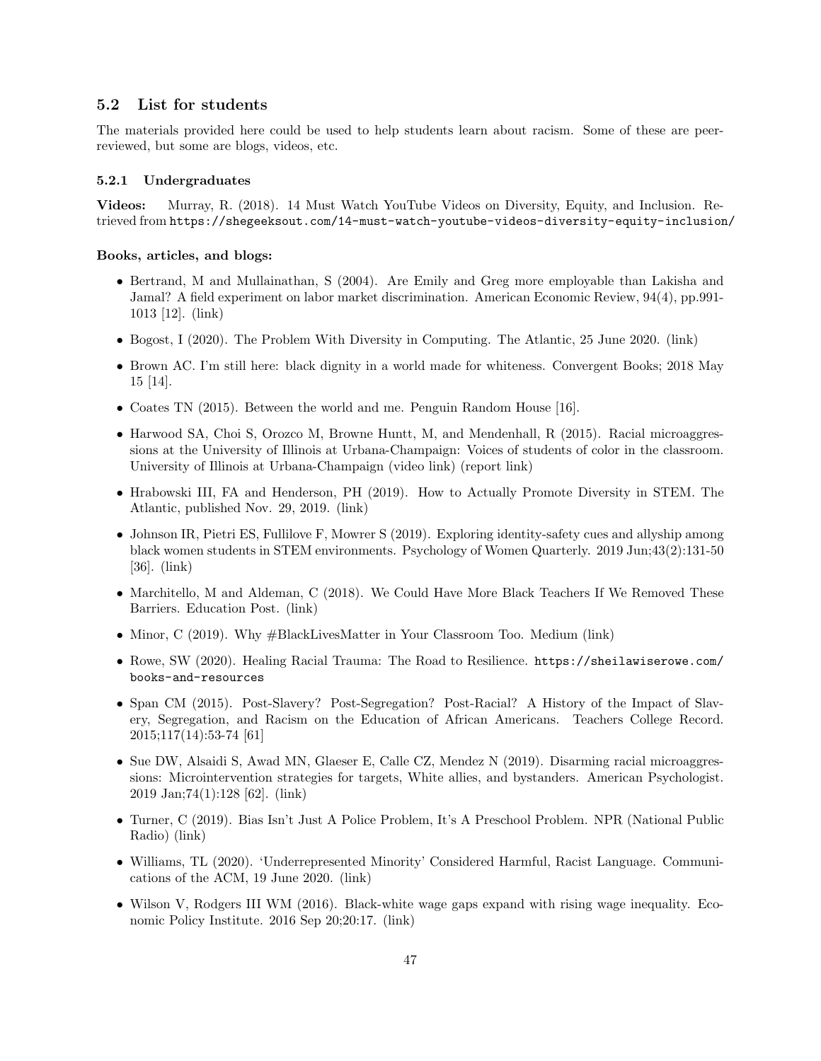## 5.2 List for students

The materials provided here could be used to help students learn about racism. Some of these are peer-reviewed, but some are blogs, videos, etc.

### 5.2.1 Undergraduates

**Videos:** Murray, R. (2018). 14 Must Watch YouTube Videos on Diversity, Equity, and Inclusion. Retrieved from `https://shegeeksout.com/14-must-watch-youtube-videos-diversity-equity-inclusion/`

**Books, articles, and blogs:**

- Bertrand, M and Mullainathan, S (2004). Are Emily and Greg more employable than Lakisha and Jamal? A field experiment on labor market discrimination. American Economic Review, 94(4), pp.991-1013 [12]. (link)
- Bogost, I (2020). The Problem With Diversity in Computing. The Atlantic, 25 June 2020. (link)
- Brown AC. I'm still here: black dignity in a world made for whiteness. Convergent Books; 2018 May 15 [14].
- Coates TN (2015). Between the world and me. Penguin Random House [16].
- Harwood SA, Choi S, Orozco M, Browne Huntt, M, and Mendenhall, R (2015). Racial microaggressions at the University of Illinois at Urbana-Champaign: Voices of students of color in the classroom. University of Illinois at Urbana-Champaign (video link) (report link)
- Hrabowski III, FA and Henderson, PH (2019). How to Actually Promote Diversity in STEM. The Atlantic, published Nov. 29, 2019. (link)
- Johnson IR, Pietri ES, Fullilove F, Mowrer S (2019). Exploring identity-safety cues and allyship among black women students in STEM environments. Psychology of Women Quarterly. 2019 Jun;43(2):131-50 [36]. (link)
- Marchitello, M and Aldeman, C (2018). We Could Have More Black Teachers If We Removed These Barriers. Education Post. (link)
- Minor, C (2019). Why #BlackLivesMatter in Your Classroom Too. Medium (link)
- Rowe, SW (2020). Healing Racial Trauma: The Road to Resilience. `https://sheilawiserowe.com/books-and-resources`
- Span CM (2015). Post-Slavery? Post-Segregation? Post-Racial? A History of the Impact of Slavery, Segregation, and Racism on the Education of African Americans. Teachers College Record. 2015;117(14):53-74 [61]
- Sue DW, Alsaidi S, Awad MN, Glaeser E, Calle CZ, Mendez N (2019). Disarming racial microaggressions: Microintervention strategies for targets, White allies, and bystanders. American Psychologist. 2019 Jan;74(1):128 [62]. (link)
- Turner, C (2019). Bias Isn't Just A Police Problem, It's A Preschool Problem. NPR (National Public Radio) (link)
- Williams, TL (2020). 'Underrepresented Minority' Considered Harmful, Racist Language. Communications of the ACM, 19 June 2020. (link)
- Wilson V, Rodgers III WM (2016). Black-white wage gaps expand with rising wage inequality. Economic Policy Institute. 2016 Sep 20;20:17. (link)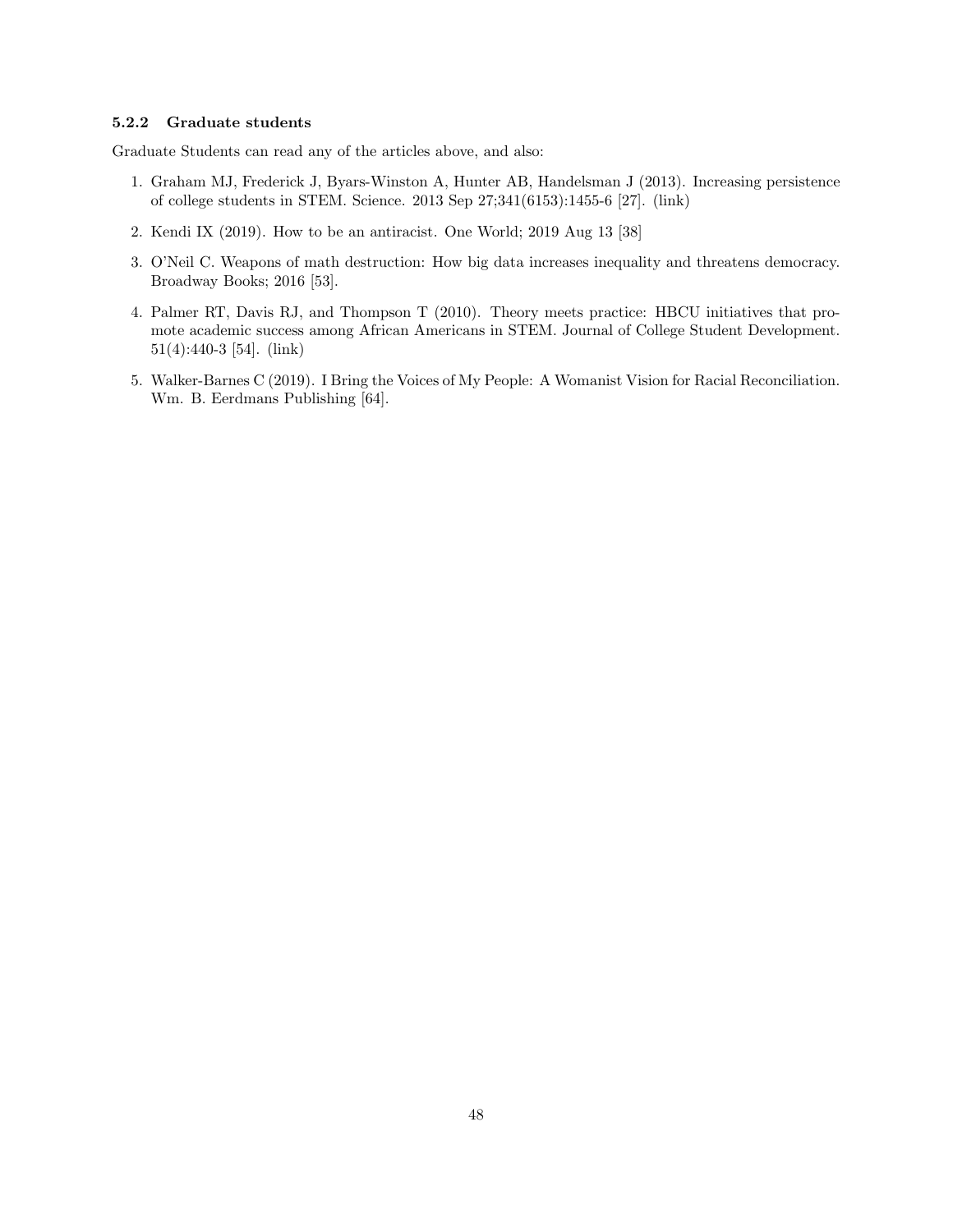### 5.2.2 Graduate students

Graduate Students can read any of the articles above, and also:

1. Graham MJ, Frederick J, Byars-Winston A, Hunter AB, Handelsman J (2013). Increasing persistence of college students in STEM. Science. 2013 Sep 27;341(6153):1455-6 [27]. (link)
2. Kendi IX (2019). How to be an antiracist. One World; 2019 Aug 13 [38]
3. O'Neil C. Weapons of math destruction: How big data increases inequality and threatens democracy. Broadway Books; 2016 [53].
4. Palmer RT, Davis RJ, and Thompson T (2010). Theory meets practice: HBCU initiatives that promote academic success among African Americans in STEM. Journal of College Student Development. 51(4):440-3 [54]. (link)
5. Walker-Barnes C (2019). I Bring the Voices of My People: A Womanist Vision for Racial Reconciliation. Wm. B. Eerdmans Publishing [64].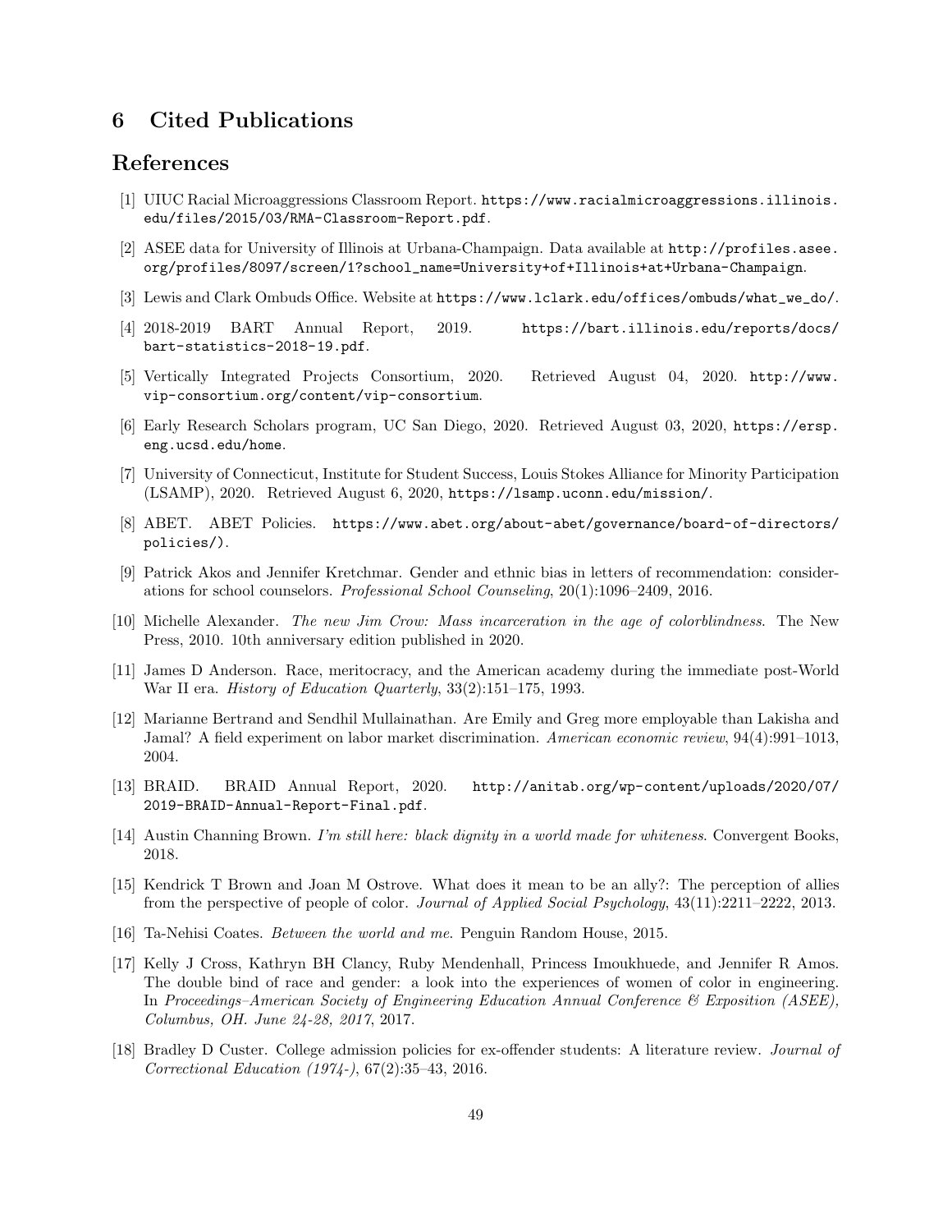# 6 Cited Publications

## References

[1] UIUC Racial Microaggressions Classroom Report. https://www.racialmicroaggressions.illinois.edu/files/2015/03/RMA-Classroom-Report.pdf.

[2] ASEE data for University of Illinois at Urbana-Champaign. Data available at http://profiles.asee.org/profiles/8097/screen/1?school_name=University+of+Illinois+at+Urbana-Champaign.

[3] Lewis and Clark Ombuds Office. Website at https://www.lclark.edu/offices/ombuds/what_we_do/.

[4] 2018-2019 BART Annual Report, 2019. https://bart.illinois.edu/reports/docs/bart-statistics-2018-19.pdf.

[5] Vertically Integrated Projects Consortium, 2020. Retrieved August 04, 2020. http://www.vip-consortium.org/content/vip-consortium.

[6] Early Research Scholars program, UC San Diego, 2020. Retrieved August 03, 2020, https://ersp.eng.ucsd.edu/home.

[7] University of Connecticut, Institute for Student Success, Louis Stokes Alliance for Minority Participation (LSAMP), 2020. Retrieved August 6, 2020, https://lsamp.uconn.edu/mission/.

[8] ABET. ABET Policies. https://www.abet.org/about-abet/governance/board-of-directors/policies/).

[9] Patrick Akos and Jennifer Kretchmar. Gender and ethnic bias in letters of recommendation: considerations for school counselors. *Professional School Counseling*, 20(1):1096–2409, 2016.

[10] Michelle Alexander. *The new Jim Crow: Mass incarceration in the age of colorblindness*. The New Press, 2010. 10th anniversary edition published in 2020.

[11] James D Anderson. Race, meritocracy, and the American academy during the immediate post-World War II era. *History of Education Quarterly*, 33(2):151–175, 1993.

[12] Marianne Bertrand and Sendhil Mullainathan. Are Emily and Greg more employable than Lakisha and Jamal? A field experiment on labor market discrimination. *American economic review*, 94(4):991–1013, 2004.

[13] BRAID. BRAID Annual Report, 2020. http://anitab.org/wp-content/uploads/2020/07/2019-BRAID-Annual-Report-Final.pdf.

[14] Austin Channing Brown. *I'm still here: black dignity in a world made for whiteness*. Convergent Books, 2018.

[15] Kendrick T Brown and Joan M Ostrove. What does it mean to be an ally?: The perception of allies from the perspective of people of color. *Journal of Applied Social Psychology*, 43(11):2211–2222, 2013.

[16] Ta-Nehisi Coates. *Between the world and me*. Penguin Random House, 2015.

[17] Kelly J Cross, Kathryn BH Clancy, Ruby Mendenhall, Princess Imoukhuede, and Jennifer R Amos. The double bind of race and gender: a look into the experiences of women of color in engineering. In *Proceedings–American Society of Engineering Education Annual Conference & Exposition (ASEE), Columbus, OH. June 24-28, 2017*, 2017.

[18] Bradley D Custer. College admission policies for ex-offender students: A literature review. *Journal of Correctional Education (1974-)*, 67(2):35–43, 2016.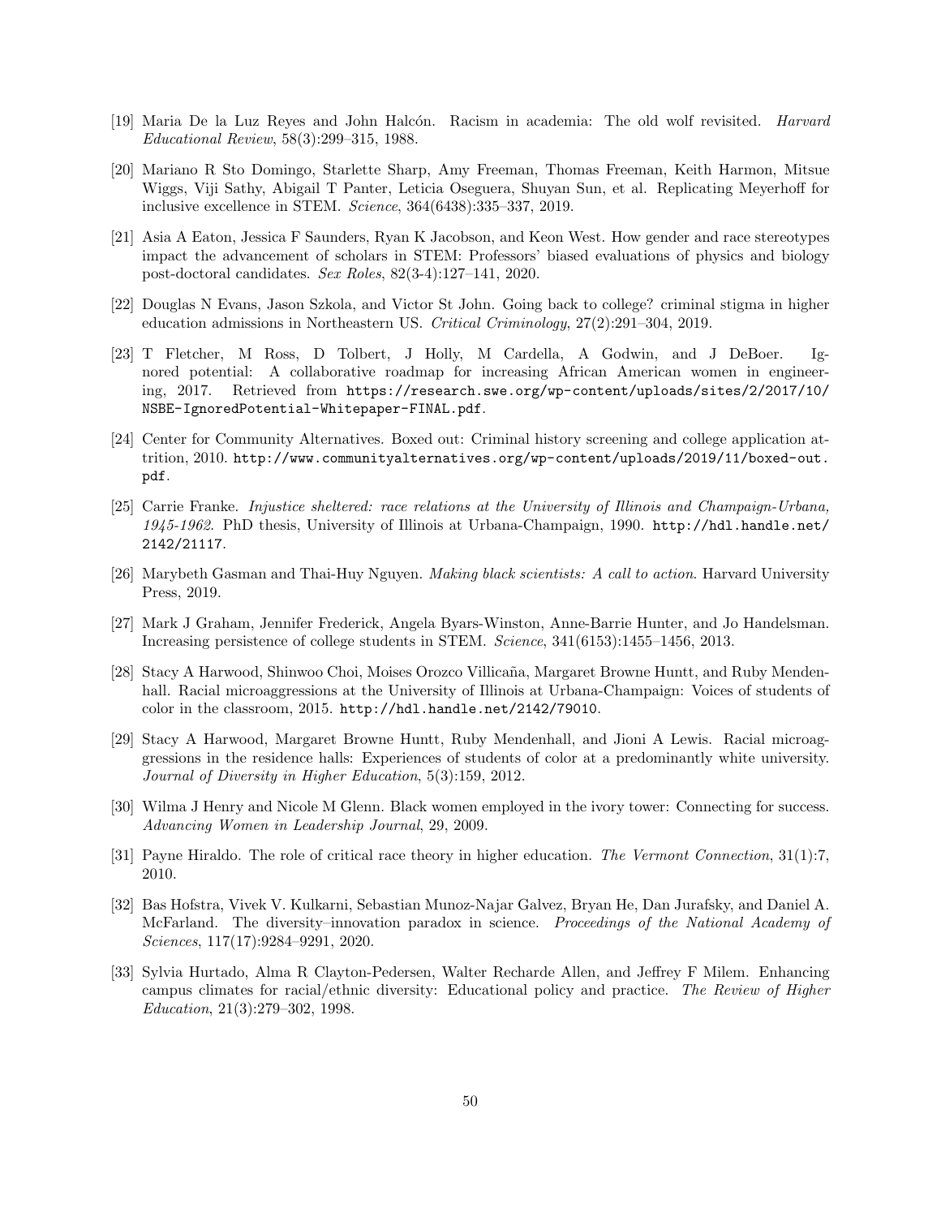[19] Maria De la Luz Reyes and John Halcón. Racism in academia: The old wolf revisited. *Harvard Educational Review*, 58(3):299–315, 1988.

[20] Mariano R Sto Domingo, Starlette Sharp, Amy Freeman, Thomas Freeman, Keith Harmon, Mitsue Wiggs, Viji Sathy, Abigail T Panter, Leticia Oseguera, Shuyan Sun, et al. Replicating Meyerhoff for inclusive excellence in STEM. *Science*, 364(6438):335–337, 2019.

[21] Asia A Eaton, Jessica F Saunders, Ryan K Jacobson, and Keon West. How gender and race stereotypes impact the advancement of scholars in STEM: Professors' biased evaluations of physics and biology post-doctoral candidates. *Sex Roles*, 82(3-4):127–141, 2020.

[22] Douglas N Evans, Jason Szkola, and Victor St John. Going back to college? criminal stigma in higher education admissions in Northeastern US. *Critical Criminology*, 27(2):291–304, 2019.

[23] T Fletcher, M Ross, D Tolbert, J Holly, M Cardella, A Godwin, and J DeBoer. Ignored potential: A collaborative roadmap for increasing African American women in engineering, 2017. Retrieved from `https://research.swe.org/wp-content/uploads/sites/2/2017/10/NSBE-IgnoredPotential-Whitepaper-FINAL.pdf`.

[24] Center for Community Alternatives. Boxed out: Criminal history screening and college application attrition, 2010. `http://www.communityalternatives.org/wp-content/uploads/2019/11/boxed-out.pdf`.

[25] Carrie Franke. *Injustice sheltered: race relations at the University of Illinois and Champaign-Urbana, 1945-1962*. PhD thesis, University of Illinois at Urbana-Champaign, 1990. `http://hdl.handle.net/2142/21117`.

[26] Marybeth Gasman and Thai-Huy Nguyen. *Making black scientists: A call to action*. Harvard University Press, 2019.

[27] Mark J Graham, Jennifer Frederick, Angela Byars-Winston, Anne-Barrie Hunter, and Jo Handelsman. Increasing persistence of college students in STEM. *Science*, 341(6153):1455–1456, 2013.

[28] Stacy A Harwood, Shinwoo Choi, Moises Orozco Villicaña, Margaret Browne Huntt, and Ruby Mendenhall. Racial microaggressions at the University of Illinois at Urbana-Champaign: Voices of students of color in the classroom, 2015. `http://hdl.handle.net/2142/79010`.

[29] Stacy A Harwood, Margaret Browne Huntt, Ruby Mendenhall, and Jioni A Lewis. Racial microaggressions in the residence halls: Experiences of students of color at a predominantly white university. *Journal of Diversity in Higher Education*, 5(3):159, 2012.

[30] Wilma J Henry and Nicole M Glenn. Black women employed in the ivory tower: Connecting for success. *Advancing Women in Leadership Journal*, 29, 2009.

[31] Payne Hiraldo. The role of critical race theory in higher education. *The Vermont Connection*, 31(1):7, 2010.

[32] Bas Hofstra, Vivek V. Kulkarni, Sebastian Munoz-Najar Galvez, Bryan He, Dan Jurafsky, and Daniel A. McFarland. The diversity–innovation paradox in science. *Proceedings of the National Academy of Sciences*, 117(17):9284–9291, 2020.

[33] Sylvia Hurtado, Alma R Clayton-Pedersen, Walter Recharde Allen, and Jeffrey F Milem. Enhancing campus climates for racial/ethnic diversity: Educational policy and practice. *The Review of Higher Education*, 21(3):279–302, 1998.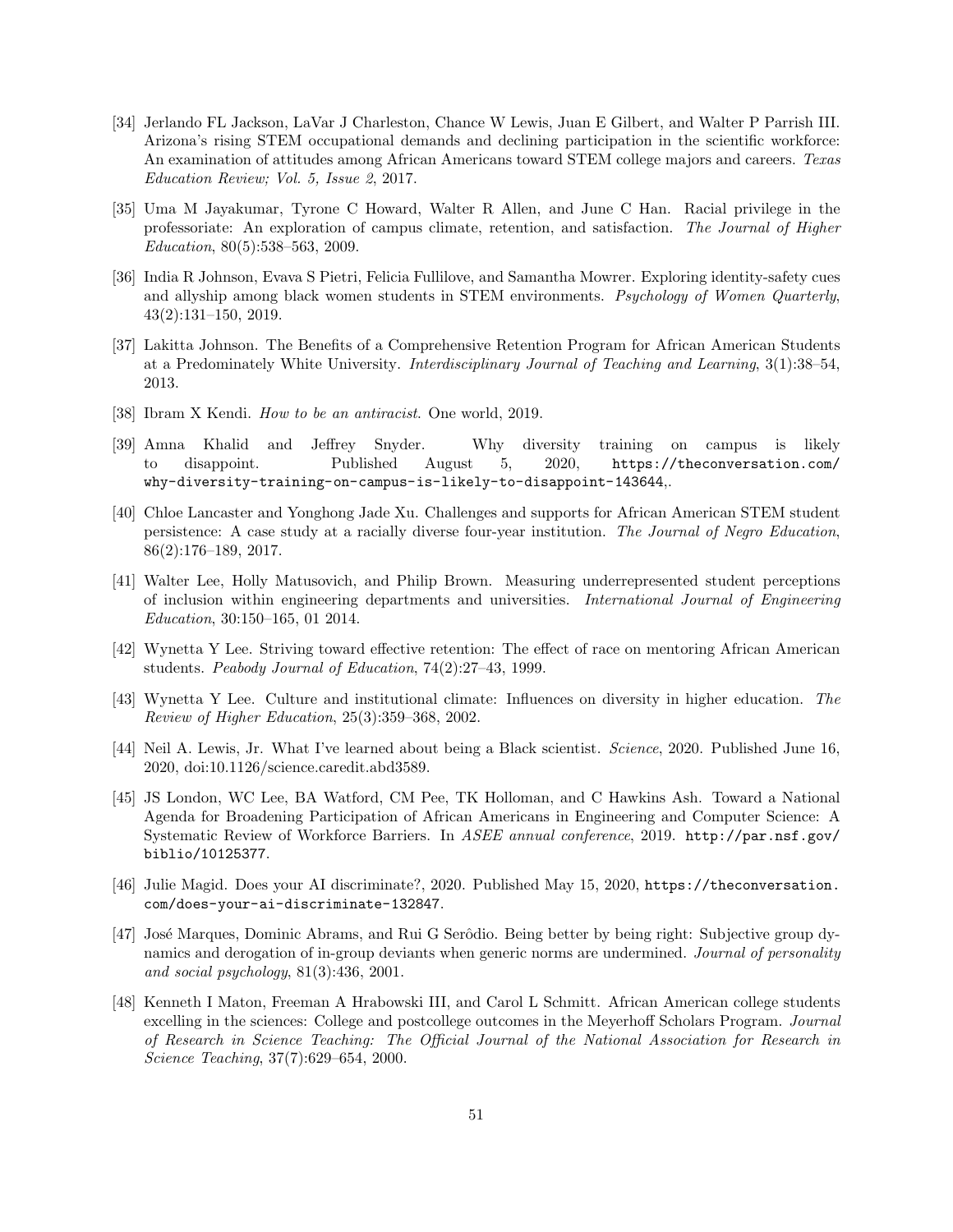[34] Jerlando FL Jackson, LaVar J Charleston, Chance W Lewis, Juan E Gilbert, and Walter P Parrish III. Arizona's rising STEM occupational demands and declining participation in the scientific workforce: An examination of attitudes among African Americans toward STEM college majors and careers. *Texas Education Review; Vol. 5, Issue 2*, 2017.

[35] Uma M Jayakumar, Tyrone C Howard, Walter R Allen, and June C Han. Racial privilege in the professoriate: An exploration of campus climate, retention, and satisfaction. *The Journal of Higher Education*, 80(5):538–563, 2009.

[36] India R Johnson, Evava S Pietri, Felicia Fullilove, and Samantha Mowrer. Exploring identity-safety cues and allyship among black women students in STEM environments. *Psychology of Women Quarterly*, 43(2):131–150, 2019.

[37] Lakitta Johnson. The Benefits of a Comprehensive Retention Program for African American Students at a Predominately White University. *Interdisciplinary Journal of Teaching and Learning*, 3(1):38–54, 2013.

[38] Ibram X Kendi. *How to be an antiracist*. One world, 2019.

[39] Amna Khalid and Jeffrey Snyder. Why diversity training on campus is likely to disappoint. Published August 5, 2020, `https://theconversation.com/why-diversity-training-on-campus-is-likely-to-disappoint-143644`,.

[40] Chloe Lancaster and Yonghong Jade Xu. Challenges and supports for African American STEM student persistence: A case study at a racially diverse four-year institution. *The Journal of Negro Education*, 86(2):176–189, 2017.

[41] Walter Lee, Holly Matusovich, and Philip Brown. Measuring underrepresented student perceptions of inclusion within engineering departments and universities. *International Journal of Engineering Education*, 30:150–165, 01 2014.

[42] Wynetta Y Lee. Striving toward effective retention: The effect of race on mentoring African American students. *Peabody Journal of Education*, 74(2):27–43, 1999.

[43] Wynetta Y Lee. Culture and institutional climate: Influences on diversity in higher education. *The Review of Higher Education*, 25(3):359–368, 2002.

[44] Neil A. Lewis, Jr. What I've learned about being a Black scientist. *Science*, 2020. Published June 16, 2020, doi:10.1126/science.caredit.abd3589.

[45] JS London, WC Lee, BA Watford, CM Pee, TK Holloman, and C Hawkins Ash. Toward a National Agenda for Broadening Participation of African Americans in Engineering and Computer Science: A Systematic Review of Workforce Barriers. In *ASEE annual conference*, 2019. `http://par.nsf.gov/biblio/10125377`.

[46] Julie Magid. Does your AI discriminate?, 2020. Published May 15, 2020, `https://theconversation.com/does-your-ai-discriminate-132847`.

[47] José Marques, Dominic Abrams, and Rui G Serôdio. Being better by being right: Subjective group dynamics and derogation of in-group deviants when generic norms are undermined. *Journal of personality and social psychology*, 81(3):436, 2001.

[48] Kenneth I Maton, Freeman A Hrabowski III, and Carol L Schmitt. African American college students excelling in the sciences: College and postcollege outcomes in the Meyerhoff Scholars Program. *Journal of Research in Science Teaching: The Official Journal of the National Association for Research in Science Teaching*, 37(7):629–654, 2000.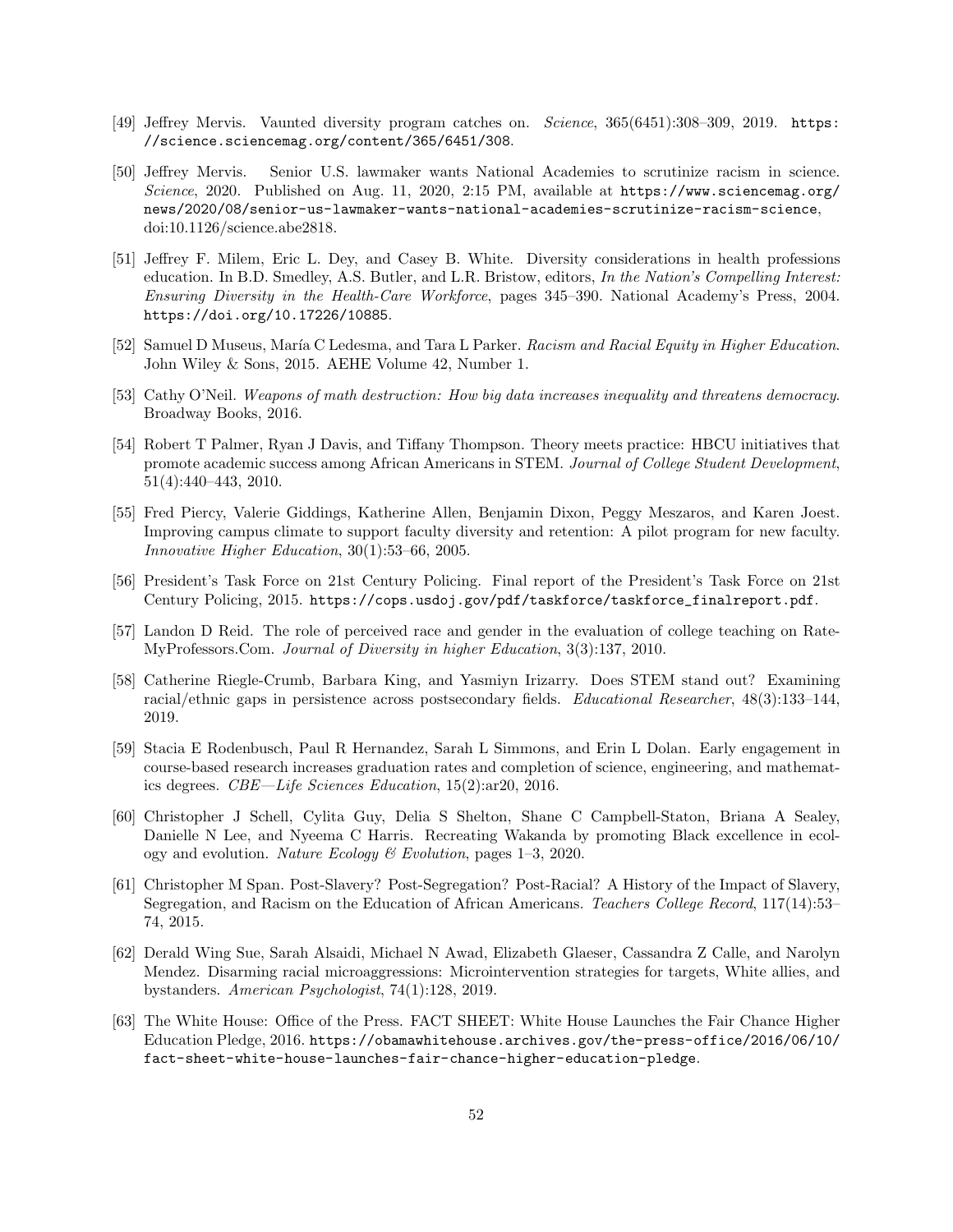[49] Jeffrey Mervis. Vaunted diversity program catches on. *Science*, 365(6451):308–309, 2019. https://science.sciencemag.org/content/365/6451/308.

[50] Jeffrey Mervis. Senior U.S. lawmaker wants National Academies to scrutinize racism in science. *Science*, 2020. Published on Aug. 11, 2020, 2:15 PM, available at https://www.sciencemag.org/news/2020/08/senior-us-lawmaker-wants-national-academies-scrutinize-racism-science, doi:10.1126/science.abe2818.

[51] Jeffrey F. Milem, Eric L. Dey, and Casey B. White. Diversity considerations in health professions education. In B.D. Smedley, A.S. Butler, and L.R. Bristow, editors, *In the Nation's Compelling Interest: Ensuring Diversity in the Health-Care Workforce*, pages 345–390. National Academy's Press, 2004. https://doi.org/10.17226/10885.

[52] Samuel D Museus, María C Ledesma, and Tara L Parker. *Racism and Racial Equity in Higher Education*. John Wiley & Sons, 2015. AEHE Volume 42, Number 1.

[53] Cathy O'Neil. *Weapons of math destruction: How big data increases inequality and threatens democracy*. Broadway Books, 2016.

[54] Robert T Palmer, Ryan J Davis, and Tiffany Thompson. Theory meets practice: HBCU initiatives that promote academic success among African Americans in STEM. *Journal of College Student Development*, 51(4):440–443, 2010.

[55] Fred Piercy, Valerie Giddings, Katherine Allen, Benjamin Dixon, Peggy Meszaros, and Karen Joest. Improving campus climate to support faculty diversity and retention: A pilot program for new faculty. *Innovative Higher Education*, 30(1):53–66, 2005.

[56] President's Task Force on 21st Century Policing. Final report of the President's Task Force on 21st Century Policing, 2015. https://cops.usdoj.gov/pdf/taskforce/taskforce_finalreport.pdf.

[57] Landon D Reid. The role of perceived race and gender in the evaluation of college teaching on RateMyProfessors.Com. *Journal of Diversity in higher Education*, 3(3):137, 2010.

[58] Catherine Riegle-Crumb, Barbara King, and Yasmiyn Irizarry. Does STEM stand out? Examining racial/ethnic gaps in persistence across postsecondary fields. *Educational Researcher*, 48(3):133–144, 2019.

[59] Stacia E Rodenbusch, Paul R Hernandez, Sarah L Simmons, and Erin L Dolan. Early engagement in course-based research increases graduation rates and completion of science, engineering, and mathematics degrees. *CBE—Life Sciences Education*, 15(2):ar20, 2016.

[60] Christopher J Schell, Cylita Guy, Delia S Shelton, Shane C Campbell-Staton, Briana A Sealey, Danielle N Lee, and Nyeema C Harris. Recreating Wakanda by promoting Black excellence in ecology and evolution. *Nature Ecology & Evolution*, pages 1–3, 2020.

[61] Christopher M Span. Post-Slavery? Post-Segregation? Post-Racial? A History of the Impact of Slavery, Segregation, and Racism on the Education of African Americans. *Teachers College Record*, 117(14):53–74, 2015.

[62] Derald Wing Sue, Sarah Alsaidi, Michael N Awad, Elizabeth Glaeser, Cassandra Z Calle, and Narolyn Mendez. Disarming racial microaggressions: Microintervention strategies for targets, White allies, and bystanders. *American Psychologist*, 74(1):128, 2019.

[63] The White House: Office of the Press. FACT SHEET: White House Launches the Fair Chance Higher Education Pledge, 2016. https://obamawhitehouse.archives.gov/the-press-office/2016/06/10/fact-sheet-white-house-launches-fair-chance-higher-education-pledge.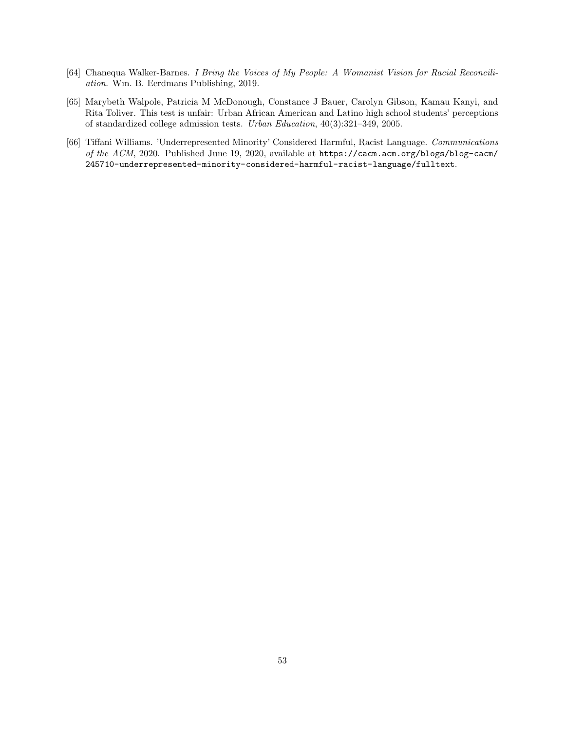[64] Chanequa Walker-Barnes. *I Bring the Voices of My People: A Womanist Vision for Racial Reconciliation*. Wm. B. Eerdmans Publishing, 2019.

[65] Marybeth Walpole, Patricia M McDonough, Constance J Bauer, Carolyn Gibson, Kamau Kanyi, and Rita Toliver. This test is unfair: Urban African American and Latino high school students' perceptions of standardized college admission tests. *Urban Education*, 40(3):321–349, 2005.

[66] Tiffani Williams. 'Underrepresented Minority' Considered Harmful, Racist Language. *Communications of the ACM*, 2020. Published June 19, 2020, available at `https://cacm.acm.org/blogs/blog-cacm/245710-underrepresented-minority-considered-harmful-racist-language/fulltext`.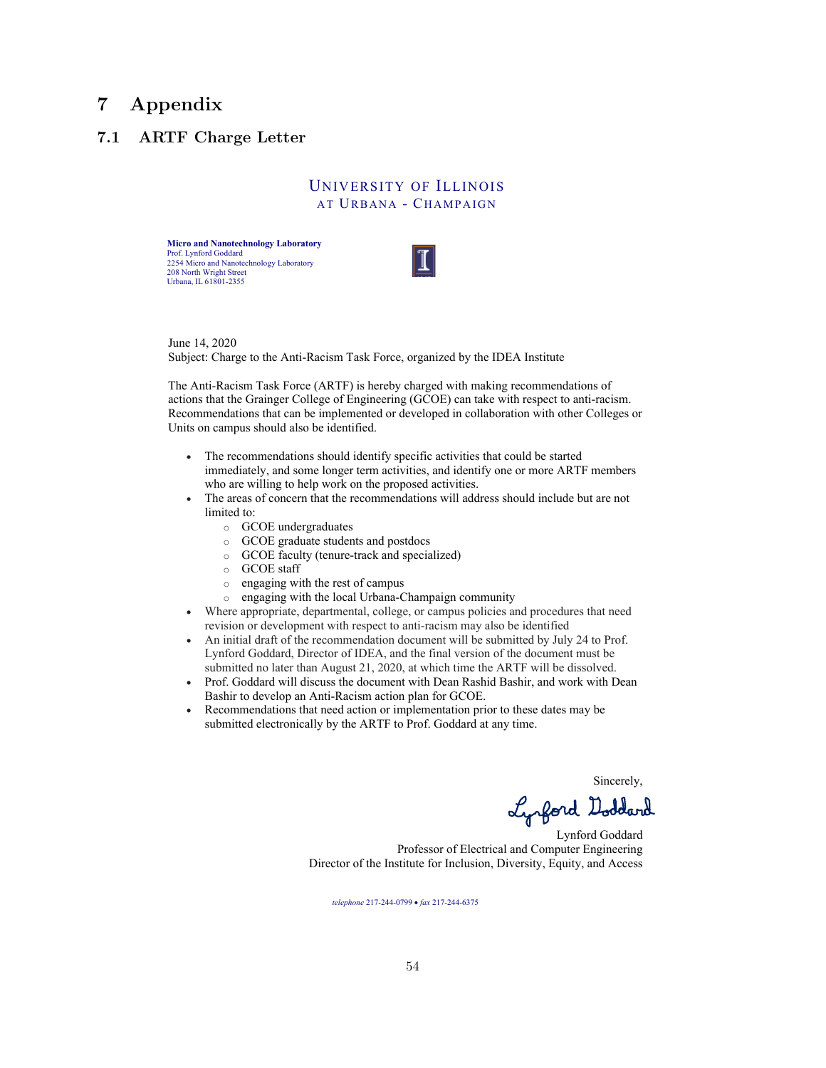# 7 Appendix

## 7.1 ARTF Charge Letter

UNIVERSITY OF ILLINOIS
AT URBANA - CHAMPAIGN

**Micro and Nanotechnology Laboratory**
Prof. Lynford Goddard
2254 Micro and Nanotechnology Laboratory
208 North Wright Street
Urbana, IL 61801-2355

June 14, 2020
Subject: Charge to the Anti-Racism Task Force, organized by the IDEA Institute

The Anti-Racism Task Force (ARTF) is hereby charged with making recommendations of actions that the Grainger College of Engineering (GCOE) can take with respect to anti-racism. Recommendations that can be implemented or developed in collaboration with other Colleges or Units on campus should also be identified.

- The recommendations should identify specific activities that could be started immediately, and some longer term activities, and identify one or more ARTF members who are willing to help work on the proposed activities.
- The areas of concern that the recommendations will address should include but are not limited to:
  - GCOE undergraduates
  - GCOE graduate students and postdocs
  - GCOE faculty (tenure-track and specialized)
  - GCOE staff
  - engaging with the rest of campus
  - engaging with the local Urbana-Champaign community
- Where appropriate, departmental, college, or campus policies and procedures that need revision or development with respect to anti-racism may also be identified
- An initial draft of the recommendation document will be submitted by July 24 to Prof. Lynford Goddard, Director of IDEA, and the final version of the document must be submitted no later than August 21, 2020, at which time the ARTF will be dissolved.
- Prof. Goddard will discuss the document with Dean Rashid Bashir, and work with Dean Bashir to develop an Anti-Racism action plan for GCOE.
- Recommendations that need action or implementation prior to these dates may be submitted electronically by the ARTF to Prof. Goddard at any time.

Sincerely,

Lynford Goddard
Professor of Electrical and Computer Engineering
Director of the Institute for Inclusion, Diversity, Equity, and Access

*telephone* 217-244-0799 • *fax* 217-244-6375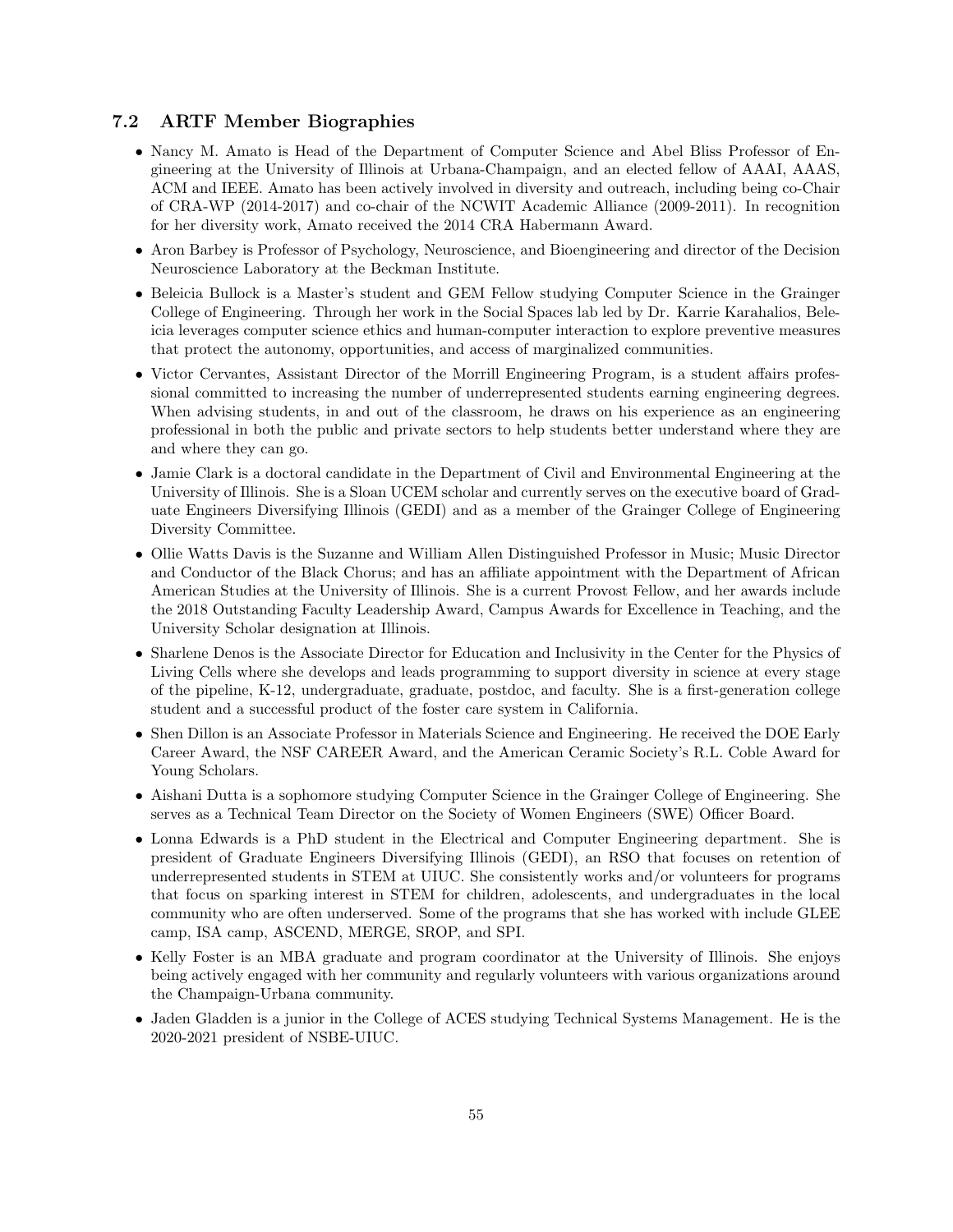### 7.2 ARTF Member Biographies

- Nancy M. Amato is Head of the Department of Computer Science and Abel Bliss Professor of Engineering at the University of Illinois at Urbana-Champaign, and an elected fellow of AAAI, AAAS, ACM and IEEE. Amato has been actively involved in diversity and outreach, including being co-Chair of CRA-WP (2014-2017) and co-chair of the NCWIT Academic Alliance (2009-2011). In recognition for her diversity work, Amato received the 2014 CRA Habermann Award.
- Aron Barbey is Professor of Psychology, Neuroscience, and Bioengineering and director of the Decision Neuroscience Laboratory at the Beckman Institute.
- Beleicia Bullock is a Master's student and GEM Fellow studying Computer Science in the Grainger College of Engineering. Through her work in the Social Spaces lab led by Dr. Karrie Karahalios, Beleicia leverages computer science ethics and human-computer interaction to explore preventive measures that protect the autonomy, opportunities, and access of marginalized communities.
- Victor Cervantes, Assistant Director of the Morrill Engineering Program, is a student affairs professional committed to increasing the number of underrepresented students earning engineering degrees. When advising students, in and out of the classroom, he draws on his experience as an engineering professional in both the public and private sectors to help students better understand where they are and where they can go.
- Jamie Clark is a doctoral candidate in the Department of Civil and Environmental Engineering at the University of Illinois. She is a Sloan UCEM scholar and currently serves on the executive board of Graduate Engineers Diversifying Illinois (GEDI) and as a member of the Grainger College of Engineering Diversity Committee.
- Ollie Watts Davis is the Suzanne and William Allen Distinguished Professor in Music; Music Director and Conductor of the Black Chorus; and has an affiliate appointment with the Department of African American Studies at the University of Illinois. She is a current Provost Fellow, and her awards include the 2018 Outstanding Faculty Leadership Award, Campus Awards for Excellence in Teaching, and the University Scholar designation at Illinois.
- Sharlene Denos is the Associate Director for Education and Inclusivity in the Center for the Physics of Living Cells where she develops and leads programming to support diversity in science at every stage of the pipeline, K-12, undergraduate, graduate, postdoc, and faculty. She is a first-generation college student and a successful product of the foster care system in California.
- Shen Dillon is an Associate Professor in Materials Science and Engineering. He received the DOE Early Career Award, the NSF CAREER Award, and the American Ceramic Society's R.L. Coble Award for Young Scholars.
- Aishani Dutta is a sophomore studying Computer Science in the Grainger College of Engineering. She serves as a Technical Team Director on the Society of Women Engineers (SWE) Officer Board.
- Lonna Edwards is a PhD student in the Electrical and Computer Engineering department. She is president of Graduate Engineers Diversifying Illinois (GEDI), an RSO that focuses on retention of underrepresented students in STEM at UIUC. She consistently works and/or volunteers for programs that focus on sparking interest in STEM for children, adolescents, and undergraduates in the local community who are often underserved. Some of the programs that she has worked with include GLEE camp, ISA camp, ASCEND, MERGE, SROP, and SPI.
- Kelly Foster is an MBA graduate and program coordinator at the University of Illinois. She enjoys being actively engaged with her community and regularly volunteers with various organizations around the Champaign-Urbana community.
- Jaden Gladden is a junior in the College of ACES studying Technical Systems Management. He is the 2020-2021 president of NSBE-UIUC.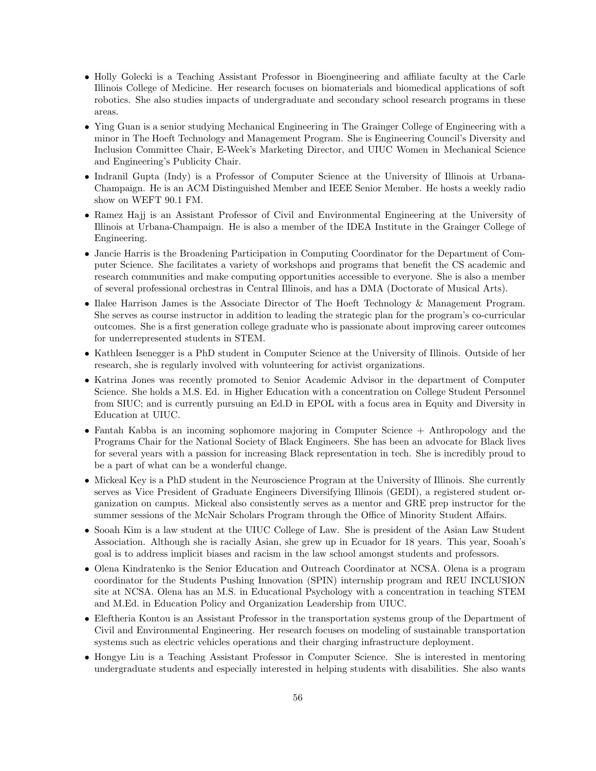- Holly Golecki is a Teaching Assistant Professor in Bioengineering and affiliate faculty at the Carle Illinois College of Medicine. Her research focuses on biomaterials and biomedical applications of soft robotics. She also studies impacts of undergraduate and secondary school research programs in these areas.
- Ying Guan is a senior studying Mechanical Engineering in The Grainger College of Engineering with a minor in The Hoeft Technology and Management Program. She is Engineering Council's Diversity and Inclusion Committee Chair, E-Week's Marketing Director, and UIUC Women in Mechanical Science and Engineering's Publicity Chair.
- Indranil Gupta (Indy) is a Professor of Computer Science at the University of Illinois at Urbana-Champaign. He is an ACM Distinguished Member and IEEE Senior Member. He hosts a weekly radio show on WEFT 90.1 FM.
- Ramez Hajj is an Assistant Professor of Civil and Environmental Engineering at the University of Illinois at Urbana-Champaign. He is also a member of the IDEA Institute in the Grainger College of Engineering.
- Jancie Harris is the Broadening Participation in Computing Coordinator for the Department of Computer Science. She facilitates a variety of workshops and programs that benefit the CS academic and research communities and make computing opportunities accessible to everyone. She is also a member of several professional orchestras in Central Illinois, and has a DMA (Doctorate of Musical Arts).
- Ilalee Harrison James is the Associate Director of The Hoeft Technology & Management Program. She serves as course instructor in addition to leading the strategic plan for the program's co-curricular outcomes. She is a first generation college graduate who is passionate about improving career outcomes for underrepresented students in STEM.
- Kathleen Isenegger is a PhD student in Computer Science at the University of Illinois. Outside of her research, she is regularly involved with volunteering for activist organizations.
- Katrina Jones was recently promoted to Senior Academic Advisor in the department of Computer Science. She holds a M.S. Ed. in Higher Education with a concentration on College Student Personnel from SIUC; and is currently pursuing an Ed.D in EPOL with a focus area in Equity and Diversity in Education at UIUC.
- Fantah Kabba is an incoming sophomore majoring in Computer Science + Anthropology and the Programs Chair for the National Society of Black Engineers. She has been an advocate for Black lives for several years with a passion for increasing Black representation in tech. She is incredibly proud to be a part of what can be a wonderful change.
- Mickeal Key is a PhD student in the Neuroscience Program at the University of Illinois. She currently serves as Vice President of Graduate Engineers Diversifying Illinois (GEDI), a registered student organization on campus. Mickeal also consistently serves as a mentor and GRE prep instructor for the summer sessions of the McNair Scholars Program through the Office of Minority Student Affairs.
- Sooah Kim is a law student at the UIUC College of Law. She is president of the Asian Law Student Association. Although she is racially Asian, she grew up in Ecuador for 18 years. This year, Sooah's goal is to address implicit biases and racism in the law school amongst students and professors.
- Olena Kindratenko is the Senior Education and Outreach Coordinator at NCSA. Olena is a program coordinator for the Students Pushing Innovation (SPIN) internship program and REU INCLUSION site at NCSA. Olena has an M.S. in Educational Psychology with a concentration in teaching STEM and M.Ed. in Education Policy and Organization Leadership from UIUC.
- Eleftheria Kontou is an Assistant Professor in the transportation systems group of the Department of Civil and Environmental Engineering. Her research focuses on modeling of sustainable transportation systems such as electric vehicles operations and their charging infrastructure deployment.
- Hongye Liu is a Teaching Assistant Professor in Computer Science. She is interested in mentoring undergraduate students and especially interested in helping students with disabilities. She also wants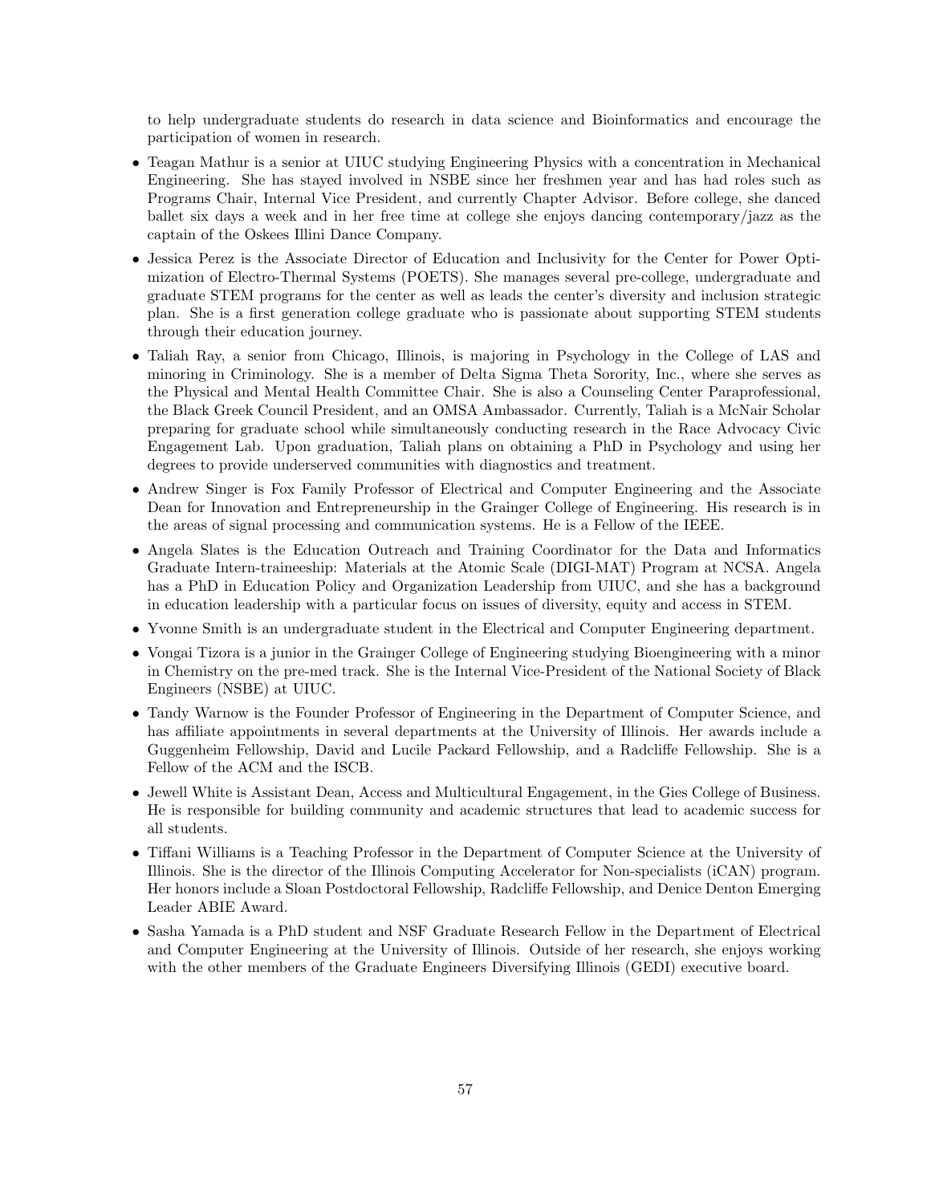to help undergraduate students do research in data science and Bioinformatics and encourage the participation of women in research.

- Teagan Mathur is a senior at UIUC studying Engineering Physics with a concentration in Mechanical Engineering. She has stayed involved in NSBE since her freshmen year and has had roles such as Programs Chair, Internal Vice President, and currently Chapter Advisor. Before college, she danced ballet six days a week and in her free time at college she enjoys dancing contemporary/jazz as the captain of the Oskees Illini Dance Company.
- Jessica Perez is the Associate Director of Education and Inclusivity for the Center for Power Optimization of Electro-Thermal Systems (POETS). She manages several pre-college, undergraduate and graduate STEM programs for the center as well as leads the center's diversity and inclusion strategic plan. She is a first generation college graduate who is passionate about supporting STEM students through their education journey.
- Taliah Ray, a senior from Chicago, Illinois, is majoring in Psychology in the College of LAS and minoring in Criminology. She is a member of Delta Sigma Theta Sorority, Inc., where she serves as the Physical and Mental Health Committee Chair. She is also a Counseling Center Paraprofessional, the Black Greek Council President, and an OMSA Ambassador. Currently, Taliah is a McNair Scholar preparing for graduate school while simultaneously conducting research in the Race Advocacy Civic Engagement Lab. Upon graduation, Taliah plans on obtaining a PhD in Psychology and using her degrees to provide underserved communities with diagnostics and treatment.
- Andrew Singer is Fox Family Professor of Electrical and Computer Engineering and the Associate Dean for Innovation and Entrepreneurship in the Grainger College of Engineering. His research is in the areas of signal processing and communication systems. He is a Fellow of the IEEE.
- Angela Slates is the Education Outreach and Training Coordinator for the Data and Informatics Graduate Intern-traineeship: Materials at the Atomic Scale (DIGI-MAT) Program at NCSA. Angela has a PhD in Education Policy and Organization Leadership from UIUC, and she has a background in education leadership with a particular focus on issues of diversity, equity and access in STEM.
- Yvonne Smith is an undergraduate student in the Electrical and Computer Engineering department.
- Vongai Tizora is a junior in the Grainger College of Engineering studying Bioengineering with a minor in Chemistry on the pre-med track. She is the Internal Vice-President of the National Society of Black Engineers (NSBE) at UIUC.
- Tandy Warnow is the Founder Professor of Engineering in the Department of Computer Science, and has affiliate appointments in several departments at the University of Illinois. Her awards include a Guggenheim Fellowship, David and Lucile Packard Fellowship, and a Radcliffe Fellowship. She is a Fellow of the ACM and the ISCB.
- Jewell White is Assistant Dean, Access and Multicultural Engagement, in the Gies College of Business. He is responsible for building community and academic structures that lead to academic success for all students.
- Tiffani Williams is a Teaching Professor in the Department of Computer Science at the University of Illinois. She is the director of the Illinois Computing Accelerator for Non-specialists (iCAN) program. Her honors include a Sloan Postdoctoral Fellowship, Radcliffe Fellowship, and Denice Denton Emerging Leader ABIE Award.
- Sasha Yamada is a PhD student and NSF Graduate Research Fellow in the Department of Electrical and Computer Engineering at the University of Illinois. Outside of her research, she enjoys working with the other members of the Graduate Engineers Diversifying Illinois (GEDI) executive board.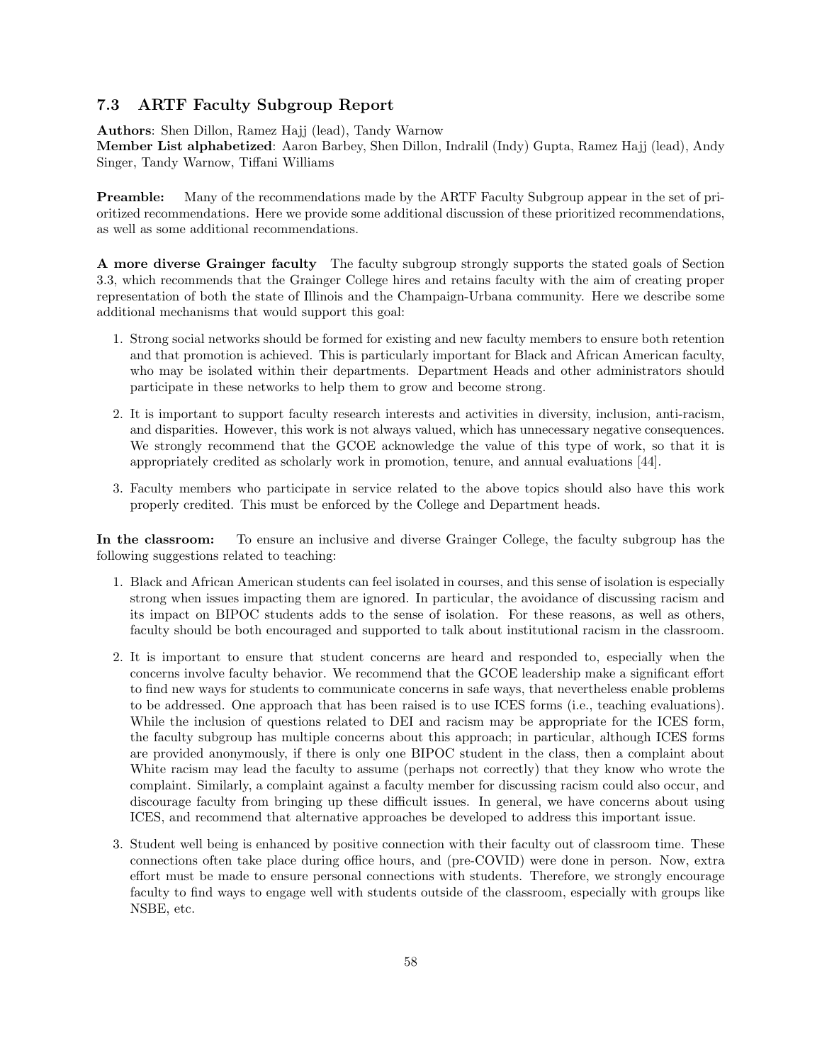### 7.3 ARTF Faculty Subgroup Report

**Authors**: Shen Dillon, Ramez Hajj (lead), Tandy Warnow
**Member List alphabetized**: Aaron Barbey, Shen Dillon, Indralil (Indy) Gupta, Ramez Hajj (lead), Andy Singer, Tandy Warnow, Tiffani Williams

**Preamble:** Many of the recommendations made by the ARTF Faculty Subgroup appear in the set of prioritized recommendations. Here we provide some additional discussion of these prioritized recommendations, as well as some additional recommendations.

**A more diverse Grainger faculty** The faculty subgroup strongly supports the stated goals of Section 3.3, which recommends that the Grainger College hires and retains faculty with the aim of creating proper representation of both the state of Illinois and the Champaign-Urbana community. Here we describe some additional mechanisms that would support this goal:

1. Strong social networks should be formed for existing and new faculty members to ensure both retention and that promotion is achieved. This is particularly important for Black and African American faculty, who may be isolated within their departments. Department Heads and other administrators should participate in these networks to help them to grow and become strong.
2. It is important to support faculty research interests and activities in diversity, inclusion, anti-racism, and disparities. However, this work is not always valued, which has unnecessary negative consequences. We strongly recommend that the GCOE acknowledge the value of this type of work, so that it is appropriately credited as scholarly work in promotion, tenure, and annual evaluations [44].
3. Faculty members who participate in service related to the above topics should also have this work properly credited. This must be enforced by the College and Department heads.

**In the classroom:** To ensure an inclusive and diverse Grainger College, the faculty subgroup has the following suggestions related to teaching:

1. Black and African American students can feel isolated in courses, and this sense of isolation is especially strong when issues impacting them are ignored. In particular, the avoidance of discussing racism and its impact on BIPOC students adds to the sense of isolation. For these reasons, as well as others, faculty should be both encouraged and supported to talk about institutional racism in the classroom.
2. It is important to ensure that student concerns are heard and responded to, especially when the concerns involve faculty behavior. We recommend that the GCOE leadership make a significant effort to find new ways for students to communicate concerns in safe ways, that nevertheless enable problems to be addressed. One approach that has been raised is to use ICES forms (i.e., teaching evaluations). While the inclusion of questions related to DEI and racism may be appropriate for the ICES form, the faculty subgroup has multiple concerns about this approach; in particular, although ICES forms are provided anonymously, if there is only one BIPOC student in the class, then a complaint about White racism may lead the faculty to assume (perhaps not correctly) that they know who wrote the complaint. Similarly, a complaint against a faculty member for discussing racism could also occur, and discourage faculty from bringing up these difficult issues. In general, we have concerns about using ICES, and recommend that alternative approaches be developed to address this important issue.
3. Student well being is enhanced by positive connection with their faculty out of classroom time. These connections often take place during office hours, and (pre-COVID) were done in person. Now, extra effort must be made to ensure personal connections with students. Therefore, we strongly encourage faculty to find ways to engage well with students outside of the classroom, especially with groups like NSBE, etc.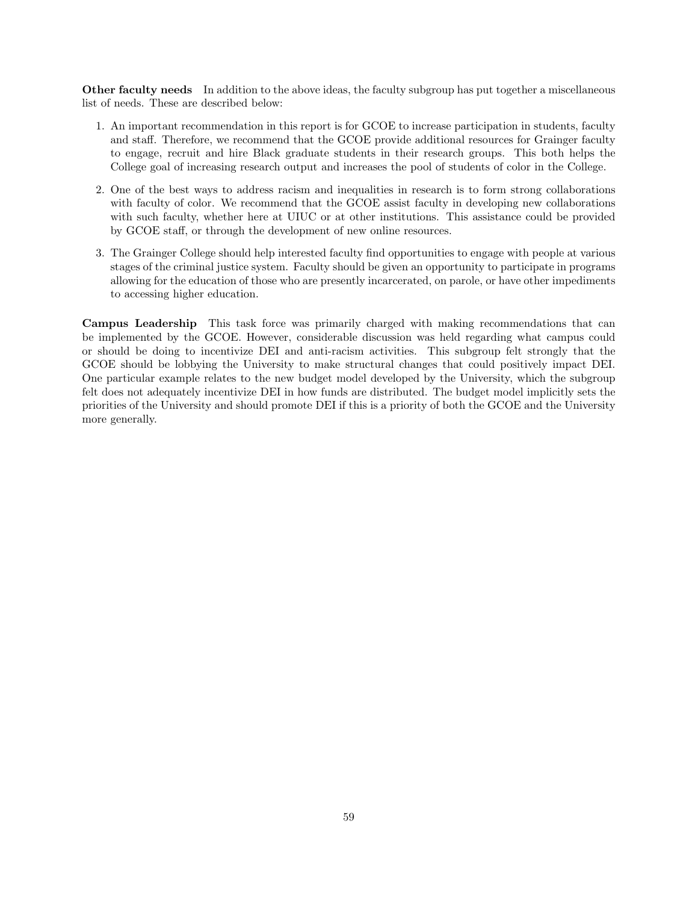**Other faculty needs** In addition to the above ideas, the faculty subgroup has put together a miscellaneous list of needs. These are described below:

1. An important recommendation in this report is for GCOE to increase participation in students, faculty and staff. Therefore, we recommend that the GCOE provide additional resources for Grainger faculty to engage, recruit and hire Black graduate students in their research groups. This both helps the College goal of increasing research output and increases the pool of students of color in the College.

2. One of the best ways to address racism and inequalities in research is to form strong collaborations with faculty of color. We recommend that the GCOE assist faculty in developing new collaborations with such faculty, whether here at UIUC or at other institutions. This assistance could be provided by GCOE staff, or through the development of new online resources.

3. The Grainger College should help interested faculty find opportunities to engage with people at various stages of the criminal justice system. Faculty should be given an opportunity to participate in programs allowing for the education of those who are presently incarcerated, on parole, or have other impediments to accessing higher education.

**Campus Leadership** This task force was primarily charged with making recommendations that can be implemented by the GCOE. However, considerable discussion was held regarding what campus could or should be doing to incentivize DEI and anti-racism activities. This subgroup felt strongly that the GCOE should be lobbying the University to make structural changes that could positively impact DEI. One particular example relates to the new budget model developed by the University, which the subgroup felt does not adequately incentivize DEI in how funds are distributed. The budget model implicitly sets the priorities of the University and should promote DEI if this is a priority of both the GCOE and the University more generally.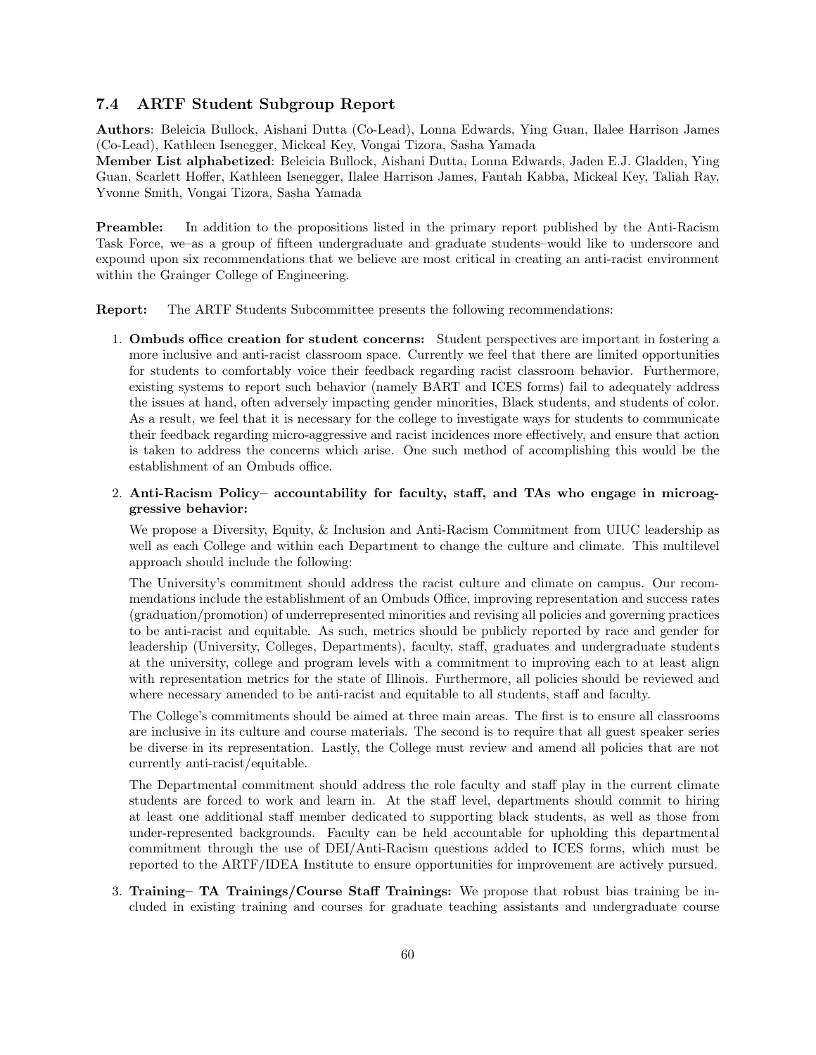### 7.4 ARTF Student Subgroup Report

**Authors**: Beleicia Bullock, Aishani Dutta (Co-Lead), Lonna Edwards, Ying Guan, Ilalee Harrison James (Co-Lead), Kathleen Isenegger, Mickeal Key, Vongai Tizora, Sasha Yamada

**Member List alphabetized**: Beleicia Bullock, Aishani Dutta, Lonna Edwards, Jaden E.J. Gladden, Ying Guan, Scarlett Hoffer, Kathleen Isenegger, Ilalee Harrison James, Fantah Kabba, Mickeal Key, Taliah Ray, Yvonne Smith, Vongai Tizora, Sasha Yamada

**Preamble:** In addition to the propositions listed in the primary report published by the Anti-Racism Task Force, we–as a group of fifteen undergraduate and graduate students–would like to underscore and expound upon six recommendations that we believe are most critical in creating an anti-racist environment within the Grainger College of Engineering.

**Report:** The ARTF Students Subcommittee presents the following recommendations:

1. **Ombuds office creation for student concerns:** Student perspectives are important in fostering a more inclusive and anti-racist classroom space. Currently we feel that there are limited opportunities for students to comfortably voice their feedback regarding racist classroom behavior. Furthermore, existing systems to report such behavior (namely BART and ICES forms) fail to adequately address the issues at hand, often adversely impacting gender minorities, Black students, and students of color. As a result, we feel that it is necessary for the college to investigate ways for students to communicate their feedback regarding micro-aggressive and racist incidences more effectively, and ensure that action is taken to address the concerns which arise. One such method of accomplishing this would be the establishment of an Ombuds office.

2. **Anti-Racism Policy– accountability for faculty, staff, and TAs who engage in microaggressive behavior:**

   We propose a Diversity, Equity, & Inclusion and Anti-Racism Commitment from UIUC leadership as well as each College and within each Department to change the culture and climate. This multilevel approach should include the following:

   The University's commitment should address the racist culture and climate on campus. Our recommendations include the establishment of an Ombuds Office, improving representation and success rates (graduation/promotion) of underrepresented minorities and revising all policies and governing practices to be anti-racist and equitable. As such, metrics should be publicly reported by race and gender for leadership (University, Colleges, Departments), faculty, staff, graduates and undergraduate students at the university, college and program levels with a commitment to improving each to at least align with representation metrics for the state of Illinois. Furthermore, all policies should be reviewed and where necessary amended to be anti-racist and equitable to all students, staff and faculty.

   The College's commitments should be aimed at three main areas. The first is to ensure all classrooms are inclusive in its culture and course materials. The second is to require that all guest speaker series be diverse in its representation. Lastly, the College must review and amend all policies that are not currently anti-racist/equitable.

   The Departmental commitment should address the role faculty and staff play in the current climate students are forced to work and learn in. At the staff level, departments should commit to hiring at least one additional staff member dedicated to supporting black students, as well as those from under-represented backgrounds. Faculty can be held accountable for upholding this departmental commitment through the use of DEI/Anti-Racism questions added to ICES forms, which must be reported to the ARTF/IDEA Institute to ensure opportunities for improvement are actively pursued.

3. **Training– TA Trainings/Course Staff Trainings:** We propose that robust bias training be included in existing training and courses for graduate teaching assistants and undergraduate course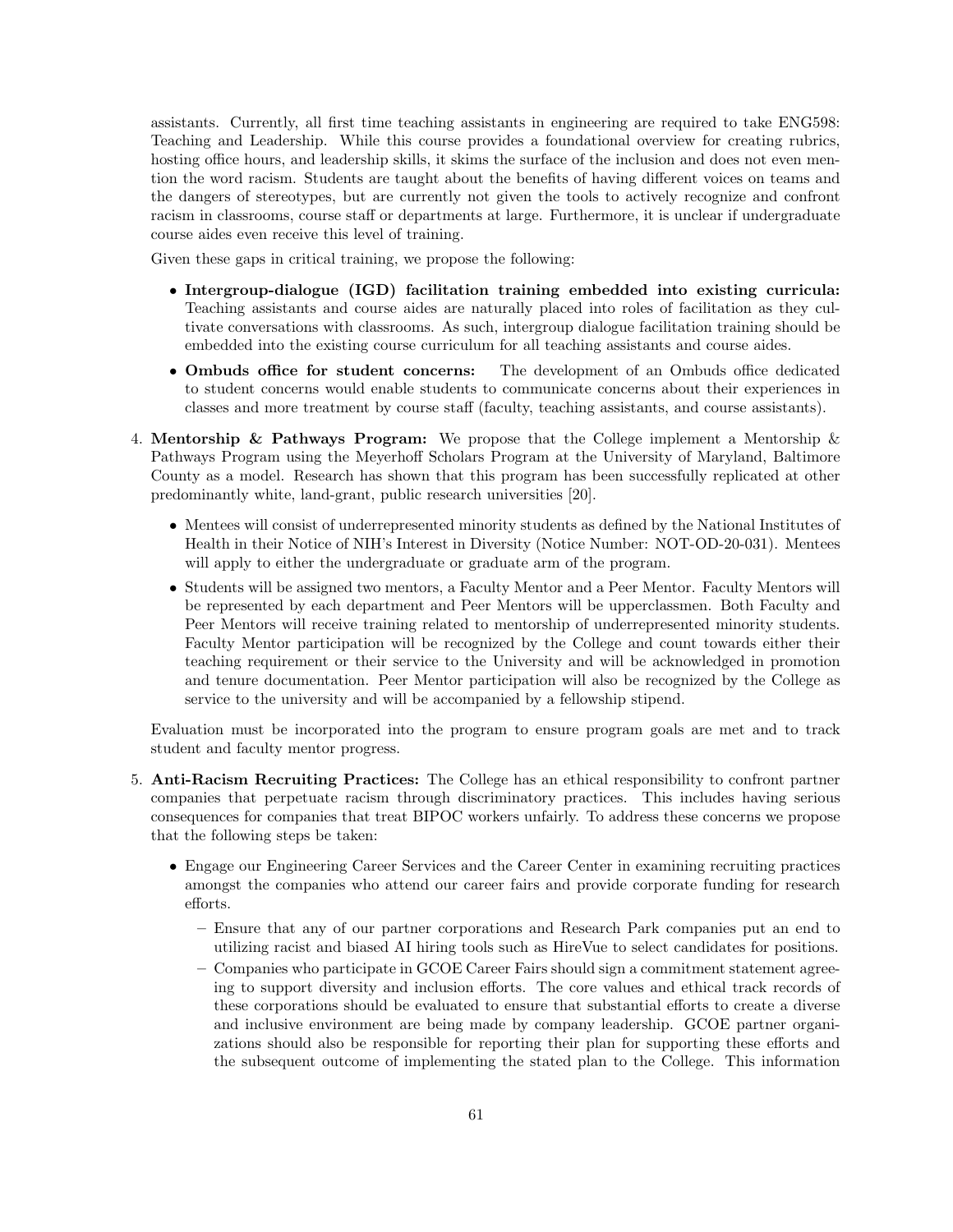assistants. Currently, all first time teaching assistants in engineering are required to take ENG598: Teaching and Leadership. While this course provides a foundational overview for creating rubrics, hosting office hours, and leadership skills, it skims the surface of the inclusion and does not even mention the word racism. Students are taught about the benefits of having different voices on teams and the dangers of stereotypes, but are currently not given the tools to actively recognize and confront racism in classrooms, course staff or departments at large. Furthermore, it is unclear if undergraduate course aides even receive this level of training.

Given these gaps in critical training, we propose the following:

- **Intergroup-dialogue (IGD) facilitation training embedded into existing curricula:** Teaching assistants and course aides are naturally placed into roles of facilitation as they cultivate conversations with classrooms. As such, intergroup dialogue facilitation training should be embedded into the existing course curriculum for all teaching assistants and course aides.
- **Ombuds office for student concerns:** The development of an Ombuds office dedicated to student concerns would enable students to communicate concerns about their experiences in classes and more treatment by course staff (faculty, teaching assistants, and course assistants).

4. **Mentorship & Pathways Program:** We propose that the College implement a Mentorship & Pathways Program using the Meyerhoff Scholars Program at the University of Maryland, Baltimore County as a model. Research has shown that this program has been successfully replicated at other predominantly white, land-grant, public research universities [20].

   - Mentees will consist of underrepresented minority students as defined by the National Institutes of Health in their Notice of NIH's Interest in Diversity (Notice Number: NOT-OD-20-031). Mentees will apply to either the undergraduate or graduate arm of the program.
   - Students will be assigned two mentors, a Faculty Mentor and a Peer Mentor. Faculty Mentors will be represented by each department and Peer Mentors will be upperclassmen. Both Faculty and Peer Mentors will receive training related to mentorship of underrepresented minority students. Faculty Mentor participation will be recognized by the College and count towards either their teaching requirement or their service to the University and will be acknowledged in promotion and tenure documentation. Peer Mentor participation will also be recognized by the College as service to the university and will be accompanied by a fellowship stipend.

   Evaluation must be incorporated into the program to ensure program goals are met and to track student and faculty mentor progress.

5. **Anti-Racism Recruiting Practices:** The College has an ethical responsibility to confront partner companies that perpetuate racism through discriminatory practices. This includes having serious consequences for companies that treat BIPOC workers unfairly. To address these concerns we propose that the following steps be taken:

   - Engage our Engineering Career Services and the Career Center in examining recruiting practices amongst the companies who attend our career fairs and provide corporate funding for research efforts.
     - Ensure that any of our partner corporations and Research Park companies put an end to utilizing racist and biased AI hiring tools such as HireVue to select candidates for positions.
     - Companies who participate in GCOE Career Fairs should sign a commitment statement agreeing to support diversity and inclusion efforts. The core values and ethical track records of these corporations should be evaluated to ensure that substantial efforts to create a diverse and inclusive environment are being made by company leadership. GCOE partner organizations should also be responsible for reporting their plan for supporting these efforts and the subsequent outcome of implementing the stated plan to the College. This information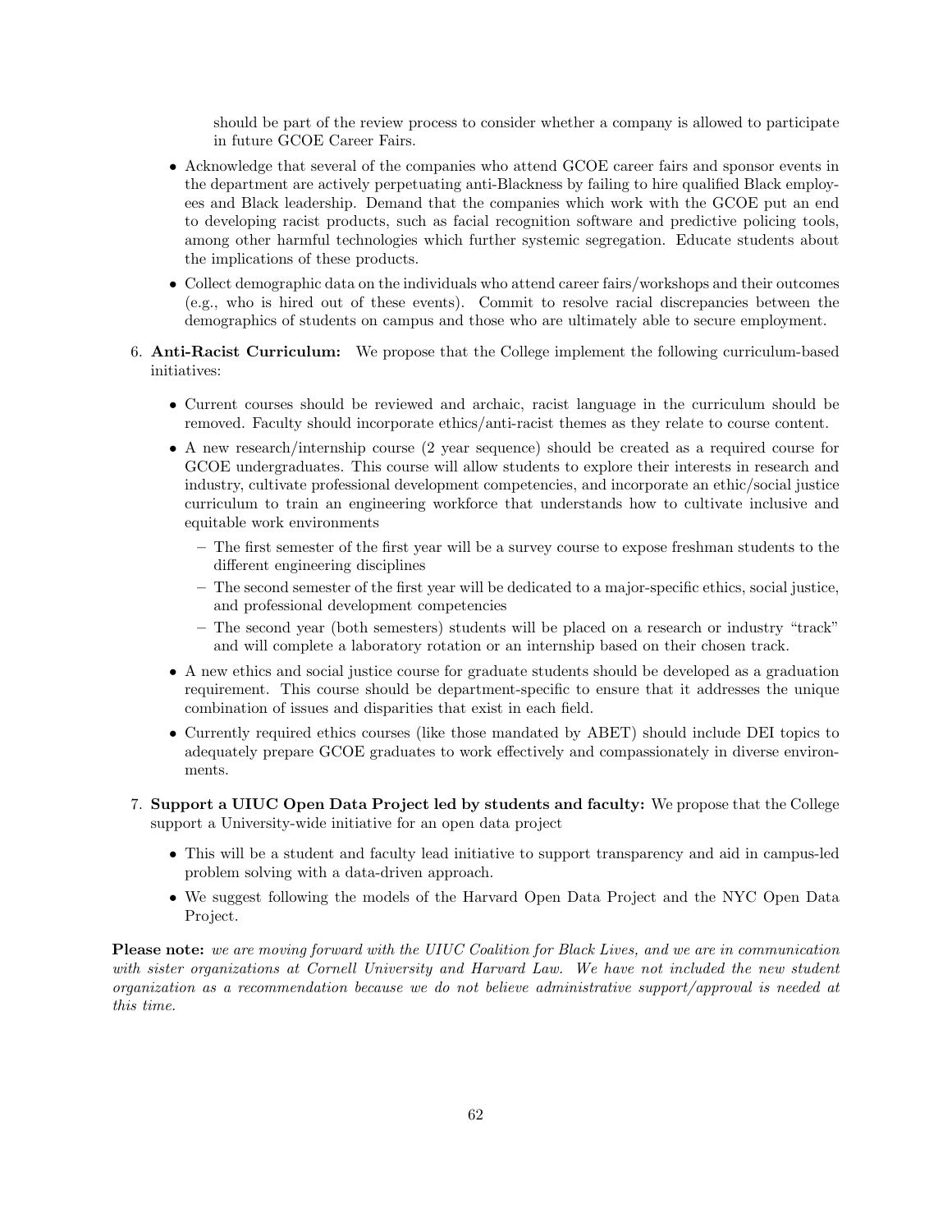should be part of the review process to consider whether a company is allowed to participate in future GCOE Career Fairs.

- Acknowledge that several of the companies who attend GCOE career fairs and sponsor events in the department are actively perpetuating anti-Blackness by failing to hire qualified Black employees and Black leadership. Demand that the companies which work with the GCOE put an end to developing racist products, such as facial recognition software and predictive policing tools, among other harmful technologies which further systemic segregation. Educate students about the implications of these products.
- Collect demographic data on the individuals who attend career fairs/workshops and their outcomes (e.g., who is hired out of these events). Commit to resolve racial discrepancies between the demographics of students on campus and those who are ultimately able to secure employment.

6. **Anti-Racist Curriculum:** We propose that the College implement the following curriculum-based initiatives:

   - Current courses should be reviewed and archaic, racist language in the curriculum should be removed. Faculty should incorporate ethics/anti-racist themes as they relate to course content.
   - A new research/internship course (2 year sequence) should be created as a required course for GCOE undergraduates. This course will allow students to explore their interests in research and industry, cultivate professional development competencies, and incorporate an ethic/social justice curriculum to train an engineering workforce that understands how to cultivate inclusive and equitable work environments
     - The first semester of the first year will be a survey course to expose freshman students to the different engineering disciplines
     - The second semester of the first year will be dedicated to a major-specific ethics, social justice, and professional development competencies
     - The second year (both semesters) students will be placed on a research or industry "track" and will complete a laboratory rotation or an internship based on their chosen track.
   - A new ethics and social justice course for graduate students should be developed as a graduation requirement. This course should be department-specific to ensure that it addresses the unique combination of issues and disparities that exist in each field.
   - Currently required ethics courses (like those mandated by ABET) should include DEI topics to adequately prepare GCOE graduates to work effectively and compassionately in diverse environments.

7. **Support a UIUC Open Data Project led by students and faculty:** We propose that the College support a University-wide initiative for an open data project

   - This will be a student and faculty lead initiative to support transparency and aid in campus-led problem solving with a data-driven approach.
   - We suggest following the models of the Harvard Open Data Project and the NYC Open Data Project.

**Please note:** *we are moving forward with the UIUC Coalition for Black Lives, and we are in communication with sister organizations at Cornell University and Harvard Law. We have not included the new student organization as a recommendation because we do not believe administrative support/approval is needed at this time.*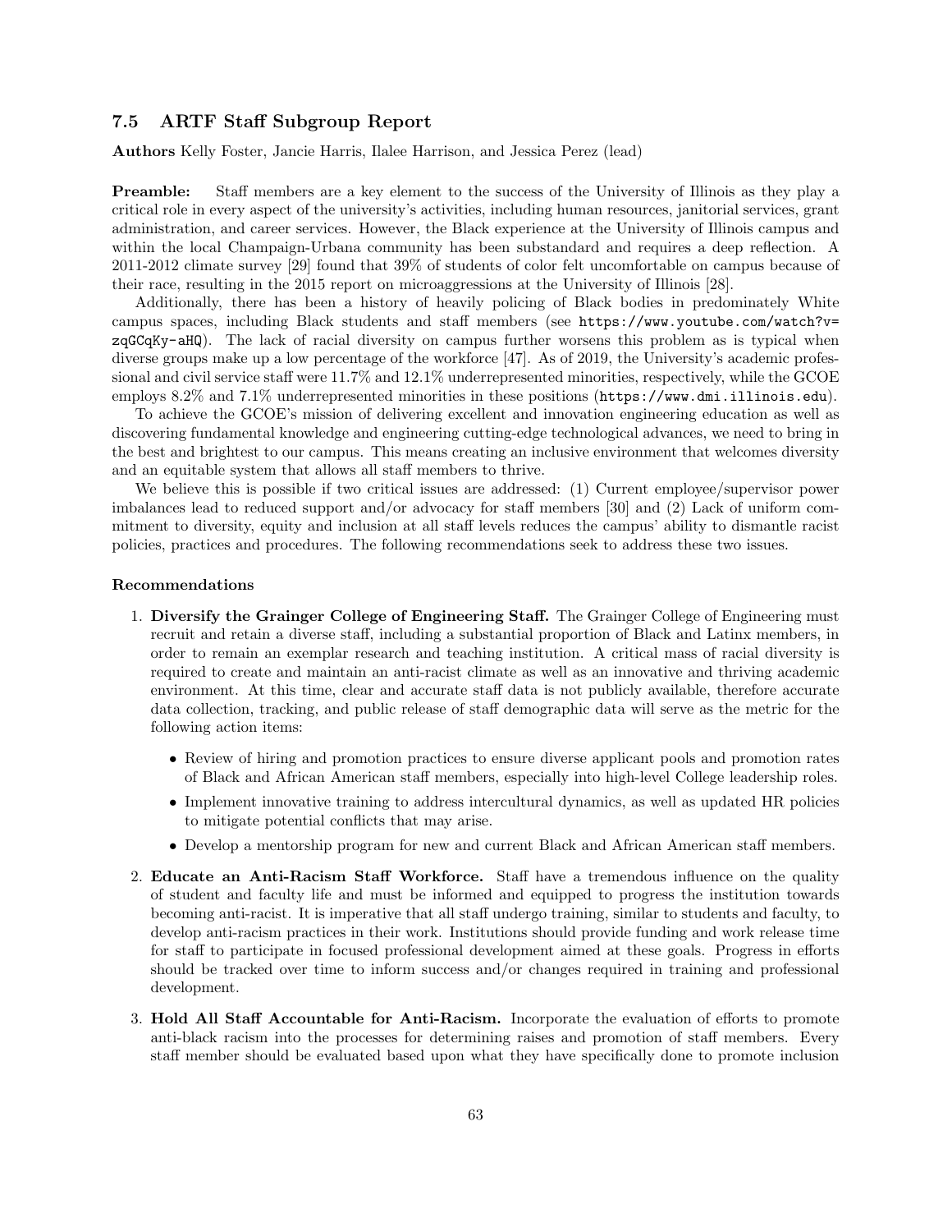## 7.5 ARTF Staff Subgroup Report

**Authors** Kelly Foster, Jancie Harris, Ilalee Harrison, and Jessica Perez (lead)

**Preamble:** Staff members are a key element to the success of the University of Illinois as they play a critical role in every aspect of the university's activities, including human resources, janitorial services, grant administration, and career services. However, the Black experience at the University of Illinois campus and within the local Champaign-Urbana community has been substandard and requires a deep reflection. A 2011-2012 climate survey [29] found that 39% of students of color felt uncomfortable on campus because of their race, resulting in the 2015 report on microaggressions at the University of Illinois [28].

Additionally, there has been a history of heavily policing of Black bodies in predominately White campus spaces, including Black students and staff members (see `https://www.youtube.com/watch?v=zqGCqKy-aHQ`). The lack of racial diversity on campus further worsens this problem as is typical when diverse groups make up a low percentage of the workforce [47]. As of 2019, the University's academic professional and civil service staff were 11.7% and 12.1% underrepresented minorities, respectively, while the GCOE employs 8.2% and 7.1% underrepresented minorities in these positions (`https://www.dmi.illinois.edu`).

To achieve the GCOE's mission of delivering excellent and innovation engineering education as well as discovering fundamental knowledge and engineering cutting-edge technological advances, we need to bring in the best and brightest to our campus. This means creating an inclusive environment that welcomes diversity and an equitable system that allows all staff members to thrive.

We believe this is possible if two critical issues are addressed: (1) Current employee/supervisor power imbalances lead to reduced support and/or advocacy for staff members [30] and (2) Lack of uniform commitment to diversity, equity and inclusion at all staff levels reduces the campus' ability to dismantle racist policies, practices and procedures. The following recommendations seek to address these two issues.

#### Recommendations

1. **Diversify the Grainger College of Engineering Staff.** The Grainger College of Engineering must recruit and retain a diverse staff, including a substantial proportion of Black and Latinx members, in order to remain an exemplar research and teaching institution. A critical mass of racial diversity is required to create and maintain an anti-racist climate as well as an innovative and thriving academic environment. At this time, clear and accurate staff data is not publicly available, therefore accurate data collection, tracking, and public release of staff demographic data will serve as the metric for the following action items:
   - Review of hiring and promotion practices to ensure diverse applicant pools and promotion rates of Black and African American staff members, especially into high-level College leadership roles.
   - Implement innovative training to address intercultural dynamics, as well as updated HR policies to mitigate potential conflicts that may arise.
   - Develop a mentorship program for new and current Black and African American staff members.
2. **Educate an Anti-Racism Staff Workforce.** Staff have a tremendous influence on the quality of student and faculty life and must be informed and equipped to progress the institution towards becoming anti-racist. It is imperative that all staff undergo training, similar to students and faculty, to develop anti-racism practices in their work. Institutions should provide funding and work release time for staff to participate in focused professional development aimed at these goals. Progress in efforts should be tracked over time to inform success and/or changes required in training and professional development.
3. **Hold All Staff Accountable for Anti-Racism.** Incorporate the evaluation of efforts to promote anti-black racism into the processes for determining raises and promotion of staff members. Every staff member should be evaluated based upon what they have specifically done to promote inclusion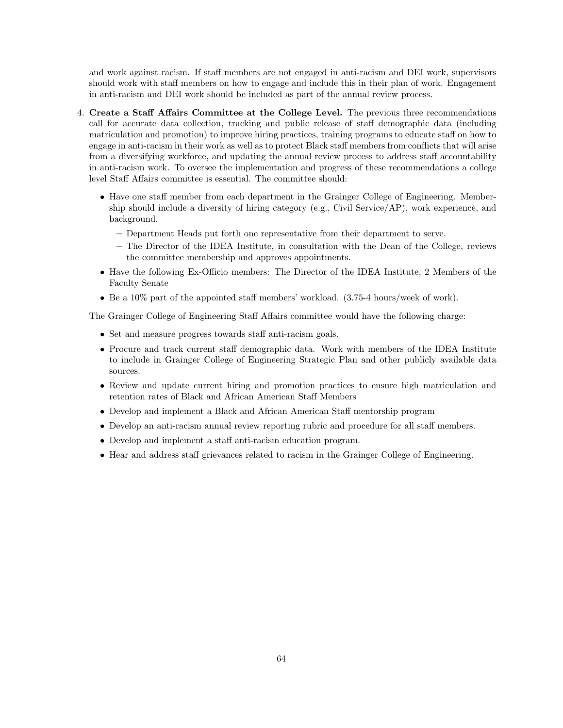and work against racism. If staff members are not engaged in anti-racism and DEI work, supervisors should work with staff members on how to engage and include this in their plan of work. Engagement in anti-racism and DEI work should be included as part of the annual review process.

4. **Create a Staff Affairs Committee at the College Level.** The previous three recommendations call for accurate data collection, tracking and public release of staff demographic data (including matriculation and promotion) to improve hiring practices, training programs to educate staff on how to engage in anti-racism in their work as well as to protect Black staff members from conflicts that will arise from a diversifying workforce, and updating the annual review process to address staff accountability in anti-racism work. To oversee the implementation and progress of these recommendations a college level Staff Affairs committee is essential. The committee should:

   - Have one staff member from each department in the Grainger College of Engineering. Membership should include a diversity of hiring category (e.g., Civil Service/AP), work experience, and background.
     - Department Heads put forth one representative from their department to serve.
     - The Director of the IDEA Institute, in consultation with the Dean of the College, reviews the committee membership and approves appointments.
   - Have the following Ex-Officio members: The Director of the IDEA Institute, 2 Members of the Faculty Senate
   - Be a 10% part of the appointed staff members' workload. (3.75-4 hours/week of work).

   The Grainger College of Engineering Staff Affairs committee would have the following charge:

   - Set and measure progress towards staff anti-racism goals.
   - Procure and track current staff demographic data. Work with members of the IDEA Institute to include in Grainger College of Engineering Strategic Plan and other publicly available data sources.
   - Review and update current hiring and promotion practices to ensure high matriculation and retention rates of Black and African American Staff Members
   - Develop and implement a Black and African American Staff mentorship program
   - Develop an anti-racism annual review reporting rubric and procedure for all staff members.
   - Develop and implement a staff anti-racism education program.
   - Hear and address staff grievances related to racism in the Grainger College of Engineering.